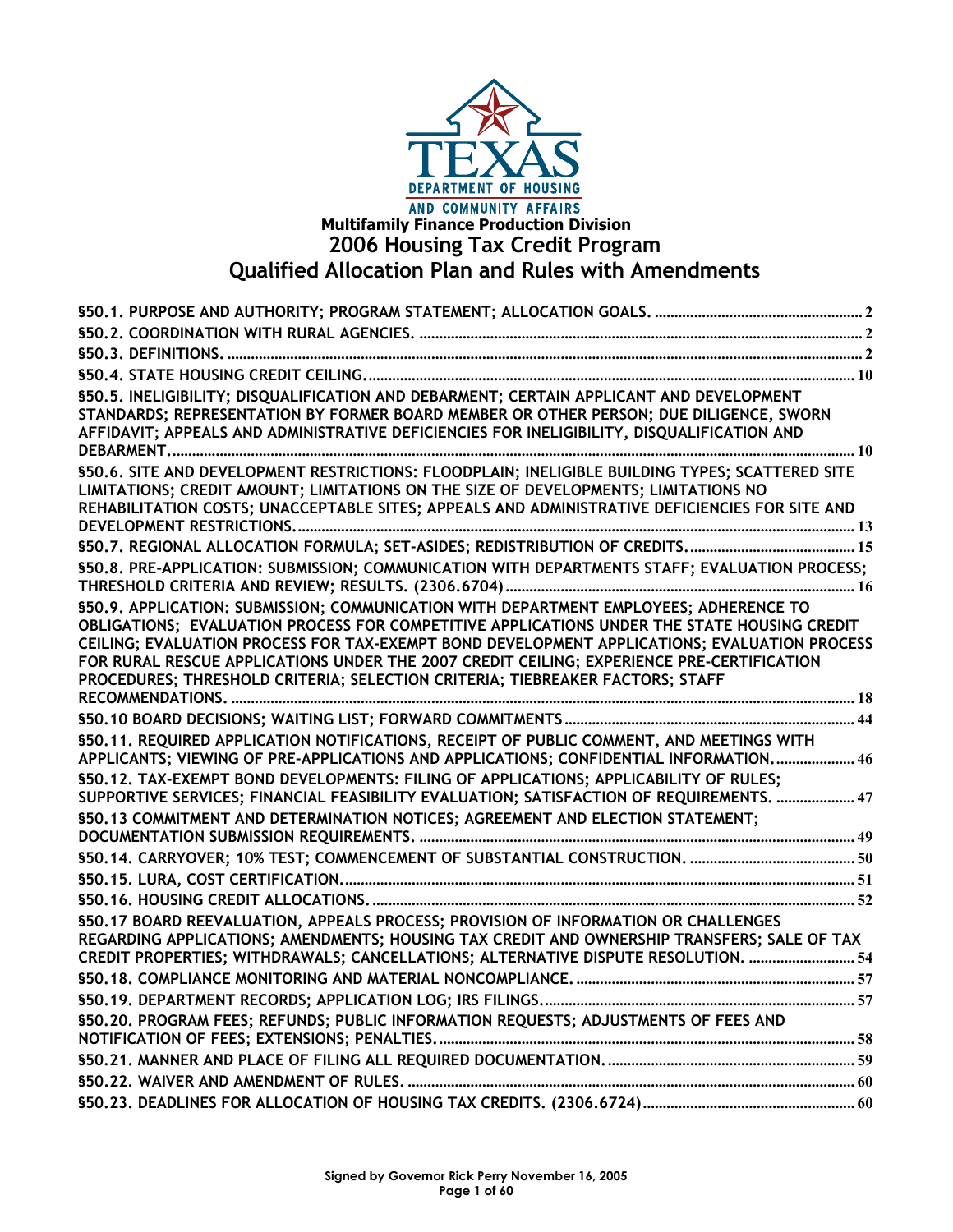TEXAS DEPARTMENT OF HOUSING AND COMMUNITY AFFAIRS

**Multifamily Finance Production Division**

# 2006 Housing Tax Credit Program
# Qualified Allocation Plan and Rules with Amendments

| Section | Page |
|---|---|
| §50.1. PURPOSE AND AUTHORITY; PROGRAM STATEMENT; ALLOCATION GOALS. | 2 |
| §50.2. COORDINATION WITH RURAL AGENCIES. | 2 |
| §50.3. DEFINITIONS. | 2 |
| §50.4. STATE HOUSING CREDIT CEILING. | 10 |
| §50.5. INELIGIBILITY; DISQUALIFICATION AND DEBARMENT; CERTAIN APPLICANT AND DEVELOPMENT STANDARDS; REPRESENTATION BY FORMER BOARD MEMBER OR OTHER PERSON; DUE DILIGENCE, SWORN AFFIDAVIT; APPEALS AND ADMINISTRATIVE DEFICIENCIES FOR INELIGIBILITY, DISQUALIFICATION AND DEBARMENT. | 10 |
| §50.6. SITE AND DEVELOPMENT RESTRICTIONS: FLOODPLAIN; INELIGIBLE BUILDING TYPES; SCATTERED SITE LIMITATIONS; CREDIT AMOUNT; LIMITATIONS ON THE SIZE OF DEVELOPMENTS; LIMITATIONS NO REHABILITATION COSTS; UNACCEPTABLE SITES; APPEALS AND ADMINISTRATIVE DEFICIENCIES FOR SITE AND DEVELOPMENT RESTRICTIONS. | 13 |
| §50.7. REGIONAL ALLOCATION FORMULA; SET-ASIDES; REDISTRIBUTION OF CREDITS. | 15 |
| §50.8. PRE-APPLICATION: SUBMISSION; COMMUNICATION WITH DEPARTMENTS STAFF; EVALUATION PROCESS; THRESHOLD CRITERIA AND REVIEW; RESULTS. (2306.6704) | 16 |
| §50.9. APPLICATION: SUBMISSION; COMMUNICATION WITH DEPARTMENT EMPLOYEES; ADHERENCE TO OBLIGATIONS; EVALUATION PROCESS FOR COMPETITIVE APPLICATIONS UNDER THE STATE HOUSING CREDIT CEILING; EVALUATION PROCESS FOR TAX-EXEMPT BOND DEVELOPMENT APPLICATIONS; EVALUATION PROCESS FOR RURAL RESCUE APPLICATIONS UNDER THE 2007 CREDIT CEILING; EXPERIENCE PRE-CERTIFICATION PROCEDURES; THRESHOLD CRITERIA; SELECTION CRITERIA; TIEBREAKER FACTORS; STAFF RECOMMENDATIONS. | 18 |
| §50.10 BOARD DECISIONS; WAITING LIST; FORWARD COMMITMENTS | 44 |
| §50.11. REQUIRED APPLICATION NOTIFICATIONS, RECEIPT OF PUBLIC COMMENT, AND MEETINGS WITH APPLICANTS; VIEWING OF PRE-APPLICATIONS AND APPLICATIONS; CONFIDENTIAL INFORMATION. | 46 |
| §50.12. TAX-EXEMPT BOND DEVELOPMENTS: FILING OF APPLICATIONS; APPLICABILITY OF RULES; SUPPORTIVE SERVICES; FINANCIAL FEASIBILITY EVALUATION; SATISFACTION OF REQUIREMENTS. | 47 |
| §50.13 COMMITMENT AND DETERMINATION NOTICES; AGREEMENT AND ELECTION STATEMENT; DOCUMENTATION SUBMISSION REQUIREMENTS. | 49 |
| §50.14. CARRYOVER; 10% TEST; COMMENCEMENT OF SUBSTANTIAL CONSTRUCTION. | 50 |
| §50.15. LURA, COST CERTIFICATION. | 51 |
| §50.16. HOUSING CREDIT ALLOCATIONS. | 52 |
| §50.17 BOARD REEVALUATION, APPEALS PROCESS; PROVISION OF INFORMATION OR CHALLENGES REGARDING APPLICATIONS; AMENDMENTS; HOUSING TAX CREDIT AND OWNERSHIP TRANSFERS; SALE OF TAX CREDIT PROPERTIES; WITHDRAWALS; CANCELLATIONS; ALTERNATIVE DISPUTE RESOLUTION. | 54 |
| §50.18. COMPLIANCE MONITORING AND MATERIAL NONCOMPLIANCE. | 57 |
| §50.19. DEPARTMENT RECORDS; APPLICATION LOG; IRS FILINGS. | 57 |
| §50.20. PROGRAM FEES; REFUNDS; PUBLIC INFORMATION REQUESTS; ADJUSTMENTS OF FEES AND NOTIFICATION OF FEES; EXTENSIONS; PENALTIES. | 58 |
| §50.21. MANNER AND PLACE OF FILING ALL REQUIRED DOCUMENTATION. | 59 |
| §50.22. WAIVER AND AMENDMENT OF RULES. | 60 |
| §50.23. DEADLINES FOR ALLOCATION OF HOUSING TAX CREDITS. (2306.6724) | 60 |

**Signed by Governor Rick Perry November 16, 2005**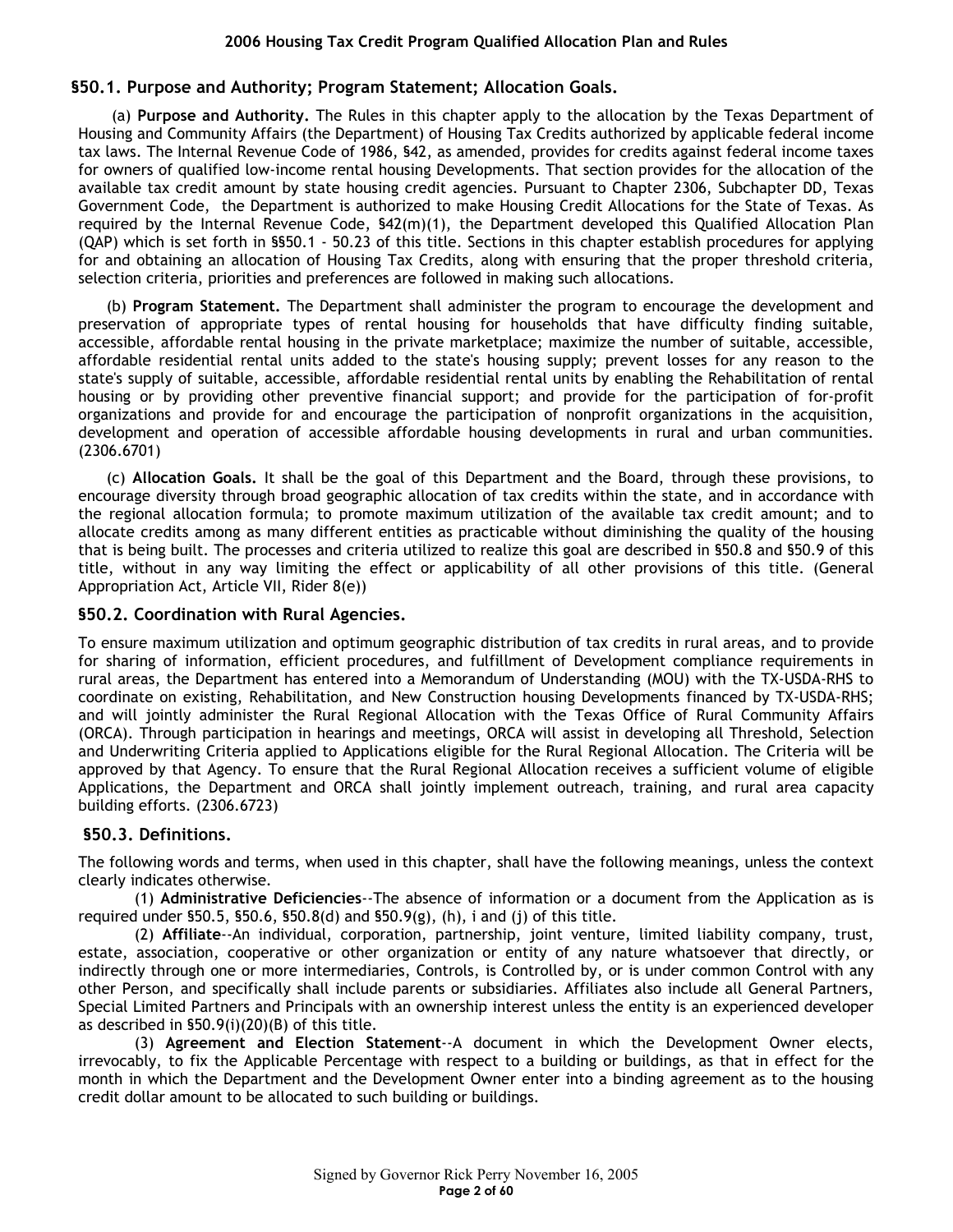### §50.1. Purpose and Authority; Program Statement; Allocation Goals.

(a) **Purpose and Authority.** The Rules in this chapter apply to the allocation by the Texas Department of Housing and Community Affairs (the Department) of Housing Tax Credits authorized by applicable federal income tax laws. The Internal Revenue Code of 1986, §42, as amended, provides for credits against federal income taxes for owners of qualified low-income rental housing Developments. That section provides for the allocation of the available tax credit amount by state housing credit agencies. Pursuant to Chapter 2306, Subchapter DD, Texas Government Code, the Department is authorized to make Housing Credit Allocations for the State of Texas. As required by the Internal Revenue Code, §42(m)(1), the Department developed this Qualified Allocation Plan (QAP) which is set forth in §§50.1 - 50.23 of this title. Sections in this chapter establish procedures for applying for and obtaining an allocation of Housing Tax Credits, along with ensuring that the proper threshold criteria, selection criteria, priorities and preferences are followed in making such allocations.

(b) **Program Statement.** The Department shall administer the program to encourage the development and preservation of appropriate types of rental housing for households that have difficulty finding suitable, accessible, affordable rental housing in the private marketplace; maximize the number of suitable, accessible, affordable residential rental units added to the state's housing supply; prevent losses for any reason to the state's supply of suitable, accessible, affordable residential rental units by enabling the Rehabilitation of rental housing or by providing other preventive financial support; and provide for the participation of for-profit organizations and provide for and encourage the participation of nonprofit organizations in the acquisition, development and operation of accessible affordable housing developments in rural and urban communities. (2306.6701)

(c) **Allocation Goals.** It shall be the goal of this Department and the Board, through these provisions, to encourage diversity through broad geographic allocation of tax credits within the state, and in accordance with the regional allocation formula; to promote maximum utilization of the available tax credit amount; and to allocate credits among as many different entities as practicable without diminishing the quality of the housing that is being built. The processes and criteria utilized to realize this goal are described in §50.8 and §50.9 of this title, without in any way limiting the effect or applicability of all other provisions of this title. (General Appropriation Act, Article VII, Rider 8(e))

### §50.2. Coordination with Rural Agencies.

To ensure maximum utilization and optimum geographic distribution of tax credits in rural areas, and to provide for sharing of information, efficient procedures, and fulfillment of Development compliance requirements in rural areas, the Department has entered into a Memorandum of Understanding (MOU) with the TX-USDA-RHS to coordinate on existing, Rehabilitation, and New Construction housing Developments financed by TX-USDA-RHS; and will jointly administer the Rural Regional Allocation with the Texas Office of Rural Community Affairs (ORCA). Through participation in hearings and meetings, ORCA will assist in developing all Threshold, Selection and Underwriting Criteria applied to Applications eligible for the Rural Regional Allocation. The Criteria will be approved by that Agency. To ensure that the Rural Regional Allocation receives a sufficient volume of eligible Applications, the Department and ORCA shall jointly implement outreach, training, and rural area capacity building efforts. (2306.6723)

### §50.3. Definitions.

The following words and terms, when used in this chapter, shall have the following meanings, unless the context clearly indicates otherwise.

(1) **Administrative Deficiencies**--The absence of information or a document from the Application as is required under §50.5, §50.6, §50.8(d) and §50.9(g), (h), i and (j) of this title.

(2) **Affiliate**--An individual, corporation, partnership, joint venture, limited liability company, trust, estate, association, cooperative or other organization or entity of any nature whatsoever that directly, or indirectly through one or more intermediaries, Controls, is Controlled by, or is under common Control with any other Person, and specifically shall include parents or subsidiaries. Affiliates also include all General Partners, Special Limited Partners and Principals with an ownership interest unless the entity is an experienced developer as described in §50.9(i)(20)(B) of this title.

(3) **Agreement and Election Statement**--A document in which the Development Owner elects, irrevocably, to fix the Applicable Percentage with respect to a building or buildings, as that in effect for the month in which the Department and the Development Owner enter into a binding agreement as to the housing credit dollar amount to be allocated to such building or buildings.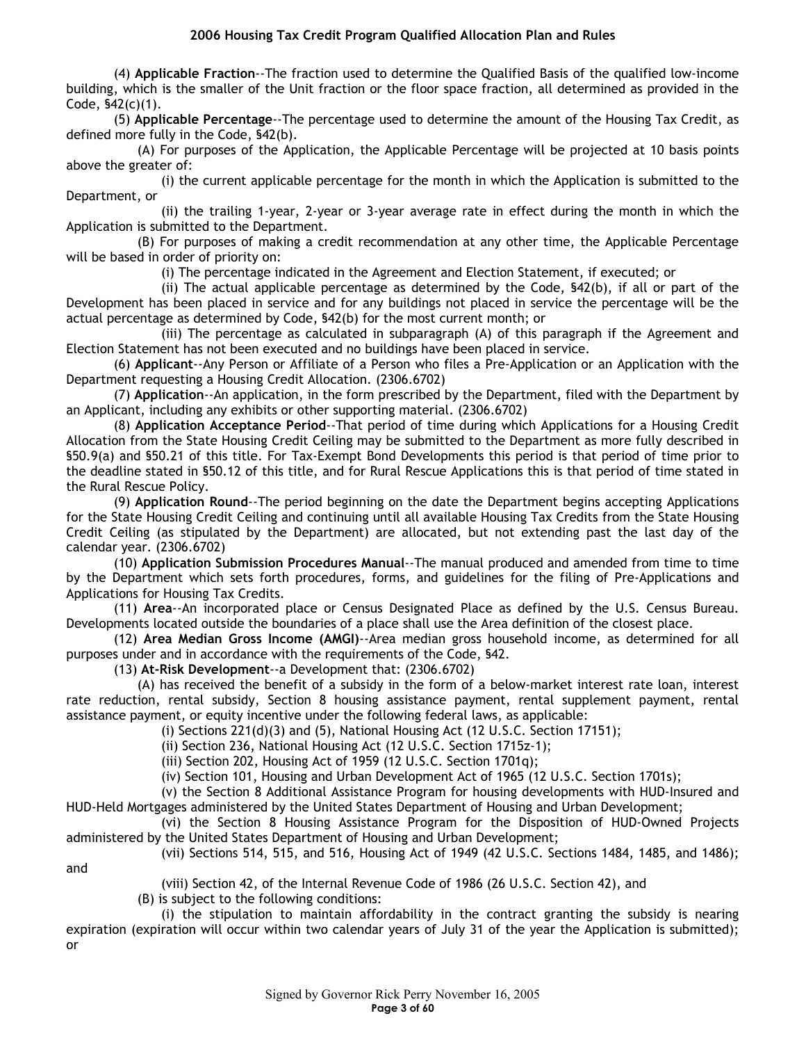(4) **Applicable Fraction**--The fraction used to determine the Qualified Basis of the qualified low-income building, which is the smaller of the Unit fraction or the floor space fraction, all determined as provided in the Code, §42(c)(1).

(5) **Applicable Percentage**--The percentage used to determine the amount of the Housing Tax Credit, as defined more fully in the Code, §42(b).

(A) For purposes of the Application, the Applicable Percentage will be projected at 10 basis points above the greater of:

(i) the current applicable percentage for the month in which the Application is submitted to the Department, or

(ii) the trailing 1-year, 2-year or 3-year average rate in effect during the month in which the Application is submitted to the Department.

(B) For purposes of making a credit recommendation at any other time, the Applicable Percentage will be based in order of priority on:

(i) The percentage indicated in the Agreement and Election Statement, if executed; or

(ii) The actual applicable percentage as determined by the Code, §42(b), if all or part of the Development has been placed in service and for any buildings not placed in service the percentage will be the actual percentage as determined by Code, §42(b) for the most current month; or

(iii) The percentage as calculated in subparagraph (A) of this paragraph if the Agreement and Election Statement has not been executed and no buildings have been placed in service.

(6) **Applicant**--Any Person or Affiliate of a Person who files a Pre-Application or an Application with the Department requesting a Housing Credit Allocation. (2306.6702)

(7) **Application**--An application, in the form prescribed by the Department, filed with the Department by an Applicant, including any exhibits or other supporting material. (2306.6702)

(8) **Application Acceptance Period**--That period of time during which Applications for a Housing Credit Allocation from the State Housing Credit Ceiling may be submitted to the Department as more fully described in §50.9(a) and §50.21 of this title. For Tax-Exempt Bond Developments this period is that period of time prior to the deadline stated in §50.12 of this title, and for Rural Rescue Applications this is that period of time stated in the Rural Rescue Policy.

(9) **Application Round**--The period beginning on the date the Department begins accepting Applications for the State Housing Credit Ceiling and continuing until all available Housing Tax Credits from the State Housing Credit Ceiling (as stipulated by the Department) are allocated, but not extending past the last day of the calendar year. (2306.6702)

(10) **Application Submission Procedures Manual**--The manual produced and amended from time to time by the Department which sets forth procedures, forms, and guidelines for the filing of Pre-Applications and Applications for Housing Tax Credits.

(11) **Area**--An incorporated place or Census Designated Place as defined by the U.S. Census Bureau. Developments located outside the boundaries of a place shall use the Area definition of the closest place.

(12) **Area Median Gross Income (AMGI)**--Area median gross household income, as determined for all purposes under and in accordance with the requirements of the Code, §42.

(13) **At-Risk Development**--a Development that: (2306.6702)

(A) has received the benefit of a subsidy in the form of a below-market interest rate loan, interest rate reduction, rental subsidy, Section 8 housing assistance payment, rental supplement payment, rental assistance payment, or equity incentive under the following federal laws, as applicable:

(i) Sections 221(d)(3) and (5), National Housing Act (12 U.S.C. Section 17151);

(ii) Section 236, National Housing Act (12 U.S.C. Section 1715z-1);

(iii) Section 202, Housing Act of 1959 (12 U.S.C. Section 1701q);

(iv) Section 101, Housing and Urban Development Act of 1965 (12 U.S.C. Section 1701s);

(v) the Section 8 Additional Assistance Program for housing developments with HUD-Insured and HUD-Held Mortgages administered by the United States Department of Housing and Urban Development;

(vi) the Section 8 Housing Assistance Program for the Disposition of HUD-Owned Projects administered by the United States Department of Housing and Urban Development;

(vii) Sections 514, 515, and 516, Housing Act of 1949 (42 U.S.C. Sections 1484, 1485, and 1486); and

(viii) Section 42, of the Internal Revenue Code of 1986 (26 U.S.C. Section 42), and

(B) is subject to the following conditions:

(i) the stipulation to maintain affordability in the contract granting the subsidy is nearing expiration (expiration will occur within two calendar years of July 31 of the year the Application is submitted); or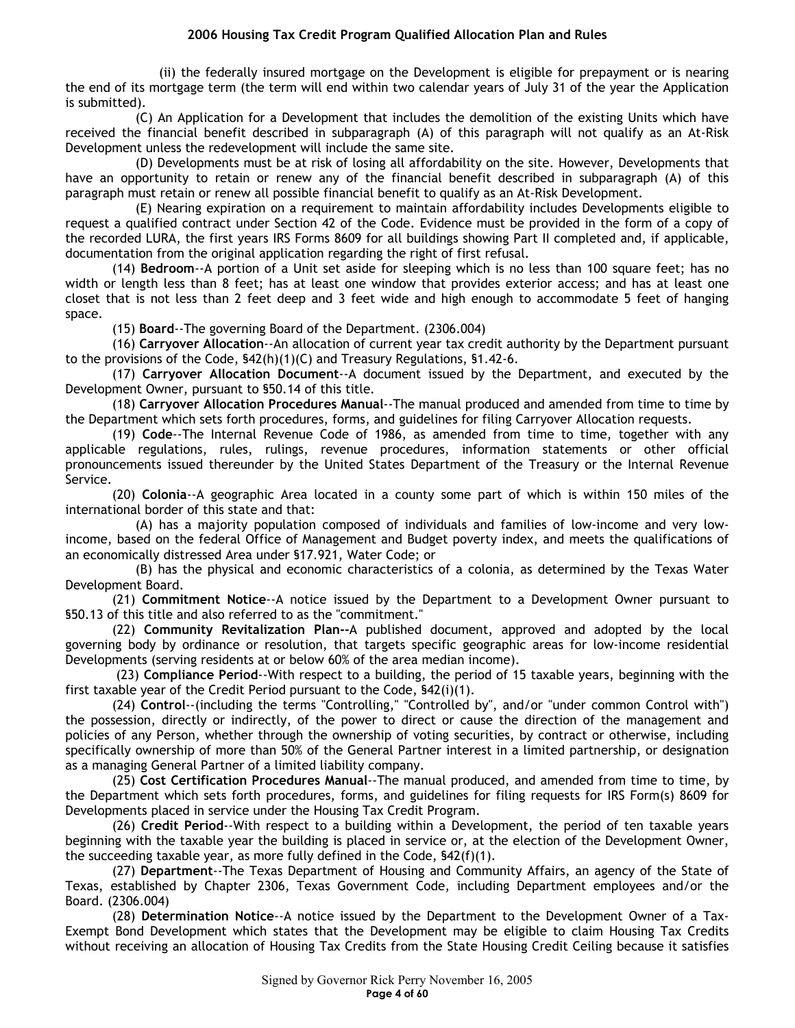(ii) the federally insured mortgage on the Development is eligible for prepayment or is nearing the end of its mortgage term (the term will end within two calendar years of July 31 of the year the Application is submitted).

(C) An Application for a Development that includes the demolition of the existing Units which have received the financial benefit described in subparagraph (A) of this paragraph will not qualify as an At-Risk Development unless the redevelopment will include the same site.

(D) Developments must be at risk of losing all affordability on the site. However, Developments that have an opportunity to retain or renew any of the financial benefit described in subparagraph (A) of this paragraph must retain or renew all possible financial benefit to qualify as an At-Risk Development.

(E) Nearing expiration on a requirement to maintain affordability includes Developments eligible to request a qualified contract under Section 42 of the Code. Evidence must be provided in the form of a copy of the recorded LURA, the first years IRS Forms 8609 for all buildings showing Part II completed and, if applicable, documentation from the original application regarding the right of first refusal.

(14) **Bedroom**--A portion of a Unit set aside for sleeping which is no less than 100 square feet; has no width or length less than 8 feet; has at least one window that provides exterior access; and has at least one closet that is not less than 2 feet deep and 3 feet wide and high enough to accommodate 5 feet of hanging space.

(15) **Board**--The governing Board of the Department. (2306.004)

(16) **Carryover Allocation**--An allocation of current year tax credit authority by the Department pursuant to the provisions of the Code, §42(h)(1)(C) and Treasury Regulations, §1.42-6.

(17) **Carryover Allocation Document**--A document issued by the Department, and executed by the Development Owner, pursuant to §50.14 of this title.

(18) **Carryover Allocation Procedures Manual**--The manual produced and amended from time to time by the Department which sets forth procedures, forms, and guidelines for filing Carryover Allocation requests.

(19) **Code**--The Internal Revenue Code of 1986, as amended from time to time, together with any applicable regulations, rules, rulings, revenue procedures, information statements or other official pronouncements issued thereunder by the United States Department of the Treasury or the Internal Revenue Service.

(20) **Colonia**--A geographic Area located in a county some part of which is within 150 miles of the international border of this state and that:

(A) has a majority population composed of individuals and families of low-income and very low-income, based on the federal Office of Management and Budget poverty index, and meets the qualifications of an economically distressed Area under §17.921, Water Code; or

(B) has the physical and economic characteristics of a colonia, as determined by the Texas Water Development Board.

(21) **Commitment Notice**--A notice issued by the Department to a Development Owner pursuant to §50.13 of this title and also referred to as the "commitment."

(22) **Community Revitalization Plan--**A published document, approved and adopted by the local governing body by ordinance or resolution, that targets specific geographic areas for low-income residential Developments (serving residents at or below 60% of the area median income).

(23) **Compliance Period**--With respect to a building, the period of 15 taxable years, beginning with the first taxable year of the Credit Period pursuant to the Code, §42(i)(1).

(24) **Control**--(including the terms "Controlling," "Controlled by", and/or "under common Control with") the possession, directly or indirectly, of the power to direct or cause the direction of the management and policies of any Person, whether through the ownership of voting securities, by contract or otherwise, including specifically ownership of more than 50% of the General Partner interest in a limited partnership, or designation as a managing General Partner of a limited liability company.

(25) **Cost Certification Procedures Manual**--The manual produced, and amended from time to time, by the Department which sets forth procedures, forms, and guidelines for filing requests for IRS Form(s) 8609 for Developments placed in service under the Housing Tax Credit Program.

(26) **Credit Period**--With respect to a building within a Development, the period of ten taxable years beginning with the taxable year the building is placed in service or, at the election of the Development Owner, the succeeding taxable year, as more fully defined in the Code, §42(f)(1).

(27) **Department**--The Texas Department of Housing and Community Affairs, an agency of the State of Texas, established by Chapter 2306, Texas Government Code, including Department employees and/or the Board. (2306.004)

(28) **Determination Notice**--A notice issued by the Department to the Development Owner of a Tax-Exempt Bond Development which states that the Development may be eligible to claim Housing Tax Credits without receiving an allocation of Housing Tax Credits from the State Housing Credit Ceiling because it satisfies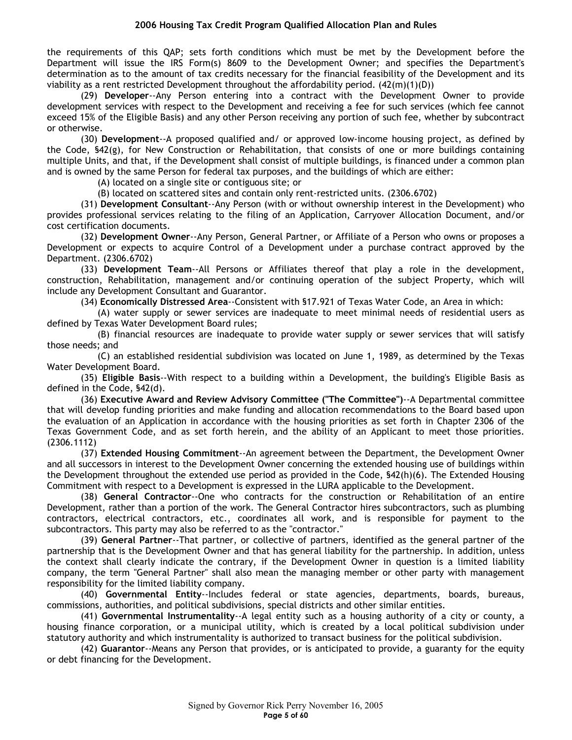the requirements of this QAP; sets forth conditions which must be met by the Development before the Department will issue the IRS Form(s) 8609 to the Development Owner; and specifies the Department's determination as to the amount of tax credits necessary for the financial feasibility of the Development and its viability as a rent restricted Development throughout the affordability period. (42(m)(1)(D))

(29) **Developer**--Any Person entering into a contract with the Development Owner to provide development services with respect to the Development and receiving a fee for such services (which fee cannot exceed 15% of the Eligible Basis) and any other Person receiving any portion of such fee, whether by subcontract or otherwise.

(30) **Development**--A proposed qualified and/ or approved low-income housing project, as defined by the Code, §42(g), for New Construction or Rehabilitation, that consists of one or more buildings containing multiple Units, and that, if the Development shall consist of multiple buildings, is financed under a common plan and is owned by the same Person for federal tax purposes, and the buildings of which are either:

(A) located on a single site or contiguous site; or

(B) located on scattered sites and contain only rent-restricted units. (2306.6702)

(31) **Development Consultant**--Any Person (with or without ownership interest in the Development) who provides professional services relating to the filing of an Application, Carryover Allocation Document, and/or cost certification documents.

(32) **Development Owner**--Any Person, General Partner, or Affiliate of a Person who owns or proposes a Development or expects to acquire Control of a Development under a purchase contract approved by the Department. (2306.6702)

(33) **Development Team**--All Persons or Affiliates thereof that play a role in the development, construction, Rehabilitation, management and/or continuing operation of the subject Property, which will include any Development Consultant and Guarantor.

(34) **Economically Distressed Area**--Consistent with §17.921 of Texas Water Code, an Area in which:

(A) water supply or sewer services are inadequate to meet minimal needs of residential users as defined by Texas Water Development Board rules;

(B) financial resources are inadequate to provide water supply or sewer services that will satisfy those needs; and

(C) an established residential subdivision was located on June 1, 1989, as determined by the Texas Water Development Board.

(35) **Eligible Basis**--With respect to a building within a Development, the building's Eligible Basis as defined in the Code, §42(d).

(36) **Executive Award and Review Advisory Committee ("The Committee")**--A Departmental committee that will develop funding priorities and make funding and allocation recommendations to the Board based upon the evaluation of an Application in accordance with the housing priorities as set forth in Chapter 2306 of the Texas Government Code, and as set forth herein, and the ability of an Applicant to meet those priorities. (2306.1112)

(37) **Extended Housing Commitment**--An agreement between the Department, the Development Owner and all successors in interest to the Development Owner concerning the extended housing use of buildings within the Development throughout the extended use period as provided in the Code, §42(h)(6). The Extended Housing Commitment with respect to a Development is expressed in the LURA applicable to the Development.

(38) **General Contractor**--One who contracts for the construction or Rehabilitation of an entire Development, rather than a portion of the work. The General Contractor hires subcontractors, such as plumbing contractors, electrical contractors, etc., coordinates all work, and is responsible for payment to the subcontractors. This party may also be referred to as the "contractor."

(39) **General Partner**--That partner, or collective of partners, identified as the general partner of the partnership that is the Development Owner and that has general liability for the partnership. In addition, unless the context shall clearly indicate the contrary, if the Development Owner in question is a limited liability company, the term "General Partner" shall also mean the managing member or other party with management responsibility for the limited liability company.

(40) **Governmental Entity**--Includes federal or state agencies, departments, boards, bureaus, commissions, authorities, and political subdivisions, special districts and other similar entities.

(41) **Governmental Instrumentality**--A legal entity such as a housing authority of a city or county, a housing finance corporation, or a municipal utility, which is created by a local political subdivision under statutory authority and which instrumentality is authorized to transact business for the political subdivision.

(42) **Guarantor**--Means any Person that provides, or is anticipated to provide, a guaranty for the equity or debt financing for the Development.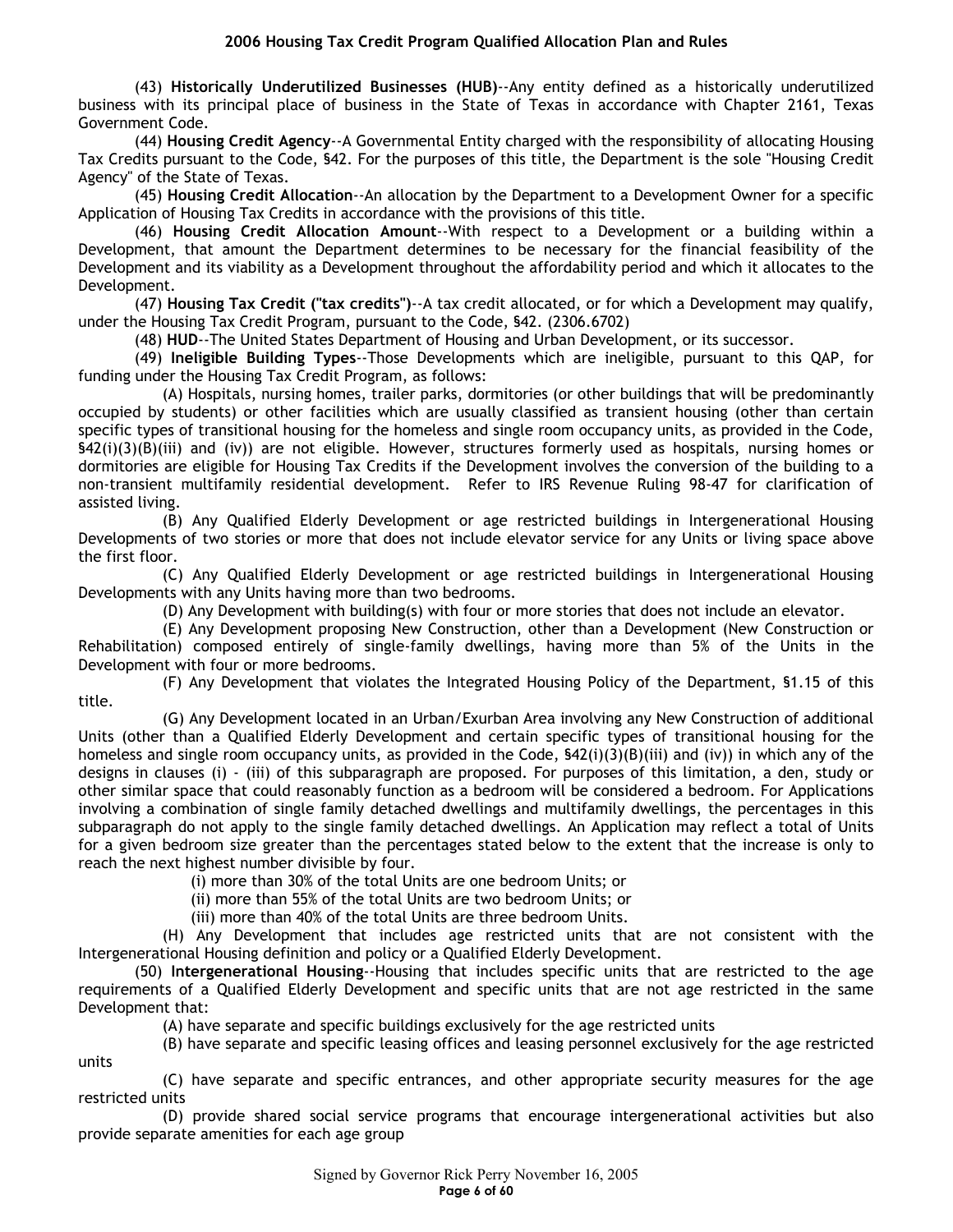(43) **Historically Underutilized Businesses (HUB)**--Any entity defined as a historically underutilized business with its principal place of business in the State of Texas in accordance with Chapter 2161, Texas Government Code.

(44) **Housing Credit Agency**--A Governmental Entity charged with the responsibility of allocating Housing Tax Credits pursuant to the Code, §42. For the purposes of this title, the Department is the sole "Housing Credit Agency" of the State of Texas.

(45) **Housing Credit Allocation**--An allocation by the Department to a Development Owner for a specific Application of Housing Tax Credits in accordance with the provisions of this title.

(46) **Housing Credit Allocation Amount**--With respect to a Development or a building within a Development, that amount the Department determines to be necessary for the financial feasibility of the Development and its viability as a Development throughout the affordability period and which it allocates to the Development.

(47) **Housing Tax Credit ("tax credits")**--A tax credit allocated, or for which a Development may qualify, under the Housing Tax Credit Program, pursuant to the Code, §42. (2306.6702)

(48) **HUD**--The United States Department of Housing and Urban Development, or its successor.

(49) **Ineligible Building Types**--Those Developments which are ineligible, pursuant to this QAP, for funding under the Housing Tax Credit Program, as follows:

(A) Hospitals, nursing homes, trailer parks, dormitories (or other buildings that will be predominantly occupied by students) or other facilities which are usually classified as transient housing (other than certain specific types of transitional housing for the homeless and single room occupancy units, as provided in the Code, §42(i)(3)(B)(iii) and (iv)) are not eligible. However, structures formerly used as hospitals, nursing homes or dormitories are eligible for Housing Tax Credits if the Development involves the conversion of the building to a non-transient multifamily residential development. Refer to IRS Revenue Ruling 98-47 for clarification of assisted living.

(B) Any Qualified Elderly Development or age restricted buildings in Intergenerational Housing Developments of two stories or more that does not include elevator service for any Units or living space above the first floor.

(C) Any Qualified Elderly Development or age restricted buildings in Intergenerational Housing Developments with any Units having more than two bedrooms.

(D) Any Development with building(s) with four or more stories that does not include an elevator.

(E) Any Development proposing New Construction, other than a Development (New Construction or Rehabilitation) composed entirely of single-family dwellings, having more than 5% of the Units in the Development with four or more bedrooms.

(F) Any Development that violates the Integrated Housing Policy of the Department, §1.15 of this title.

(G) Any Development located in an Urban/Exurban Area involving any New Construction of additional Units (other than a Qualified Elderly Development and certain specific types of transitional housing for the homeless and single room occupancy units, as provided in the Code, §42(i)(3)(B)(iii) and (iv)) in which any of the designs in clauses (i) - (iii) of this subparagraph are proposed. For purposes of this limitation, a den, study or other similar space that could reasonably function as a bedroom will be considered a bedroom. For Applications involving a combination of single family detached dwellings and multifamily dwellings, the percentages in this subparagraph do not apply to the single family detached dwellings. An Application may reflect a total of Units for a given bedroom size greater than the percentages stated below to the extent that the increase is only to reach the next highest number divisible by four.

(i) more than 30% of the total Units are one bedroom Units; or

(ii) more than 55% of the total Units are two bedroom Units; or

(iii) more than 40% of the total Units are three bedroom Units.

(H) Any Development that includes age restricted units that are not consistent with the Intergenerational Housing definition and policy or a Qualified Elderly Development.

(50) **Intergenerational Housing**--Housing that includes specific units that are restricted to the age requirements of a Qualified Elderly Development and specific units that are not age restricted in the same Development that:

(A) have separate and specific buildings exclusively for the age restricted units

(B) have separate and specific leasing offices and leasing personnel exclusively for the age restricted units

(C) have separate and specific entrances, and other appropriate security measures for the age restricted units

(D) provide shared social service programs that encourage intergenerational activities but also provide separate amenities for each age group

Signed by Governor Rick Perry November 16, 2005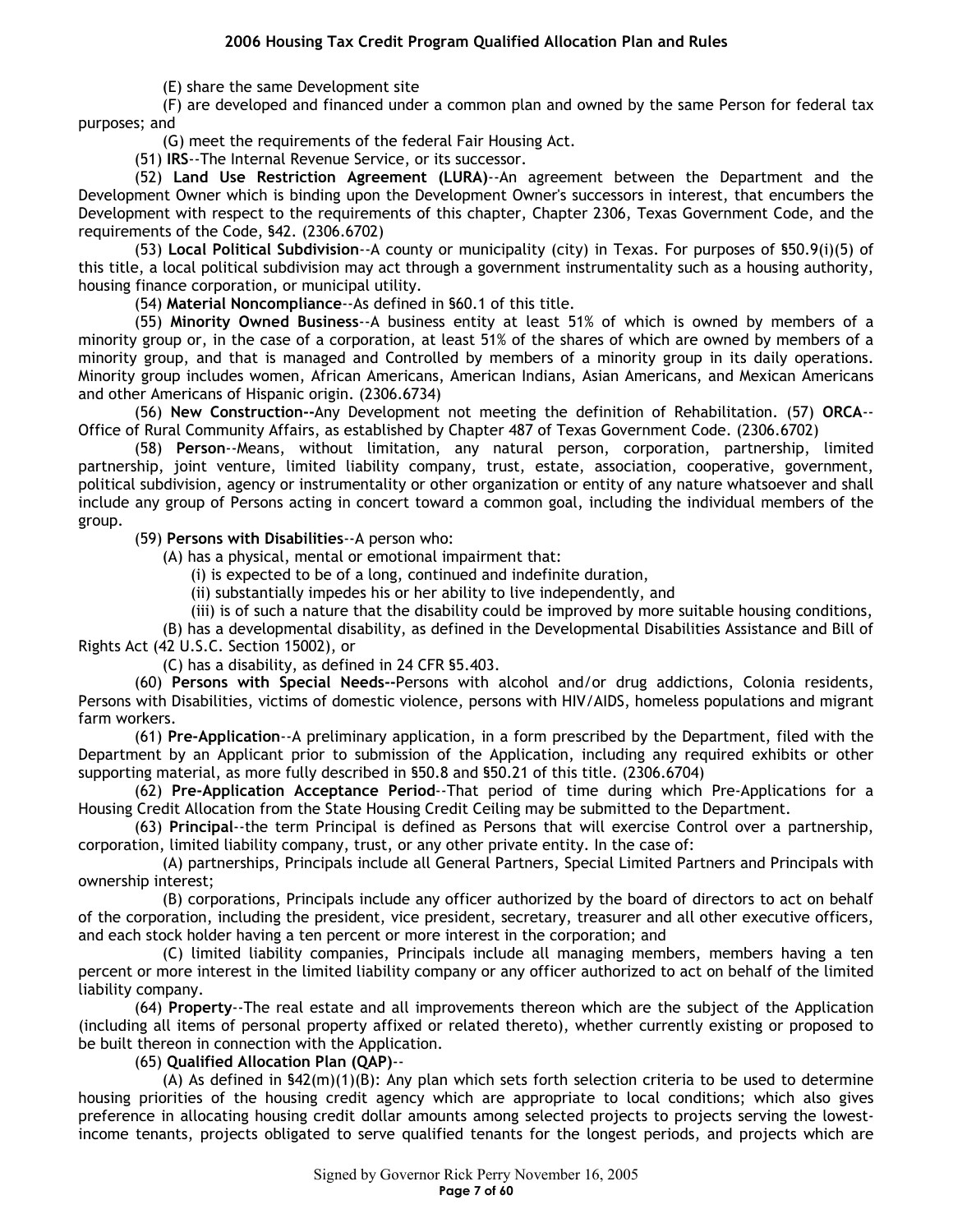(E) share the same Development site

(F) are developed and financed under a common plan and owned by the same Person for federal tax purposes; and

(G) meet the requirements of the federal Fair Housing Act.

(51) **IRS**--The Internal Revenue Service, or its successor.

(52) **Land Use Restriction Agreement (LURA)**--An agreement between the Department and the Development Owner which is binding upon the Development Owner's successors in interest, that encumbers the Development with respect to the requirements of this chapter, Chapter 2306, Texas Government Code, and the requirements of the Code, §42. (2306.6702)

(53) **Local Political Subdivision**--A county or municipality (city) in Texas. For purposes of §50.9(i)(5) of this title, a local political subdivision may act through a government instrumentality such as a housing authority, housing finance corporation, or municipal utility.

(54) **Material Noncompliance**--As defined in §60.1 of this title.

(55) **Minority Owned Business**--A business entity at least 51% of which is owned by members of a minority group or, in the case of a corporation, at least 51% of the shares of which are owned by members of a minority group, and that is managed and Controlled by members of a minority group in its daily operations. Minority group includes women, African Americans, American Indians, Asian Americans, and Mexican Americans and other Americans of Hispanic origin. (2306.6734)

(56) **New Construction--**Any Development not meeting the definition of Rehabilitation. (57) **ORCA**--Office of Rural Community Affairs, as established by Chapter 487 of Texas Government Code. (2306.6702)

(58) **Person**--Means, without limitation, any natural person, corporation, partnership, limited partnership, joint venture, limited liability company, trust, estate, association, cooperative, government, political subdivision, agency or instrumentality or other organization or entity of any nature whatsoever and shall include any group of Persons acting in concert toward a common goal, including the individual members of the group.

(59) **Persons with Disabilities**--A person who:

(A) has a physical, mental or emotional impairment that:

(i) is expected to be of a long, continued and indefinite duration,

(ii) substantially impedes his or her ability to live independently, and

(iii) is of such a nature that the disability could be improved by more suitable housing conditions,

(B) has a developmental disability, as defined in the Developmental Disabilities Assistance and Bill of Rights Act (42 U.S.C. Section 15002), or

(C) has a disability, as defined in 24 CFR §5.403.

(60) **Persons with Special Needs--**Persons with alcohol and/or drug addictions, Colonia residents, Persons with Disabilities, victims of domestic violence, persons with HIV/AIDS, homeless populations and migrant farm workers.

(61) **Pre-Application**--A preliminary application, in a form prescribed by the Department, filed with the Department by an Applicant prior to submission of the Application, including any required exhibits or other supporting material, as more fully described in §50.8 and §50.21 of this title. (2306.6704)

(62) **Pre-Application Acceptance Period**--That period of time during which Pre-Applications for a Housing Credit Allocation from the State Housing Credit Ceiling may be submitted to the Department.

(63) **Principal**--the term Principal is defined as Persons that will exercise Control over a partnership, corporation, limited liability company, trust, or any other private entity. In the case of:

(A) partnerships, Principals include all General Partners, Special Limited Partners and Principals with ownership interest;

(B) corporations, Principals include any officer authorized by the board of directors to act on behalf of the corporation, including the president, vice president, secretary, treasurer and all other executive officers, and each stock holder having a ten percent or more interest in the corporation; and

(C) limited liability companies, Principals include all managing members, members having a ten percent or more interest in the limited liability company or any officer authorized to act on behalf of the limited liability company.

(64) **Property**--The real estate and all improvements thereon which are the subject of the Application (including all items of personal property affixed or related thereto), whether currently existing or proposed to be built thereon in connection with the Application.

(65) **Qualified Allocation Plan (QAP)**--

(A) As defined in §42(m)(1)(B): Any plan which sets forth selection criteria to be used to determine housing priorities of the housing credit agency which are appropriate to local conditions; which also gives preference in allocating housing credit dollar amounts among selected projects to projects serving the lowest-income tenants, projects obligated to serve qualified tenants for the longest periods, and projects which are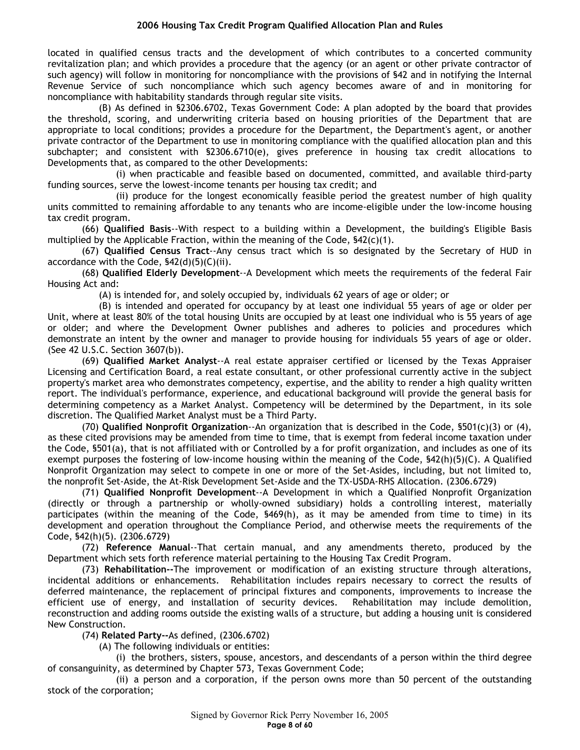located in qualified census tracts and the development of which contributes to a concerted community revitalization plan; and which provides a procedure that the agency (or an agent or other private contractor of such agency) will follow in monitoring for noncompliance with the provisions of §42 and in notifying the Internal Revenue Service of such noncompliance which such agency becomes aware of and in monitoring for noncompliance with habitability standards through regular site visits.

(B) As defined in §2306.6702, Texas Government Code: A plan adopted by the board that provides the threshold, scoring, and underwriting criteria based on housing priorities of the Department that are appropriate to local conditions; provides a procedure for the Department, the Department's agent, or another private contractor of the Department to use in monitoring compliance with the qualified allocation plan and this subchapter; and consistent with §2306.6710(e), gives preference in housing tax credit allocations to Developments that, as compared to the other Developments:

(i) when practicable and feasible based on documented, committed, and available third-party funding sources, serve the lowest-income tenants per housing tax credit; and

(ii) produce for the longest economically feasible period the greatest number of high quality units committed to remaining affordable to any tenants who are income-eligible under the low-income housing tax credit program.

(66) **Qualified Basis**--With respect to a building within a Development, the building's Eligible Basis multiplied by the Applicable Fraction, within the meaning of the Code, §42(c)(1).

(67) **Qualified Census Tract**--Any census tract which is so designated by the Secretary of HUD in accordance with the Code, §42(d)(5)(C)(ii).

(68) **Qualified Elderly Development**--A Development which meets the requirements of the federal Fair Housing Act and:

(A) is intended for, and solely occupied by, individuals 62 years of age or older; or

(B) is intended and operated for occupancy by at least one individual 55 years of age or older per Unit, where at least 80% of the total housing Units are occupied by at least one individual who is 55 years of age or older; and where the Development Owner publishes and adheres to policies and procedures which demonstrate an intent by the owner and manager to provide housing for individuals 55 years of age or older. (See 42 U.S.C. Section 3607(b)).

(69) **Qualified Market Analyst**--A real estate appraiser certified or licensed by the Texas Appraiser Licensing and Certification Board, a real estate consultant, or other professional currently active in the subject property's market area who demonstrates competency, expertise, and the ability to render a high quality written report. The individual's performance, experience, and educational background will provide the general basis for determining competency as a Market Analyst. Competency will be determined by the Department, in its sole discretion. The Qualified Market Analyst must be a Third Party.

(70) **Qualified Nonprofit Organization**--An organization that is described in the Code, §501(c)(3) or (4), as these cited provisions may be amended from time to time, that is exempt from federal income taxation under the Code, §501(a), that is not affiliated with or Controlled by a for profit organization, and includes as one of its exempt purposes the fostering of low-income housing within the meaning of the Code, §42(h)(5)(C). A Qualified Nonprofit Organization may select to compete in one or more of the Set-Asides, including, but not limited to, the nonprofit Set-Aside, the At-Risk Development Set-Aside and the TX-USDA-RHS Allocation. (2306.6729)

(71) **Qualified Nonprofit Development**--A Development in which a Qualified Nonprofit Organization (directly or through a partnership or wholly-owned subsidiary) holds a controlling interest, materially participates (within the meaning of the Code, §469(h), as it may be amended from time to time) in its development and operation throughout the Compliance Period, and otherwise meets the requirements of the Code, §42(h)(5). (2306.6729)

(72) **Reference Manual**--That certain manual, and any amendments thereto, produced by the Department which sets forth reference material pertaining to the Housing Tax Credit Program.

(73) **Rehabilitation--**The improvement or modification of an existing structure through alterations, incidental additions or enhancements. Rehabilitation includes repairs necessary to correct the results of deferred maintenance, the replacement of principal fixtures and components, improvements to increase the efficient use of energy, and installation of security devices. Rehabilitation may include demolition, reconstruction and adding rooms outside the existing walls of a structure, but adding a housing unit is considered New Construction.

(74) **Related Party--**As defined, (2306.6702)

(A) The following individuals or entities:

(i) the brothers, sisters, spouse, ancestors, and descendants of a person within the third degree of consanguinity, as determined by Chapter 573, Texas Government Code;

(ii) a person and a corporation, if the person owns more than 50 percent of the outstanding stock of the corporation;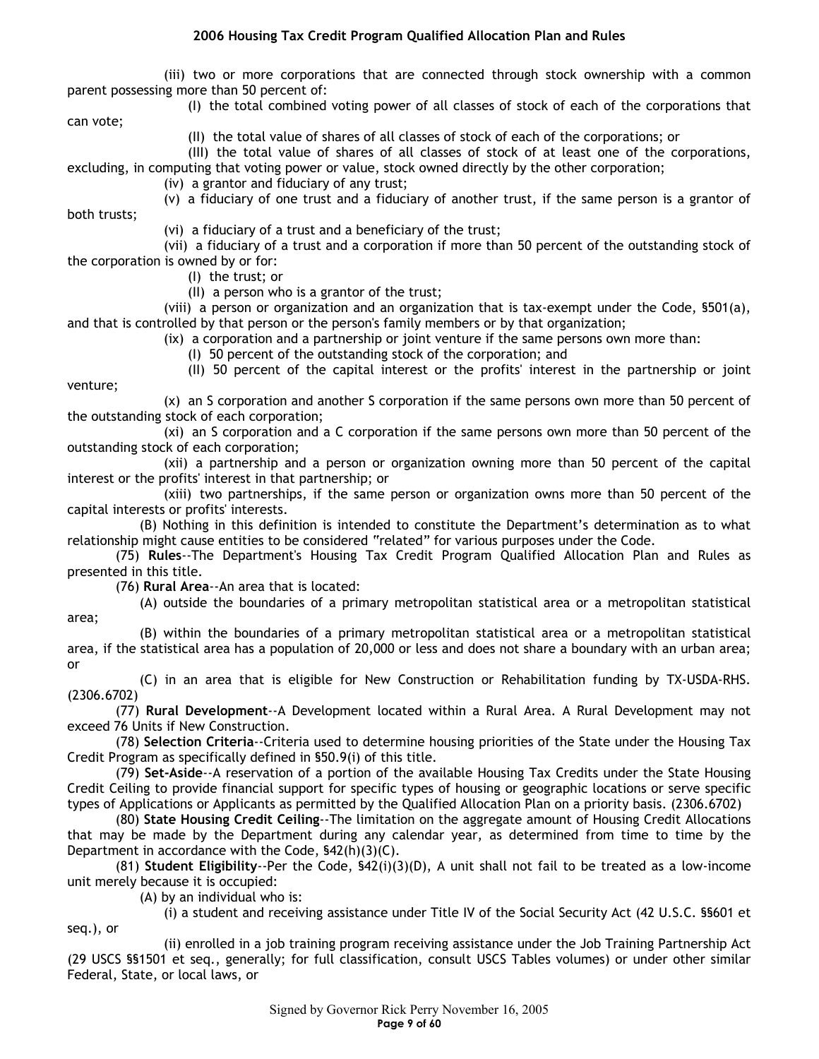(iii) two or more corporations that are connected through stock ownership with a common parent possessing more than 50 percent of:

(I) the total combined voting power of all classes of stock of each of the corporations that can vote;

(II) the total value of shares of all classes of stock of each of the corporations; or

(III) the total value of shares of all classes of stock of at least one of the corporations, excluding, in computing that voting power or value, stock owned directly by the other corporation;

(iv) a grantor and fiduciary of any trust;

(v) a fiduciary of one trust and a fiduciary of another trust, if the same person is a grantor of both trusts;

(vi) a fiduciary of a trust and a beneficiary of the trust;

(vii) a fiduciary of a trust and a corporation if more than 50 percent of the outstanding stock of the corporation is owned by or for:

(I) the trust; or

(II) a person who is a grantor of the trust;

(viii) a person or organization and an organization that is tax-exempt under the Code, §501(a), and that is controlled by that person or the person's family members or by that organization;

(ix) a corporation and a partnership or joint venture if the same persons own more than:

(I) 50 percent of the outstanding stock of the corporation; and

(II) 50 percent of the capital interest or the profits' interest in the partnership or joint venture;

(x) an S corporation and another S corporation if the same persons own more than 50 percent of the outstanding stock of each corporation;

(xi) an S corporation and a C corporation if the same persons own more than 50 percent of the outstanding stock of each corporation;

(xii) a partnership and a person or organization owning more than 50 percent of the capital interest or the profits' interest in that partnership; or

(xiii) two partnerships, if the same person or organization owns more than 50 percent of the capital interests or profits' interests.

(B) Nothing in this definition is intended to constitute the Department's determination as to what relationship might cause entities to be considered "related" for various purposes under the Code.

(75) **Rules**--The Department's Housing Tax Credit Program Qualified Allocation Plan and Rules as presented in this title.

(76) **Rural Area**--An area that is located:

(A) outside the boundaries of a primary metropolitan statistical area or a metropolitan statistical area;

(B) within the boundaries of a primary metropolitan statistical area or a metropolitan statistical area, if the statistical area has a population of 20,000 or less and does not share a boundary with an urban area; or

(C) in an area that is eligible for New Construction or Rehabilitation funding by TX-USDA-RHS. (2306.6702)

(77) **Rural Development**--A Development located within a Rural Area. A Rural Development may not exceed 76 Units if New Construction.

(78) **Selection Criteria**--Criteria used to determine housing priorities of the State under the Housing Tax Credit Program as specifically defined in §50.9(i) of this title.

(79) **Set-Aside**--A reservation of a portion of the available Housing Tax Credits under the State Housing Credit Ceiling to provide financial support for specific types of housing or geographic locations or serve specific types of Applications or Applicants as permitted by the Qualified Allocation Plan on a priority basis. (2306.6702)

(80) **State Housing Credit Ceiling**--The limitation on the aggregate amount of Housing Credit Allocations that may be made by the Department during any calendar year, as determined from time to time by the Department in accordance with the Code, §42(h)(3)(C).

(81) **Student Eligibility**--Per the Code, §42(i)(3)(D), A unit shall not fail to be treated as a low-income unit merely because it is occupied:

(A) by an individual who is:

(i) a student and receiving assistance under Title IV of the Social Security Act (42 U.S.C. §§601 et seq.), or

(ii) enrolled in a job training program receiving assistance under the Job Training Partnership Act (29 USCS §§1501 et seq., generally; for full classification, consult USCS Tables volumes) or under other similar Federal, State, or local laws, or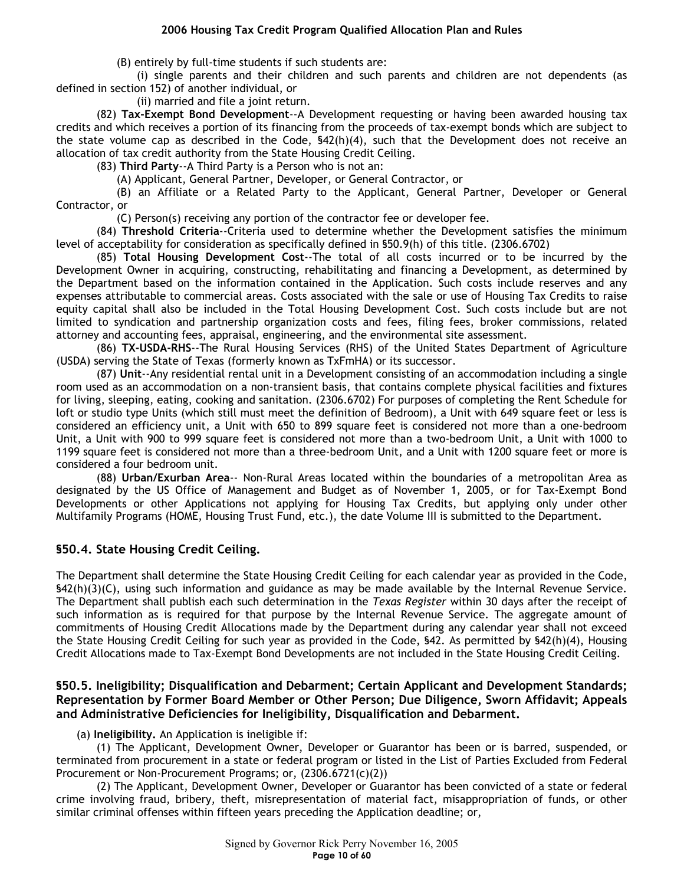(B) entirely by full-time students if such students are:

(i) single parents and their children and such parents and children are not dependents (as defined in section 152) of another individual, or

(ii) married and file a joint return.

(82) **Tax-Exempt Bond Development**--A Development requesting or having been awarded housing tax credits and which receives a portion of its financing from the proceeds of tax-exempt bonds which are subject to the state volume cap as described in the Code, §42(h)(4), such that the Development does not receive an allocation of tax credit authority from the State Housing Credit Ceiling.

(83) **Third Party**--A Third Party is a Person who is not an:

(A) Applicant, General Partner, Developer, or General Contractor, or

(B) an Affiliate or a Related Party to the Applicant, General Partner, Developer or General Contractor, or

(C) Person(s) receiving any portion of the contractor fee or developer fee.

(84) **Threshold Criteria**--Criteria used to determine whether the Development satisfies the minimum level of acceptability for consideration as specifically defined in §50.9(h) of this title. (2306.6702)

(85) **Total Housing Development Cost**--The total of all costs incurred or to be incurred by the Development Owner in acquiring, constructing, rehabilitating and financing a Development, as determined by the Department based on the information contained in the Application. Such costs include reserves and any expenses attributable to commercial areas. Costs associated with the sale or use of Housing Tax Credits to raise equity capital shall also be included in the Total Housing Development Cost. Such costs include but are not limited to syndication and partnership organization costs and fees, filing fees, broker commissions, related attorney and accounting fees, appraisal, engineering, and the environmental site assessment.

(86) **TX-USDA-RHS**--The Rural Housing Services (RHS) of the United States Department of Agriculture (USDA) serving the State of Texas (formerly known as TxFmHA) or its successor.

(87) **Unit**--Any residential rental unit in a Development consisting of an accommodation including a single room used as an accommodation on a non-transient basis, that contains complete physical facilities and fixtures for living, sleeping, eating, cooking and sanitation. (2306.6702) For purposes of completing the Rent Schedule for loft or studio type Units (which still must meet the definition of Bedroom), a Unit with 649 square feet or less is considered an efficiency unit, a Unit with 650 to 899 square feet is considered not more than a one-bedroom Unit, a Unit with 900 to 999 square feet is considered not more than a two-bedroom Unit, a Unit with 1000 to 1199 square feet is considered not more than a three-bedroom Unit, and a Unit with 1200 square feet or more is considered a four bedroom unit.

(88) **Urban/Exurban Area**-- Non-Rural Areas located within the boundaries of a metropolitan Area as designated by the US Office of Management and Budget as of November 1, 2005, or for Tax-Exempt Bond Developments or other Applications not applying for Housing Tax Credits, but applying only under other Multifamily Programs (HOME, Housing Trust Fund, etc.), the date Volume III is submitted to the Department.

## §50.4. State Housing Credit Ceiling.

The Department shall determine the State Housing Credit Ceiling for each calendar year as provided in the Code, §42(h)(3)(C), using such information and guidance as may be made available by the Internal Revenue Service. The Department shall publish each such determination in the *Texas Register* within 30 days after the receipt of such information as is required for that purpose by the Internal Revenue Service. The aggregate amount of commitments of Housing Credit Allocations made by the Department during any calendar year shall not exceed the State Housing Credit Ceiling for such year as provided in the Code, §42. As permitted by §42(h)(4), Housing Credit Allocations made to Tax-Exempt Bond Developments are not included in the State Housing Credit Ceiling.

## §50.5. Ineligibility; Disqualification and Debarment; Certain Applicant and Development Standards; Representation by Former Board Member or Other Person; Due Diligence, Sworn Affidavit; Appeals and Administrative Deficiencies for Ineligibility, Disqualification and Debarment.

(a) **Ineligibility.** An Application is ineligible if:

(1) The Applicant, Development Owner, Developer or Guarantor has been or is barred, suspended, or terminated from procurement in a state or federal program or listed in the List of Parties Excluded from Federal Procurement or Non-Procurement Programs; or, (2306.6721(c)(2))

(2) The Applicant, Development Owner, Developer or Guarantor has been convicted of a state or federal crime involving fraud, bribery, theft, misrepresentation of material fact, misappropriation of funds, or other similar criminal offenses within fifteen years preceding the Application deadline; or,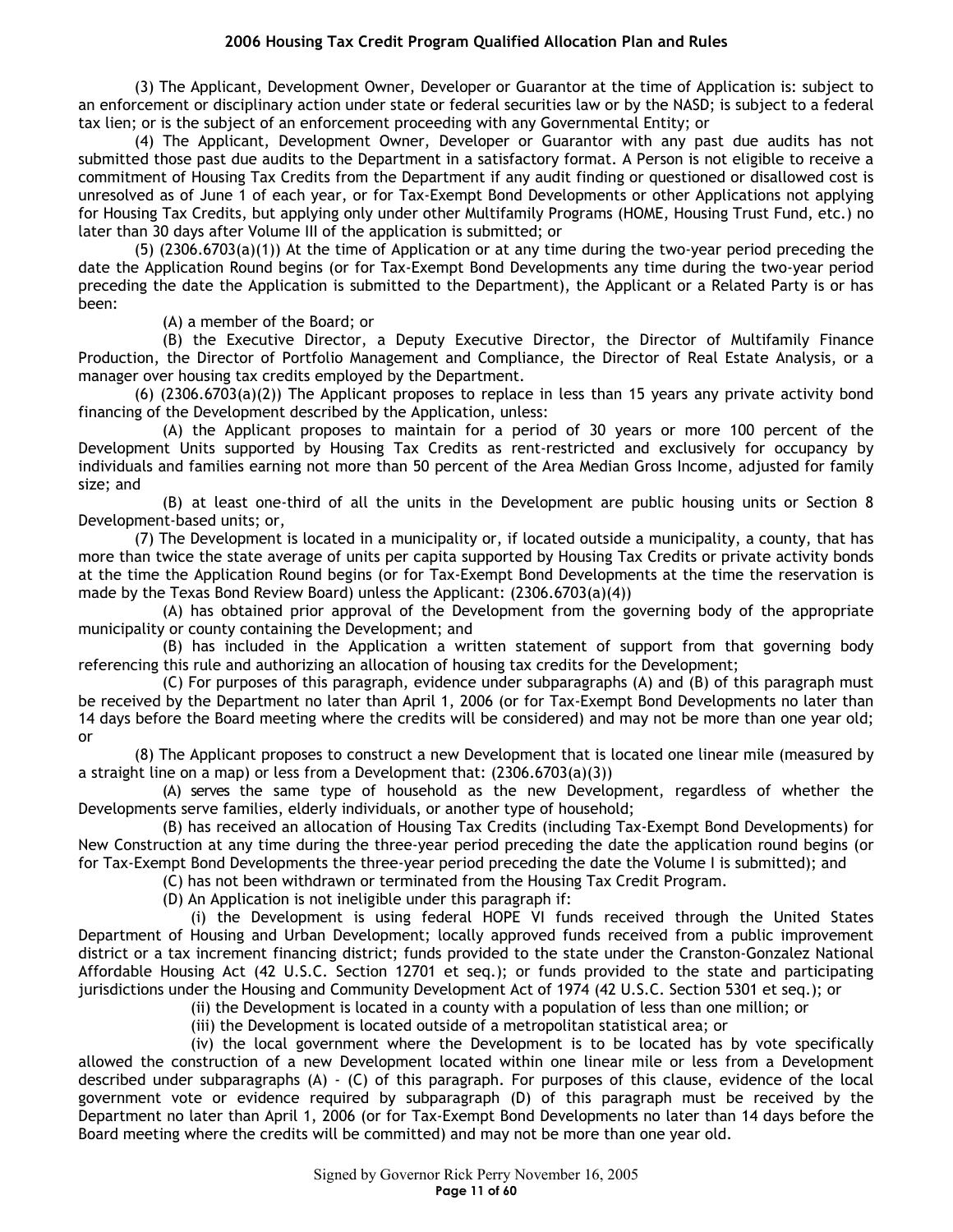(3) The Applicant, Development Owner, Developer or Guarantor at the time of Application is: subject to an enforcement or disciplinary action under state or federal securities law or by the NASD; is subject to a federal tax lien; or is the subject of an enforcement proceeding with any Governmental Entity; or

(4) The Applicant, Development Owner, Developer or Guarantor with any past due audits has not submitted those past due audits to the Department in a satisfactory format. A Person is not eligible to receive a commitment of Housing Tax Credits from the Department if any audit finding or questioned or disallowed cost is unresolved as of June 1 of each year, or for Tax-Exempt Bond Developments or other Applications not applying for Housing Tax Credits, but applying only under other Multifamily Programs (HOME, Housing Trust Fund, etc.) no later than 30 days after Volume III of the application is submitted; or

(5) (2306.6703(a)(1)) At the time of Application or at any time during the two-year period preceding the date the Application Round begins (or for Tax-Exempt Bond Developments any time during the two-year period preceding the date the Application is submitted to the Department), the Applicant or a Related Party is or has been:

(A) a member of the Board; or

(B) the Executive Director, a Deputy Executive Director, the Director of Multifamily Finance Production, the Director of Portfolio Management and Compliance, the Director of Real Estate Analysis, or a manager over housing tax credits employed by the Department.

(6) (2306.6703(a)(2)) The Applicant proposes to replace in less than 15 years any private activity bond financing of the Development described by the Application, unless:

(A) the Applicant proposes to maintain for a period of 30 years or more 100 percent of the Development Units supported by Housing Tax Credits as rent-restricted and exclusively for occupancy by individuals and families earning not more than 50 percent of the Area Median Gross Income, adjusted for family size; and

(B) at least one-third of all the units in the Development are public housing units or Section 8 Development-based units; or,

(7) The Development is located in a municipality or, if located outside a municipality, a county, that has more than twice the state average of units per capita supported by Housing Tax Credits or private activity bonds at the time the Application Round begins (or for Tax-Exempt Bond Developments at the time the reservation is made by the Texas Bond Review Board) unless the Applicant: (2306.6703(a)(4))

(A) has obtained prior approval of the Development from the governing body of the appropriate municipality or county containing the Development; and

(B) has included in the Application a written statement of support from that governing body referencing this rule and authorizing an allocation of housing tax credits for the Development;

(C) For purposes of this paragraph, evidence under subparagraphs (A) and (B) of this paragraph must be received by the Department no later than April 1, 2006 (or for Tax-Exempt Bond Developments no later than 14 days before the Board meeting where the credits will be considered) and may not be more than one year old; or

(8) The Applicant proposes to construct a new Development that is located one linear mile (measured by a straight line on a map) or less from a Development that: (2306.6703(a)(3))

(A) serves the same type of household as the new Development, regardless of whether the Developments serve families, elderly individuals, or another type of household;

(B) has received an allocation of Housing Tax Credits (including Tax-Exempt Bond Developments) for New Construction at any time during the three-year period preceding the date the application round begins (or for Tax-Exempt Bond Developments the three-year period preceding the date the Volume I is submitted); and

(C) has not been withdrawn or terminated from the Housing Tax Credit Program.

(D) An Application is not ineligible under this paragraph if:

(i) the Development is using federal HOPE VI funds received through the United States Department of Housing and Urban Development; locally approved funds received from a public improvement district or a tax increment financing district; funds provided to the state under the Cranston-Gonzalez National Affordable Housing Act (42 U.S.C. Section 12701 et seq.); or funds provided to the state and participating jurisdictions under the Housing and Community Development Act of 1974 (42 U.S.C. Section 5301 et seq.); or

(ii) the Development is located in a county with a population of less than one million; or

(iii) the Development is located outside of a metropolitan statistical area; or

(iv) the local government where the Development is to be located has by vote specifically allowed the construction of a new Development located within one linear mile or less from a Development described under subparagraphs (A) - (C) of this paragraph. For purposes of this clause, evidence of the local government vote or evidence required by subparagraph (D) of this paragraph must be received by the Department no later than April 1, 2006 (or for Tax-Exempt Bond Developments no later than 14 days before the Board meeting where the credits will be committed) and may not be more than one year old.

Signed by Governor Rick Perry November 16, 2005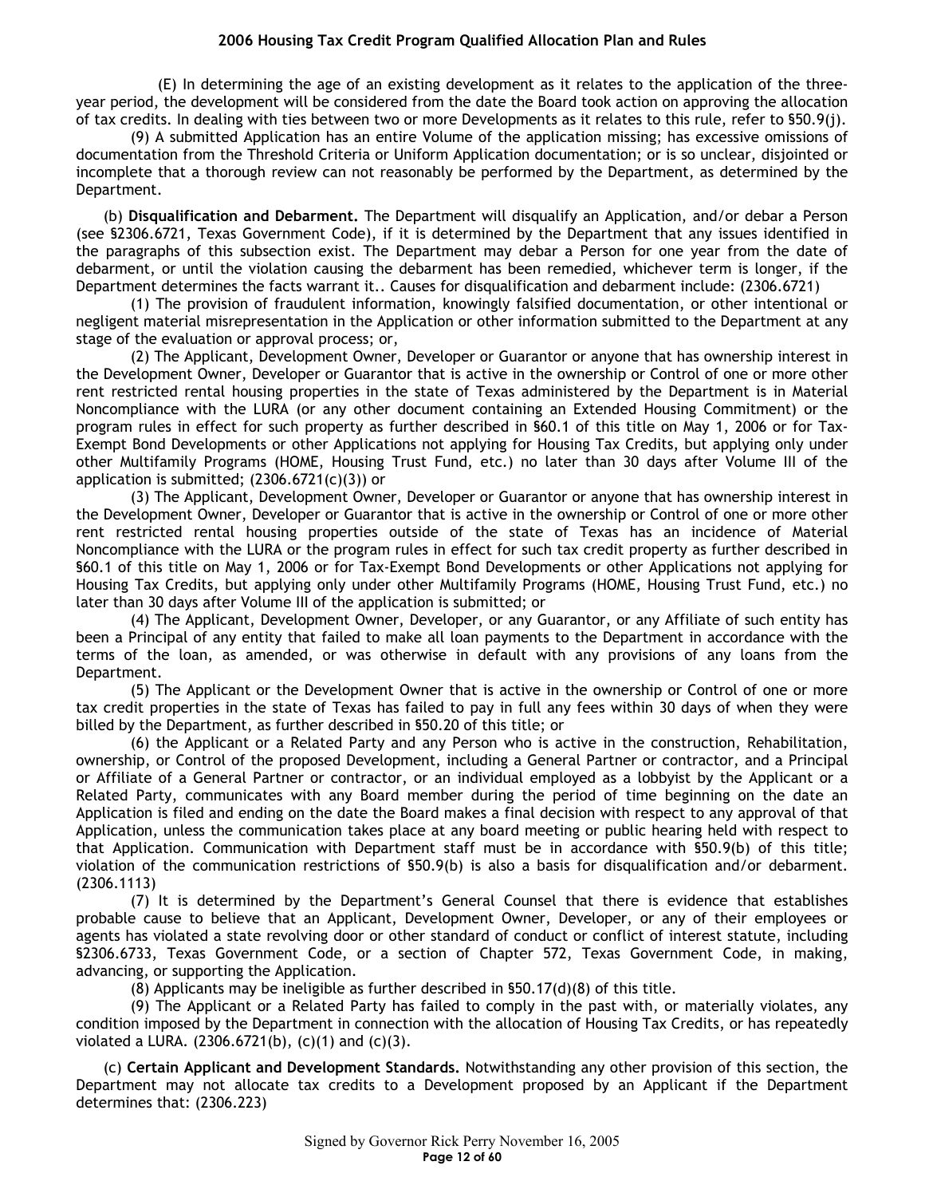(E) In determining the age of an existing development as it relates to the application of the three-year period, the development will be considered from the date the Board took action on approving the allocation of tax credits. In dealing with ties between two or more Developments as it relates to this rule, refer to §50.9(j).

(9) A submitted Application has an entire Volume of the application missing; has excessive omissions of documentation from the Threshold Criteria or Uniform Application documentation; or is so unclear, disjointed or incomplete that a thorough review can not reasonably be performed by the Department, as determined by the Department.

(b) **Disqualification and Debarment.** The Department will disqualify an Application, and/or debar a Person (see §2306.6721, Texas Government Code), if it is determined by the Department that any issues identified in the paragraphs of this subsection exist. The Department may debar a Person for one year from the date of debarment, or until the violation causing the debarment has been remedied, whichever term is longer, if the Department determines the facts warrant it.. Causes for disqualification and debarment include: (2306.6721)

(1) The provision of fraudulent information, knowingly falsified documentation, or other intentional or negligent material misrepresentation in the Application or other information submitted to the Department at any stage of the evaluation or approval process; or,

(2) The Applicant, Development Owner, Developer or Guarantor or anyone that has ownership interest in the Development Owner, Developer or Guarantor that is active in the ownership or Control of one or more other rent restricted rental housing properties in the state of Texas administered by the Department is in Material Noncompliance with the LURA (or any other document containing an Extended Housing Commitment) or the program rules in effect for such property as further described in §60.1 of this title on May 1, 2006 or for Tax-Exempt Bond Developments or other Applications not applying for Housing Tax Credits, but applying only under other Multifamily Programs (HOME, Housing Trust Fund, etc.) no later than 30 days after Volume III of the application is submitted; (2306.6721(c)(3)) or

(3) The Applicant, Development Owner, Developer or Guarantor or anyone that has ownership interest in the Development Owner, Developer or Guarantor that is active in the ownership or Control of one or more other rent restricted rental housing properties outside of the state of Texas has an incidence of Material Noncompliance with the LURA or the program rules in effect for such tax credit property as further described in §60.1 of this title on May 1, 2006 or for Tax-Exempt Bond Developments or other Applications not applying for Housing Tax Credits, but applying only under other Multifamily Programs (HOME, Housing Trust Fund, etc.) no later than 30 days after Volume III of the application is submitted; or

(4) The Applicant, Development Owner, Developer, or any Guarantor, or any Affiliate of such entity has been a Principal of any entity that failed to make all loan payments to the Department in accordance with the terms of the loan, as amended, or was otherwise in default with any provisions of any loans from the Department.

(5) The Applicant or the Development Owner that is active in the ownership or Control of one or more tax credit properties in the state of Texas has failed to pay in full any fees within 30 days of when they were billed by the Department, as further described in §50.20 of this title; or

(6) the Applicant or a Related Party and any Person who is active in the construction, Rehabilitation, ownership, or Control of the proposed Development, including a General Partner or contractor, and a Principal or Affiliate of a General Partner or contractor, or an individual employed as a lobbyist by the Applicant or a Related Party, communicates with any Board member during the period of time beginning on the date an Application is filed and ending on the date the Board makes a final decision with respect to any approval of that Application, unless the communication takes place at any board meeting or public hearing held with respect to that Application. Communication with Department staff must be in accordance with §50.9(b) of this title; violation of the communication restrictions of §50.9(b) is also a basis for disqualification and/or debarment. (2306.1113)

(7) It is determined by the Department's General Counsel that there is evidence that establishes probable cause to believe that an Applicant, Development Owner, Developer, or any of their employees or agents has violated a state revolving door or other standard of conduct or conflict of interest statute, including §2306.6733, Texas Government Code, or a section of Chapter 572, Texas Government Code, in making, advancing, or supporting the Application.

(8) Applicants may be ineligible as further described in §50.17(d)(8) of this title.

(9) The Applicant or a Related Party has failed to comply in the past with, or materially violates, any condition imposed by the Department in connection with the allocation of Housing Tax Credits, or has repeatedly violated a LURA. (2306.6721(b), (c)(1) and (c)(3).

(c) **Certain Applicant and Development Standards.** Notwithstanding any other provision of this section, the Department may not allocate tax credits to a Development proposed by an Applicant if the Department determines that: (2306.223)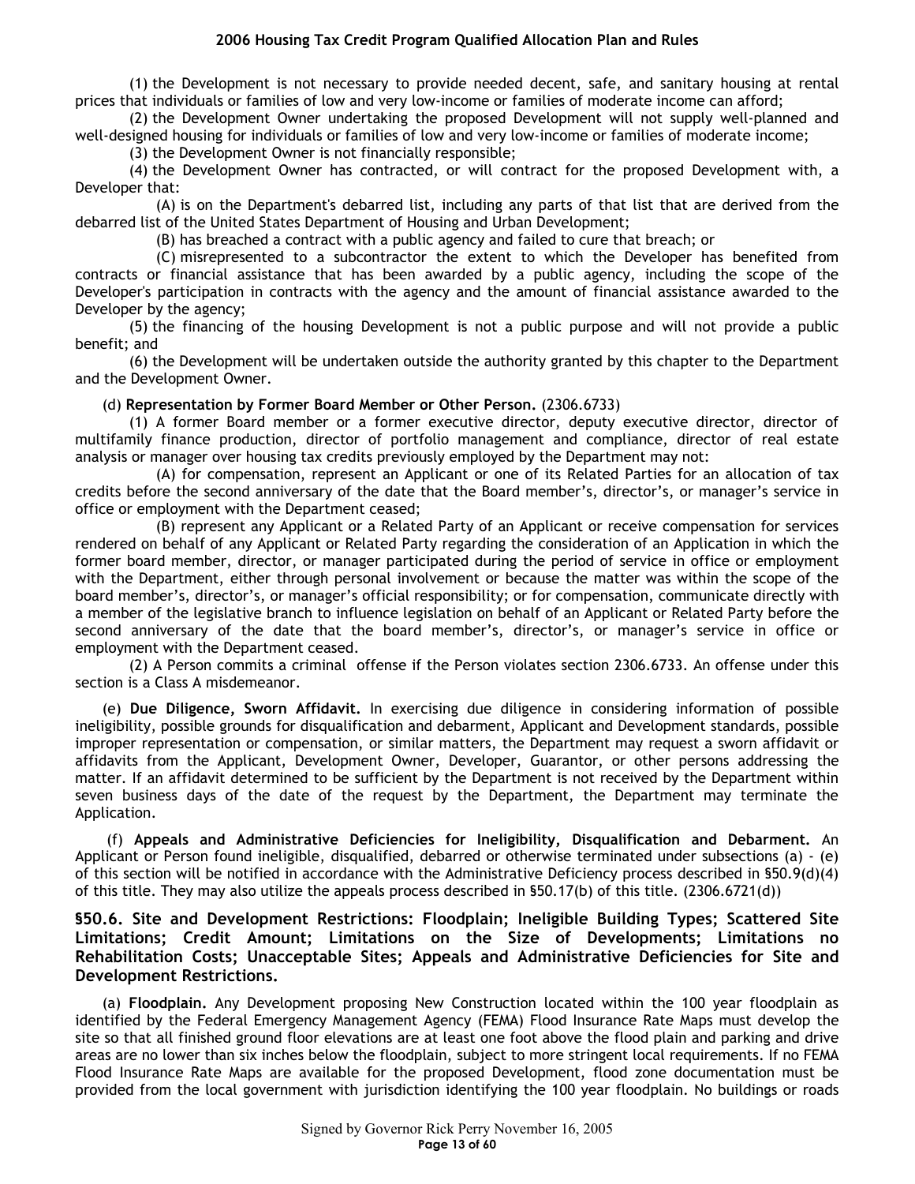(1) the Development is not necessary to provide needed decent, safe, and sanitary housing at rental prices that individuals or families of low and very low-income or families of moderate income can afford;

(2) the Development Owner undertaking the proposed Development will not supply well-planned and well-designed housing for individuals or families of low and very low-income or families of moderate income;

(3) the Development Owner is not financially responsible;

(4) the Development Owner has contracted, or will contract for the proposed Development with, a Developer that:

(A) is on the Department's debarred list, including any parts of that list that are derived from the debarred list of the United States Department of Housing and Urban Development;

(B) has breached a contract with a public agency and failed to cure that breach; or

(C) misrepresented to a subcontractor the extent to which the Developer has benefited from contracts or financial assistance that has been awarded by a public agency, including the scope of the Developer's participation in contracts with the agency and the amount of financial assistance awarded to the Developer by the agency;

(5) the financing of the housing Development is not a public purpose and will not provide a public benefit; and

(6) the Development will be undertaken outside the authority granted by this chapter to the Department and the Development Owner.

(d) **Representation by Former Board Member or Other Person.** (2306.6733)

(1) A former Board member or a former executive director, deputy executive director, director of multifamily finance production, director of portfolio management and compliance, director of real estate analysis or manager over housing tax credits previously employed by the Department may not:

(A) for compensation, represent an Applicant or one of its Related Parties for an allocation of tax credits before the second anniversary of the date that the Board member's, director's, or manager's service in office or employment with the Department ceased;

(B) represent any Applicant or a Related Party of an Applicant or receive compensation for services rendered on behalf of any Applicant or Related Party regarding the consideration of an Application in which the former board member, director, or manager participated during the period of service in office or employment with the Department, either through personal involvement or because the matter was within the scope of the board member's, director's, or manager's official responsibility; or for compensation, communicate directly with a member of the legislative branch to influence legislation on behalf of an Applicant or Related Party before the second anniversary of the date that the board member's, director's, or manager's service in office or employment with the Department ceased.

(2) A Person commits a criminal offense if the Person violates section 2306.6733. An offense under this section is a Class A misdemeanor.

(e) **Due Diligence, Sworn Affidavit.** In exercising due diligence in considering information of possible ineligibility, possible grounds for disqualification and debarment, Applicant and Development standards, possible improper representation or compensation, or similar matters, the Department may request a sworn affidavit or affidavits from the Applicant, Development Owner, Developer, Guarantor, or other persons addressing the matter. If an affidavit determined to be sufficient by the Department is not received by the Department within seven business days of the date of the request by the Department, the Department may terminate the Application.

(f) **Appeals and Administrative Deficiencies for Ineligibility, Disqualification and Debarment.** An Applicant or Person found ineligible, disqualified, debarred or otherwise terminated under subsections (a) - (e) of this section will be notified in accordance with the Administrative Deficiency process described in §50.9(d)(4) of this title. They may also utilize the appeals process described in §50.17(b) of this title. (2306.6721(d))

### §50.6. Site and Development Restrictions: Floodplain; Ineligible Building Types; Scattered Site Limitations; Credit Amount; Limitations on the Size of Developments; Limitations no Rehabilitation Costs; Unacceptable Sites; Appeals and Administrative Deficiencies for Site and Development Restrictions.

(a) **Floodplain.** Any Development proposing New Construction located within the 100 year floodplain as identified by the Federal Emergency Management Agency (FEMA) Flood Insurance Rate Maps must develop the site so that all finished ground floor elevations are at least one foot above the flood plain and parking and drive areas are no lower than six inches below the floodplain, subject to more stringent local requirements. If no FEMA Flood Insurance Rate Maps are available for the proposed Development, flood zone documentation must be provided from the local government with jurisdiction identifying the 100 year floodplain. No buildings or roads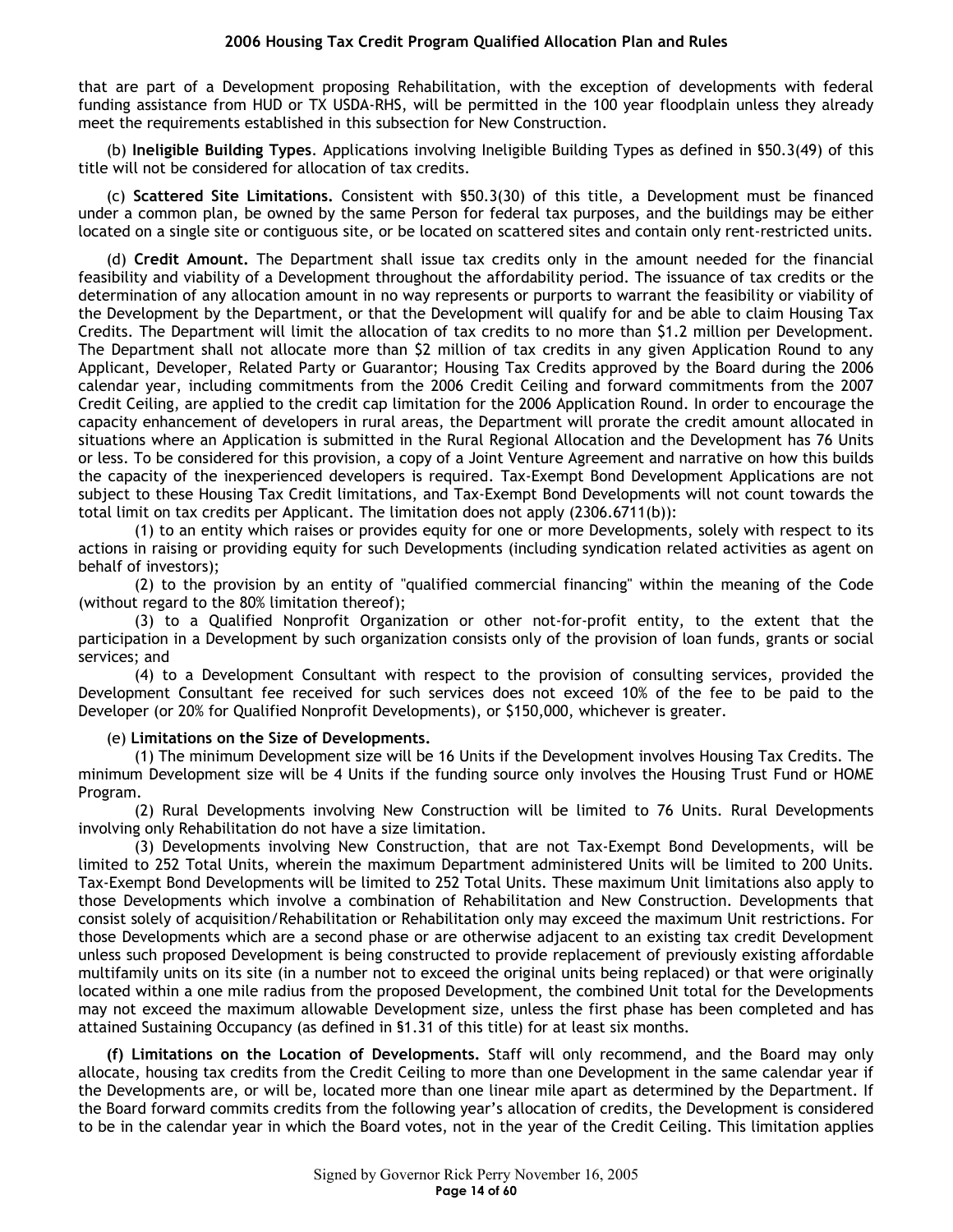that are part of a Development proposing Rehabilitation, with the exception of developments with federal funding assistance from HUD or TX USDA-RHS, will be permitted in the 100 year floodplain unless they already meet the requirements established in this subsection for New Construction.

(b) **Ineligible Building Types**. Applications involving Ineligible Building Types as defined in §50.3(49) of this title will not be considered for allocation of tax credits.

(c) **Scattered Site Limitations.** Consistent with §50.3(30) of this title, a Development must be financed under a common plan, be owned by the same Person for federal tax purposes, and the buildings may be either located on a single site or contiguous site, or be located on scattered sites and contain only rent-restricted units.

(d) **Credit Amount.** The Department shall issue tax credits only in the amount needed for the financial feasibility and viability of a Development throughout the affordability period. The issuance of tax credits or the determination of any allocation amount in no way represents or purports to warrant the feasibility or viability of the Development by the Department, or that the Development will qualify for and be able to claim Housing Tax Credits. The Department will limit the allocation of tax credits to no more than $1.2 million per Development. The Department shall not allocate more than $2 million of tax credits in any given Application Round to any Applicant, Developer, Related Party or Guarantor; Housing Tax Credits approved by the Board during the 2006 calendar year, including commitments from the 2006 Credit Ceiling and forward commitments from the 2007 Credit Ceiling, are applied to the credit cap limitation for the 2006 Application Round. In order to encourage the capacity enhancement of developers in rural areas, the Department will prorate the credit amount allocated in situations where an Application is submitted in the Rural Regional Allocation and the Development has 76 Units or less. To be considered for this provision, a copy of a Joint Venture Agreement and narrative on how this builds the capacity of the inexperienced developers is required. Tax-Exempt Bond Development Applications are not subject to these Housing Tax Credit limitations, and Tax-Exempt Bond Developments will not count towards the total limit on tax credits per Applicant. The limitation does not apply (2306.6711(b)):

(1) to an entity which raises or provides equity for one or more Developments, solely with respect to its actions in raising or providing equity for such Developments (including syndication related activities as agent on behalf of investors);

(2) to the provision by an entity of "qualified commercial financing" within the meaning of the Code (without regard to the 80% limitation thereof);

(3) to a Qualified Nonprofit Organization or other not-for-profit entity, to the extent that the participation in a Development by such organization consists only of the provision of loan funds, grants or social services; and

(4) to a Development Consultant with respect to the provision of consulting services, provided the Development Consultant fee received for such services does not exceed 10% of the fee to be paid to the Developer (or 20% for Qualified Nonprofit Developments), or $150,000, whichever is greater.

(e) **Limitations on the Size of Developments.**

(1) The minimum Development size will be 16 Units if the Development involves Housing Tax Credits. The minimum Development size will be 4 Units if the funding source only involves the Housing Trust Fund or HOME Program.

(2) Rural Developments involving New Construction will be limited to 76 Units. Rural Developments involving only Rehabilitation do not have a size limitation.

(3) Developments involving New Construction, that are not Tax-Exempt Bond Developments, will be limited to 252 Total Units, wherein the maximum Department administered Units will be limited to 200 Units. Tax-Exempt Bond Developments will be limited to 252 Total Units. These maximum Unit limitations also apply to those Developments which involve a combination of Rehabilitation and New Construction. Developments that consist solely of acquisition/Rehabilitation or Rehabilitation only may exceed the maximum Unit restrictions. For those Developments which are a second phase or are otherwise adjacent to an existing tax credit Development unless such proposed Development is being constructed to provide replacement of previously existing affordable multifamily units on its site (in a number not to exceed the original units being replaced) or that were originally located within a one mile radius from the proposed Development, the combined Unit total for the Developments may not exceed the maximum allowable Development size, unless the first phase has been completed and has attained Sustaining Occupancy (as defined in §1.31 of this title) for at least six months.

**(f) Limitations on the Location of Developments.** Staff will only recommend, and the Board may only allocate, housing tax credits from the Credit Ceiling to more than one Development in the same calendar year if the Developments are, or will be, located more than one linear mile apart as determined by the Department. If the Board forward commits credits from the following year's allocation of credits, the Development is considered to be in the calendar year in which the Board votes, not in the year of the Credit Ceiling. This limitation applies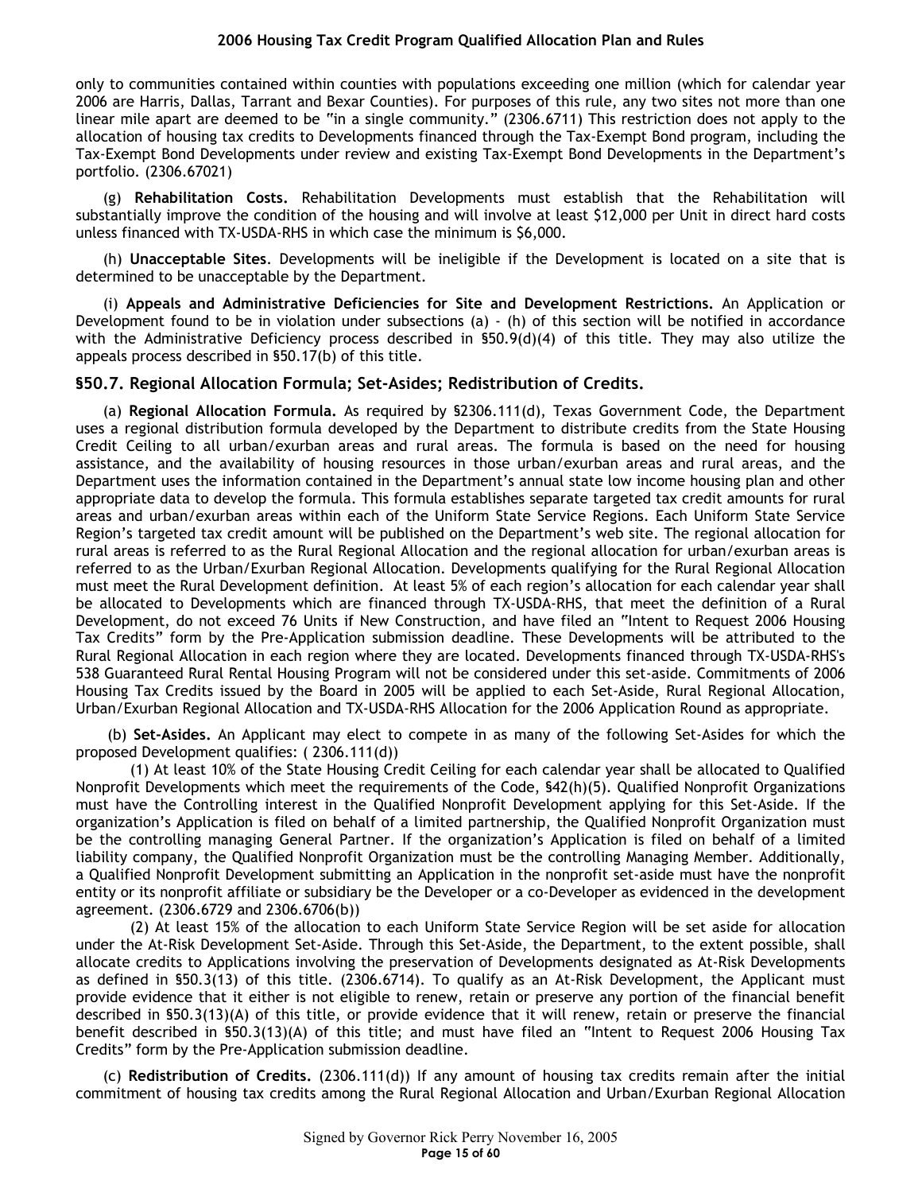only to communities contained within counties with populations exceeding one million (which for calendar year 2006 are Harris, Dallas, Tarrant and Bexar Counties). For purposes of this rule, any two sites not more than one linear mile apart are deemed to be "in a single community." (2306.6711) This restriction does not apply to the allocation of housing tax credits to Developments financed through the Tax-Exempt Bond program, including the Tax-Exempt Bond Developments under review and existing Tax-Exempt Bond Developments in the Department's portfolio. (2306.67021)

(g) **Rehabilitation Costs.** Rehabilitation Developments must establish that the Rehabilitation will substantially improve the condition of the housing and will involve at least $12,000 per Unit in direct hard costs unless financed with TX-USDA-RHS in which case the minimum is $6,000.

(h) **Unacceptable Sites**. Developments will be ineligible if the Development is located on a site that is determined to be unacceptable by the Department.

(i) **Appeals and Administrative Deficiencies for Site and Development Restrictions.** An Application or Development found to be in violation under subsections (a) - (h) of this section will be notified in accordance with the Administrative Deficiency process described in §50.9(d)(4) of this title. They may also utilize the appeals process described in §50.17(b) of this title.

## §50.7. Regional Allocation Formula; Set-Asides; Redistribution of Credits.

(a) **Regional Allocation Formula.** As required by §2306.111(d), Texas Government Code, the Department uses a regional distribution formula developed by the Department to distribute credits from the State Housing Credit Ceiling to all urban/exurban areas and rural areas. The formula is based on the need for housing assistance, and the availability of housing resources in those urban/exurban areas and rural areas, and the Department uses the information contained in the Department's annual state low income housing plan and other appropriate data to develop the formula. This formula establishes separate targeted tax credit amounts for rural areas and urban/exurban areas within each of the Uniform State Service Regions. Each Uniform State Service Region's targeted tax credit amount will be published on the Department's web site. The regional allocation for rural areas is referred to as the Rural Regional Allocation and the regional allocation for urban/exurban areas is referred to as the Urban/Exurban Regional Allocation. Developments qualifying for the Rural Regional Allocation must meet the Rural Development definition. At least 5% of each region's allocation for each calendar year shall be allocated to Developments which are financed through TX-USDA-RHS, that meet the definition of a Rural Development, do not exceed 76 Units if New Construction, and have filed an "Intent to Request 2006 Housing Tax Credits" form by the Pre-Application submission deadline. These Developments will be attributed to the Rural Regional Allocation in each region where they are located. Developments financed through TX-USDA-RHS's 538 Guaranteed Rural Rental Housing Program will not be considered under this set-aside. Commitments of 2006 Housing Tax Credits issued by the Board in 2005 will be applied to each Set-Aside, Rural Regional Allocation, Urban/Exurban Regional Allocation and TX-USDA-RHS Allocation for the 2006 Application Round as appropriate.

(b) **Set-Asides.** An Applicant may elect to compete in as many of the following Set-Asides for which the proposed Development qualifies: ( 2306.111(d))

(1) At least 10% of the State Housing Credit Ceiling for each calendar year shall be allocated to Qualified Nonprofit Developments which meet the requirements of the Code, §42(h)(5). Qualified Nonprofit Organizations must have the Controlling interest in the Qualified Nonprofit Development applying for this Set-Aside. If the organization's Application is filed on behalf of a limited partnership, the Qualified Nonprofit Organization must be the controlling managing General Partner. If the organization's Application is filed on behalf of a limited liability company, the Qualified Nonprofit Organization must be the controlling Managing Member. Additionally, a Qualified Nonprofit Development submitting an Application in the nonprofit set-aside must have the nonprofit entity or its nonprofit affiliate or subsidiary be the Developer or a co-Developer as evidenced in the development agreement. (2306.6729 and 2306.6706(b))

(2) At least 15% of the allocation to each Uniform State Service Region will be set aside for allocation under the At-Risk Development Set-Aside. Through this Set-Aside, the Department, to the extent possible, shall allocate credits to Applications involving the preservation of Developments designated as At-Risk Developments as defined in §50.3(13) of this title. (2306.6714). To qualify as an At-Risk Development, the Applicant must provide evidence that it either is not eligible to renew, retain or preserve any portion of the financial benefit described in §50.3(13)(A) of this title, or provide evidence that it will renew, retain or preserve the financial benefit described in §50.3(13)(A) of this title; and must have filed an "Intent to Request 2006 Housing Tax Credits" form by the Pre-Application submission deadline.

(c) **Redistribution of Credits.** (2306.111(d)) If any amount of housing tax credits remain after the initial commitment of housing tax credits among the Rural Regional Allocation and Urban/Exurban Regional Allocation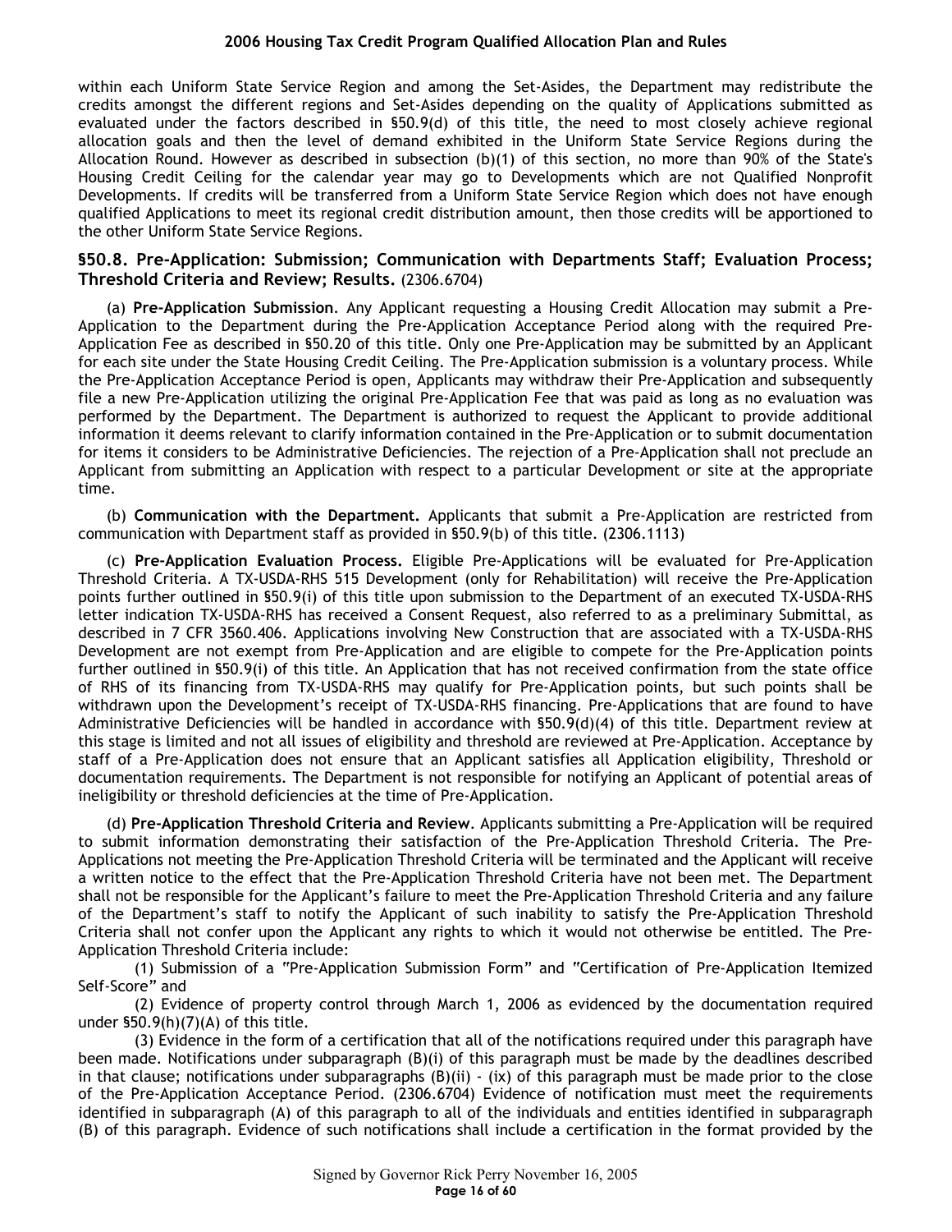within each Uniform State Service Region and among the Set-Asides, the Department may redistribute the credits amongst the different regions and Set-Asides depending on the quality of Applications submitted as evaluated under the factors described in §50.9(d) of this title, the need to most closely achieve regional allocation goals and then the level of demand exhibited in the Uniform State Service Regions during the Allocation Round. However as described in subsection (b)(1) of this section, no more than 90% of the State's Housing Credit Ceiling for the calendar year may go to Developments which are not Qualified Nonprofit Developments. If credits will be transferred from a Uniform State Service Region which does not have enough qualified Applications to meet its regional credit distribution amount, then those credits will be apportioned to the other Uniform State Service Regions.

## §50.8. Pre-Application: Submission; Communication with Departments Staff; Evaluation Process; Threshold Criteria and Review; Results. (2306.6704)

(a) **Pre-Application Submission**. Any Applicant requesting a Housing Credit Allocation may submit a Pre-Application to the Department during the Pre-Application Acceptance Period along with the required Pre-Application Fee as described in §50.20 of this title. Only one Pre-Application may be submitted by an Applicant for each site under the State Housing Credit Ceiling. The Pre-Application submission is a voluntary process. While the Pre-Application Acceptance Period is open, Applicants may withdraw their Pre-Application and subsequently file a new Pre-Application utilizing the original Pre-Application Fee that was paid as long as no evaluation was performed by the Department. The Department is authorized to request the Applicant to provide additional information it deems relevant to clarify information contained in the Pre-Application or to submit documentation for items it considers to be Administrative Deficiencies. The rejection of a Pre-Application shall not preclude an Applicant from submitting an Application with respect to a particular Development or site at the appropriate time.

(b) **Communication with the Department.** Applicants that submit a Pre-Application are restricted from communication with Department staff as provided in §50.9(b) of this title. (2306.1113)

(c) **Pre-Application Evaluation Process.** Eligible Pre-Applications will be evaluated for Pre-Application Threshold Criteria. A TX-USDA-RHS 515 Development (only for Rehabilitation) will receive the Pre-Application points further outlined in §50.9(i) of this title upon submission to the Department of an executed TX-USDA-RHS letter indication TX-USDA-RHS has received a Consent Request, also referred to as a preliminary Submittal, as described in 7 CFR 3560.406. Applications involving New Construction that are associated with a TX-USDA-RHS Development are not exempt from Pre-Application and are eligible to compete for the Pre-Application points further outlined in §50.9(i) of this title. An Application that has not received confirmation from the state office of RHS of its financing from TX-USDA-RHS may qualify for Pre-Application points, but such points shall be withdrawn upon the Development's receipt of TX-USDA-RHS financing. Pre-Applications that are found to have Administrative Deficiencies will be handled in accordance with §50.9(d)(4) of this title. Department review at this stage is limited and not all issues of eligibility and threshold are reviewed at Pre-Application. Acceptance by staff of a Pre-Application does not ensure that an Applicant satisfies all Application eligibility, Threshold or documentation requirements. The Department is not responsible for notifying an Applicant of potential areas of ineligibility or threshold deficiencies at the time of Pre-Application.

(d) **Pre-Application Threshold Criteria and Review**. Applicants submitting a Pre-Application will be required to submit information demonstrating their satisfaction of the Pre-Application Threshold Criteria. The Pre-Applications not meeting the Pre-Application Threshold Criteria will be terminated and the Applicant will receive a written notice to the effect that the Pre-Application Threshold Criteria have not been met. The Department shall not be responsible for the Applicant's failure to meet the Pre-Application Threshold Criteria and any failure of the Department's staff to notify the Applicant of such inability to satisfy the Pre-Application Threshold Criteria shall not confer upon the Applicant any rights to which it would not otherwise be entitled. The Pre-Application Threshold Criteria include:

(1) Submission of a "Pre-Application Submission Form" and "Certification of Pre-Application Itemized Self-Score" and

(2) Evidence of property control through March 1, 2006 as evidenced by the documentation required under §50.9(h)(7)(A) of this title.

(3) Evidence in the form of a certification that all of the notifications required under this paragraph have been made. Notifications under subparagraph (B)(i) of this paragraph must be made by the deadlines described in that clause; notifications under subparagraphs (B)(ii) - (ix) of this paragraph must be made prior to the close of the Pre-Application Acceptance Period. (2306.6704) Evidence of notification must meet the requirements identified in subparagraph (A) of this paragraph to all of the individuals and entities identified in subparagraph (B) of this paragraph. Evidence of such notifications shall include a certification in the format provided by the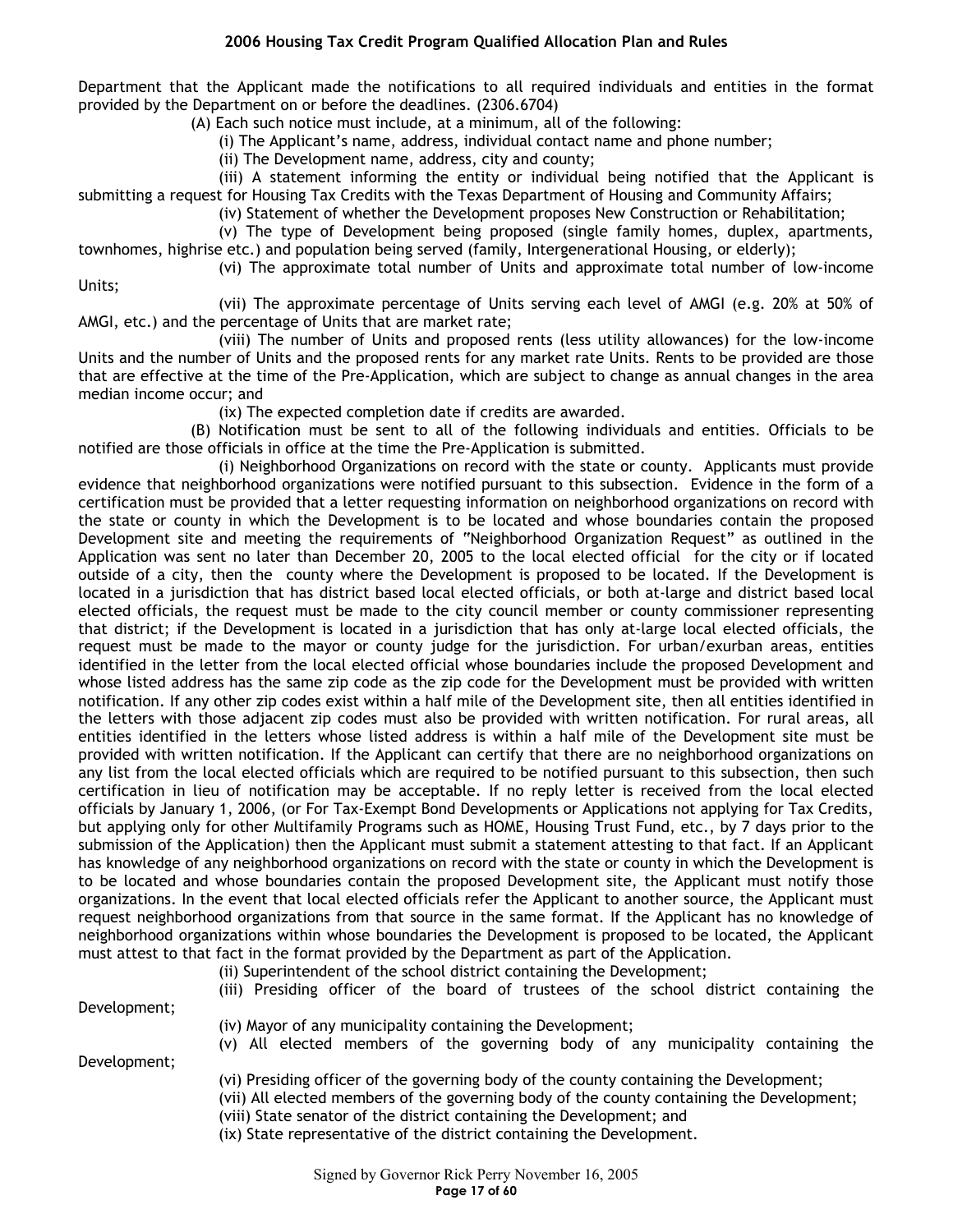Department that the Applicant made the notifications to all required individuals and entities in the format provided by the Department on or before the deadlines. (2306.6704)

(A) Each such notice must include, at a minimum, all of the following:

(i) The Applicant's name, address, individual contact name and phone number;

(ii) The Development name, address, city and county;

(iii) A statement informing the entity or individual being notified that the Applicant is submitting a request for Housing Tax Credits with the Texas Department of Housing and Community Affairs;

(iv) Statement of whether the Development proposes New Construction or Rehabilitation;

(v) The type of Development being proposed (single family homes, duplex, apartments, townhomes, highrise etc.) and population being served (family, Intergenerational Housing, or elderly);

(vi) The approximate total number of Units and approximate total number of low-income Units;

(vii) The approximate percentage of Units serving each level of AMGI (e.g. 20% at 50% of AMGI, etc.) and the percentage of Units that are market rate;

(viii) The number of Units and proposed rents (less utility allowances) for the low-income Units and the number of Units and the proposed rents for any market rate Units. Rents to be provided are those that are effective at the time of the Pre-Application, which are subject to change as annual changes in the area median income occur; and

(ix) The expected completion date if credits are awarded.

(B) Notification must be sent to all of the following individuals and entities. Officials to be notified are those officials in office at the time the Pre-Application is submitted.

(i) Neighborhood Organizations on record with the state or county. Applicants must provide evidence that neighborhood organizations were notified pursuant to this subsection. Evidence in the form of a certification must be provided that a letter requesting information on neighborhood organizations on record with the state or county in which the Development is to be located and whose boundaries contain the proposed Development site and meeting the requirements of "Neighborhood Organization Request" as outlined in the Application was sent no later than December 20, 2005 to the local elected official for the city or if located outside of a city, then the county where the Development is proposed to be located. If the Development is located in a jurisdiction that has district based local elected officials, or both at-large and district based local elected officials, the request must be made to the city council member or county commissioner representing that district; if the Development is located in a jurisdiction that has only at-large local elected officials, the request must be made to the mayor or county judge for the jurisdiction. For urban/exurban areas, entities identified in the letter from the local elected official whose boundaries include the proposed Development and whose listed address has the same zip code as the zip code for the Development must be provided with written notification. If any other zip codes exist within a half mile of the Development site, then all entities identified in the letters with those adjacent zip codes must also be provided with written notification. For rural areas, all entities identified in the letters whose listed address is within a half mile of the Development site must be provided with written notification. If the Applicant can certify that there are no neighborhood organizations on any list from the local elected officials which are required to be notified pursuant to this subsection, then such certification in lieu of notification may be acceptable. If no reply letter is received from the local elected officials by January 1, 2006, (or For Tax-Exempt Bond Developments or Applications not applying for Tax Credits, but applying only for other Multifamily Programs such as HOME, Housing Trust Fund, etc., by 7 days prior to the submission of the Application) then the Applicant must submit a statement attesting to that fact. If an Applicant has knowledge of any neighborhood organizations on record with the state or county in which the Development is to be located and whose boundaries contain the proposed Development site, the Applicant must notify those organizations. In the event that local elected officials refer the Applicant to another source, the Applicant must request neighborhood organizations from that source in the same format. If the Applicant has no knowledge of neighborhood organizations within whose boundaries the Development is proposed to be located, the Applicant must attest to that fact in the format provided by the Department as part of the Application.

(ii) Superintendent of the school district containing the Development;

(iii) Presiding officer of the board of trustees of the school district containing the Development;

(iv) Mayor of any municipality containing the Development;

(v) All elected members of the governing body of any municipality containing the Development;

(vi) Presiding officer of the governing body of the county containing the Development;

(vii) All elected members of the governing body of the county containing the Development;

(viii) State senator of the district containing the Development; and

(ix) State representative of the district containing the Development.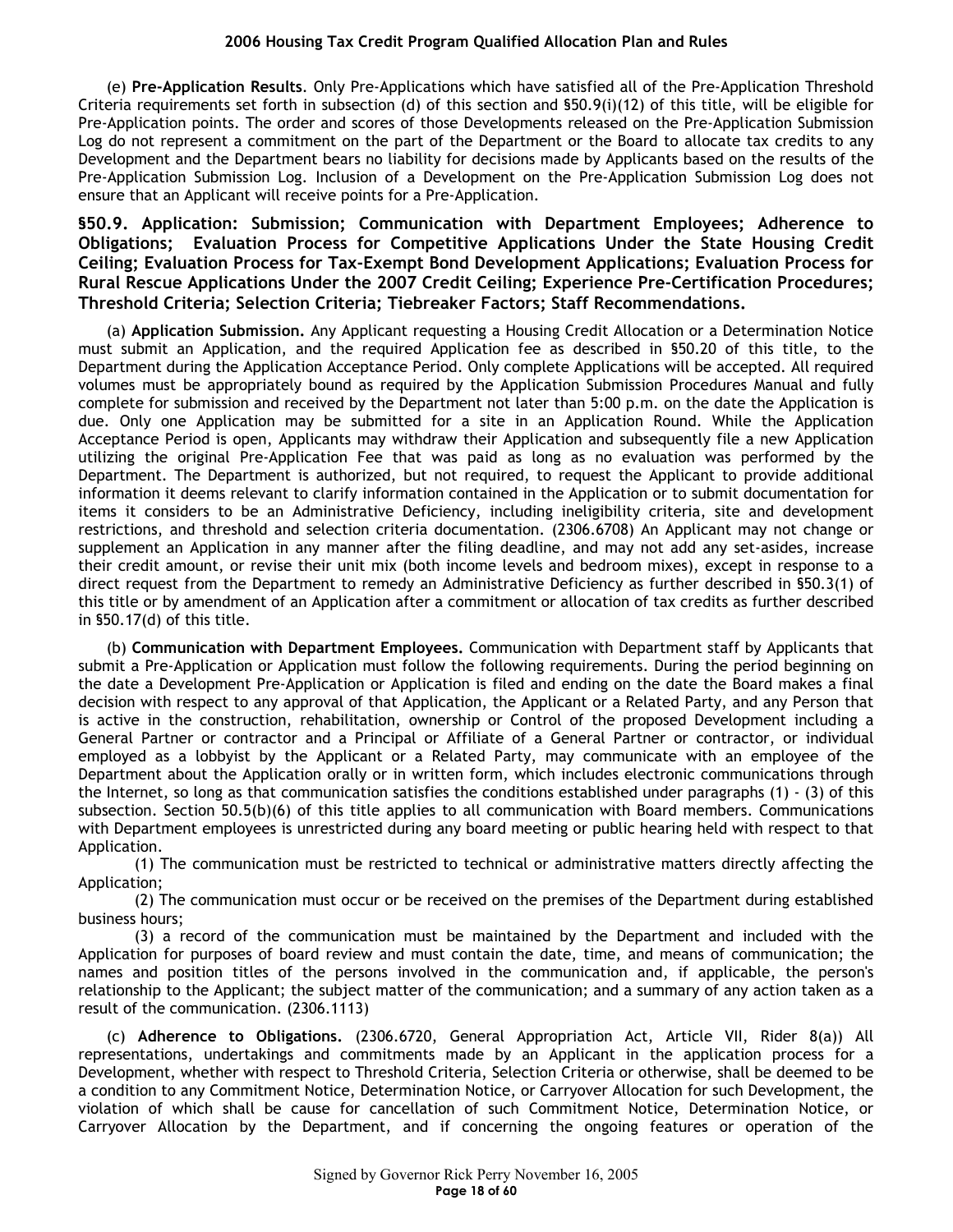(e) **Pre-Application Results**. Only Pre-Applications which have satisfied all of the Pre-Application Threshold Criteria requirements set forth in subsection (d) of this section and §50.9(i)(12) of this title, will be eligible for Pre-Application points. The order and scores of those Developments released on the Pre-Application Submission Log do not represent a commitment on the part of the Department or the Board to allocate tax credits to any Development and the Department bears no liability for decisions made by Applicants based on the results of the Pre-Application Submission Log. Inclusion of a Development on the Pre-Application Submission Log does not ensure that an Applicant will receive points for a Pre-Application.

## §50.9. Application: Submission; Communication with Department Employees; Adherence to Obligations; Evaluation Process for Competitive Applications Under the State Housing Credit Ceiling; Evaluation Process for Tax-Exempt Bond Development Applications; Evaluation Process for Rural Rescue Applications Under the 2007 Credit Ceiling; Experience Pre-Certification Procedures; Threshold Criteria; Selection Criteria; Tiebreaker Factors; Staff Recommendations.

(a) **Application Submission.** Any Applicant requesting a Housing Credit Allocation or a Determination Notice must submit an Application, and the required Application fee as described in §50.20 of this title, to the Department during the Application Acceptance Period. Only complete Applications will be accepted. All required volumes must be appropriately bound as required by the Application Submission Procedures Manual and fully complete for submission and received by the Department not later than 5:00 p.m. on the date the Application is due. Only one Application may be submitted for a site in an Application Round. While the Application Acceptance Period is open, Applicants may withdraw their Application and subsequently file a new Application utilizing the original Pre-Application Fee that was paid as long as no evaluation was performed by the Department. The Department is authorized, but not required, to request the Applicant to provide additional information it deems relevant to clarify information contained in the Application or to submit documentation for items it considers to be an Administrative Deficiency, including ineligibility criteria, site and development restrictions, and threshold and selection criteria documentation. (2306.6708) An Applicant may not change or supplement an Application in any manner after the filing deadline, and may not add any set-asides, increase their credit amount, or revise their unit mix (both income levels and bedroom mixes), except in response to a direct request from the Department to remedy an Administrative Deficiency as further described in §50.3(1) of this title or by amendment of an Application after a commitment or allocation of tax credits as further described in §50.17(d) of this title.

(b) **Communication with Department Employees.** Communication with Department staff by Applicants that submit a Pre-Application or Application must follow the following requirements. During the period beginning on the date a Development Pre-Application or Application is filed and ending on the date the Board makes a final decision with respect to any approval of that Application, the Applicant or a Related Party, and any Person that is active in the construction, rehabilitation, ownership or Control of the proposed Development including a General Partner or contractor and a Principal or Affiliate of a General Partner or contractor, or individual employed as a lobbyist by the Applicant or a Related Party, may communicate with an employee of the Department about the Application orally or in written form, which includes electronic communications through the Internet, so long as that communication satisfies the conditions established under paragraphs (1) - (3) of this subsection. Section 50.5(b)(6) of this title applies to all communication with Board members. Communications with Department employees is unrestricted during any board meeting or public hearing held with respect to that Application.

(1) The communication must be restricted to technical or administrative matters directly affecting the Application;

(2) The communication must occur or be received on the premises of the Department during established business hours;

(3) a record of the communication must be maintained by the Department and included with the Application for purposes of board review and must contain the date, time, and means of communication; the names and position titles of the persons involved in the communication and, if applicable, the person's relationship to the Applicant; the subject matter of the communication; and a summary of any action taken as a result of the communication. (2306.1113)

(c) **Adherence to Obligations.** (2306.6720, General Appropriation Act, Article VII, Rider 8(a)) All representations, undertakings and commitments made by an Applicant in the application process for a Development, whether with respect to Threshold Criteria, Selection Criteria or otherwise, shall be deemed to be a condition to any Commitment Notice, Determination Notice, or Carryover Allocation for such Development, the violation of which shall be cause for cancellation of such Commitment Notice, Determination Notice, or Carryover Allocation by the Department, and if concerning the ongoing features or operation of the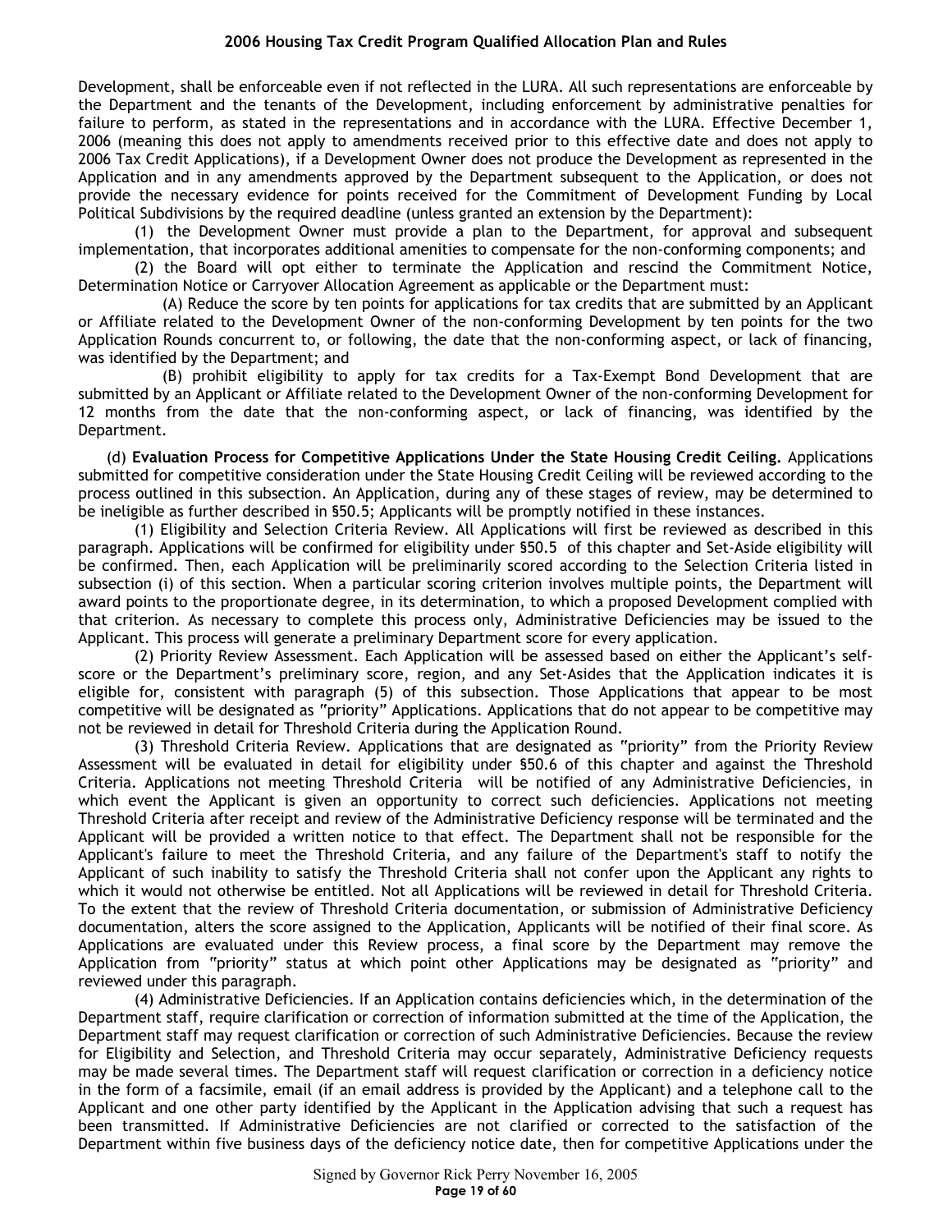Development, shall be enforceable even if not reflected in the LURA. All such representations are enforceable by the Department and the tenants of the Development, including enforcement by administrative penalties for failure to perform, as stated in the representations and in accordance with the LURA. Effective December 1, 2006 (meaning this does not apply to amendments received prior to this effective date and does not apply to 2006 Tax Credit Applications), if a Development Owner does not produce the Development as represented in the Application and in any amendments approved by the Department subsequent to the Application, or does not provide the necessary evidence for points received for the Commitment of Development Funding by Local Political Subdivisions by the required deadline (unless granted an extension by the Department):

(1) the Development Owner must provide a plan to the Department, for approval and subsequent implementation, that incorporates additional amenities to compensate for the non-conforming components; and

(2) the Board will opt either to terminate the Application and rescind the Commitment Notice, Determination Notice or Carryover Allocation Agreement as applicable or the Department must:

(A) Reduce the score by ten points for applications for tax credits that are submitted by an Applicant or Affiliate related to the Development Owner of the non-conforming Development by ten points for the two Application Rounds concurrent to, or following, the date that the non-conforming aspect, or lack of financing, was identified by the Department; and

(B) prohibit eligibility to apply for tax credits for a Tax-Exempt Bond Development that are submitted by an Applicant or Affiliate related to the Development Owner of the non-conforming Development for 12 months from the date that the non-conforming aspect, or lack of financing, was identified by the Department.

(d) **Evaluation Process for Competitive Applications Under the State Housing Credit Ceiling.** Applications submitted for competitive consideration under the State Housing Credit Ceiling will be reviewed according to the process outlined in this subsection. An Application, during any of these stages of review, may be determined to be ineligible as further described in §50.5; Applicants will be promptly notified in these instances.

(1) Eligibility and Selection Criteria Review. All Applications will first be reviewed as described in this paragraph. Applications will be confirmed for eligibility under §50.5 of this chapter and Set-Aside eligibility will be confirmed. Then, each Application will be preliminarily scored according to the Selection Criteria listed in subsection (i) of this section. When a particular scoring criterion involves multiple points, the Department will award points to the proportionate degree, in its determination, to which a proposed Development complied with that criterion. As necessary to complete this process only, Administrative Deficiencies may be issued to the Applicant. This process will generate a preliminary Department score for every application.

(2) Priority Review Assessment. Each Application will be assessed based on either the Applicant's self-score or the Department's preliminary score, region, and any Set-Asides that the Application indicates it is eligible for, consistent with paragraph (5) of this subsection. Those Applications that appear to be most competitive will be designated as "priority" Applications. Applications that do not appear to be competitive may not be reviewed in detail for Threshold Criteria during the Application Round.

(3) Threshold Criteria Review. Applications that are designated as "priority" from the Priority Review Assessment will be evaluated in detail for eligibility under §50.6 of this chapter and against the Threshold Criteria. Applications not meeting Threshold Criteria will be notified of any Administrative Deficiencies, in which event the Applicant is given an opportunity to correct such deficiencies. Applications not meeting Threshold Criteria after receipt and review of the Administrative Deficiency response will be terminated and the Applicant will be provided a written notice to that effect. The Department shall not be responsible for the Applicant's failure to meet the Threshold Criteria, and any failure of the Department's staff to notify the Applicant of such inability to satisfy the Threshold Criteria shall not confer upon the Applicant any rights to which it would not otherwise be entitled. Not all Applications will be reviewed in detail for Threshold Criteria. To the extent that the review of Threshold Criteria documentation, or submission of Administrative Deficiency documentation, alters the score assigned to the Application, Applicants will be notified of their final score. As Applications are evaluated under this Review process, a final score by the Department may remove the Application from "priority" status at which point other Applications may be designated as "priority" and reviewed under this paragraph.

(4) Administrative Deficiencies. If an Application contains deficiencies which, in the determination of the Department staff, require clarification or correction of information submitted at the time of the Application, the Department staff may request clarification or correction of such Administrative Deficiencies. Because the review for Eligibility and Selection, and Threshold Criteria may occur separately, Administrative Deficiency requests may be made several times. The Department staff will request clarification or correction in a deficiency notice in the form of a facsimile, email (if an email address is provided by the Applicant) and a telephone call to the Applicant and one other party identified by the Applicant in the Application advising that such a request has been transmitted. If Administrative Deficiencies are not clarified or corrected to the satisfaction of the Department within five business days of the deficiency notice date, then for competitive Applications under the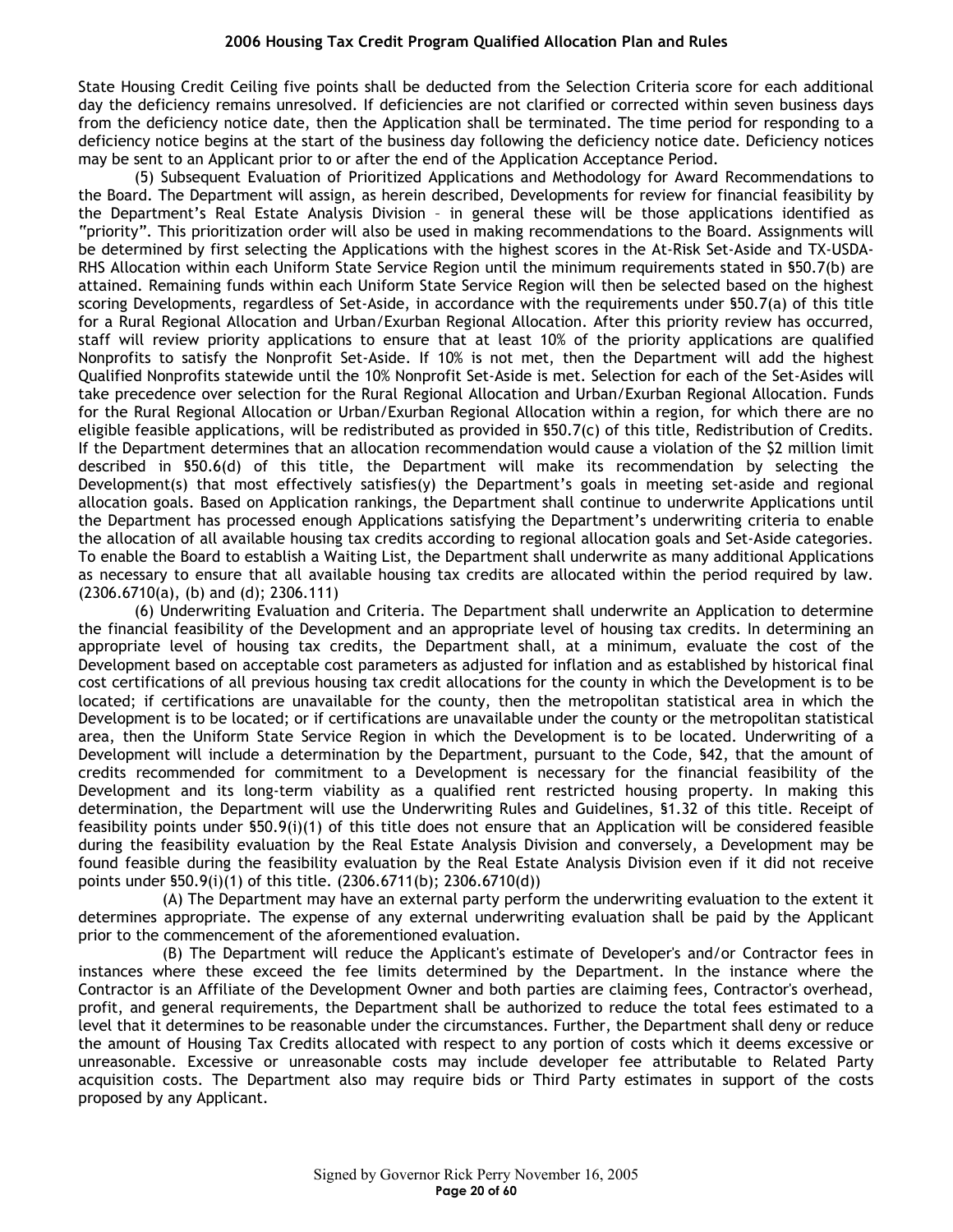State Housing Credit Ceiling five points shall be deducted from the Selection Criteria score for each additional day the deficiency remains unresolved. If deficiencies are not clarified or corrected within seven business days from the deficiency notice date, then the Application shall be terminated. The time period for responding to a deficiency notice begins at the start of the business day following the deficiency notice date. Deficiency notices may be sent to an Applicant prior to or after the end of the Application Acceptance Period.

(5) Subsequent Evaluation of Prioritized Applications and Methodology for Award Recommendations to the Board. The Department will assign, as herein described, Developments for review for financial feasibility by the Department's Real Estate Analysis Division – in general these will be those applications identified as "priority". This prioritization order will also be used in making recommendations to the Board. Assignments will be determined by first selecting the Applications with the highest scores in the At-Risk Set-Aside and TX-USDA-RHS Allocation within each Uniform State Service Region until the minimum requirements stated in §50.7(b) are attained. Remaining funds within each Uniform State Service Region will then be selected based on the highest scoring Developments, regardless of Set-Aside, in accordance with the requirements under §50.7(a) of this title for a Rural Regional Allocation and Urban/Exurban Regional Allocation. After this priority review has occurred, staff will review priority applications to ensure that at least 10% of the priority applications are qualified Nonprofits to satisfy the Nonprofit Set-Aside. If 10% is not met, then the Department will add the highest Qualified Nonprofits statewide until the 10% Nonprofit Set-Aside is met. Selection for each of the Set-Asides will take precedence over selection for the Rural Regional Allocation and Urban/Exurban Regional Allocation. Funds for the Rural Regional Allocation or Urban/Exurban Regional Allocation within a region, for which there are no eligible feasible applications, will be redistributed as provided in §50.7(c) of this title, Redistribution of Credits. If the Department determines that an allocation recommendation would cause a violation of the $2 million limit described in §50.6(d) of this title, the Department will make its recommendation by selecting the Development(s) that most effectively satisfies(y) the Department's goals in meeting set-aside and regional allocation goals. Based on Application rankings, the Department shall continue to underwrite Applications until the Department has processed enough Applications satisfying the Department's underwriting criteria to enable the allocation of all available housing tax credits according to regional allocation goals and Set-Aside categories. To enable the Board to establish a Waiting List, the Department shall underwrite as many additional Applications as necessary to ensure that all available housing tax credits are allocated within the period required by law. (2306.6710(a), (b) and (d); 2306.111)

(6) Underwriting Evaluation and Criteria. The Department shall underwrite an Application to determine the financial feasibility of the Development and an appropriate level of housing tax credits. In determining an appropriate level of housing tax credits, the Department shall, at a minimum, evaluate the cost of the Development based on acceptable cost parameters as adjusted for inflation and as established by historical final cost certifications of all previous housing tax credit allocations for the county in which the Development is to be located; if certifications are unavailable for the county, then the metropolitan statistical area in which the Development is to be located; or if certifications are unavailable under the county or the metropolitan statistical area, then the Uniform State Service Region in which the Development is to be located. Underwriting of a Development will include a determination by the Department, pursuant to the Code, §42, that the amount of credits recommended for commitment to a Development is necessary for the financial feasibility of the Development and its long-term viability as a qualified rent restricted housing property. In making this determination, the Department will use the Underwriting Rules and Guidelines, §1.32 of this title. Receipt of feasibility points under §50.9(i)(1) of this title does not ensure that an Application will be considered feasible during the feasibility evaluation by the Real Estate Analysis Division and conversely, a Development may be found feasible during the feasibility evaluation by the Real Estate Analysis Division even if it did not receive points under §50.9(i)(1) of this title. (2306.6711(b); 2306.6710(d))

(A) The Department may have an external party perform the underwriting evaluation to the extent it determines appropriate. The expense of any external underwriting evaluation shall be paid by the Applicant prior to the commencement of the aforementioned evaluation.

(B) The Department will reduce the Applicant's estimate of Developer's and/or Contractor fees in instances where these exceed the fee limits determined by the Department. In the instance where the Contractor is an Affiliate of the Development Owner and both parties are claiming fees, Contractor's overhead, profit, and general requirements, the Department shall be authorized to reduce the total fees estimated to a level that it determines to be reasonable under the circumstances. Further, the Department shall deny or reduce the amount of Housing Tax Credits allocated with respect to any portion of costs which it deems excessive or unreasonable. Excessive or unreasonable costs may include developer fee attributable to Related Party acquisition costs. The Department also may require bids or Third Party estimates in support of the costs proposed by any Applicant.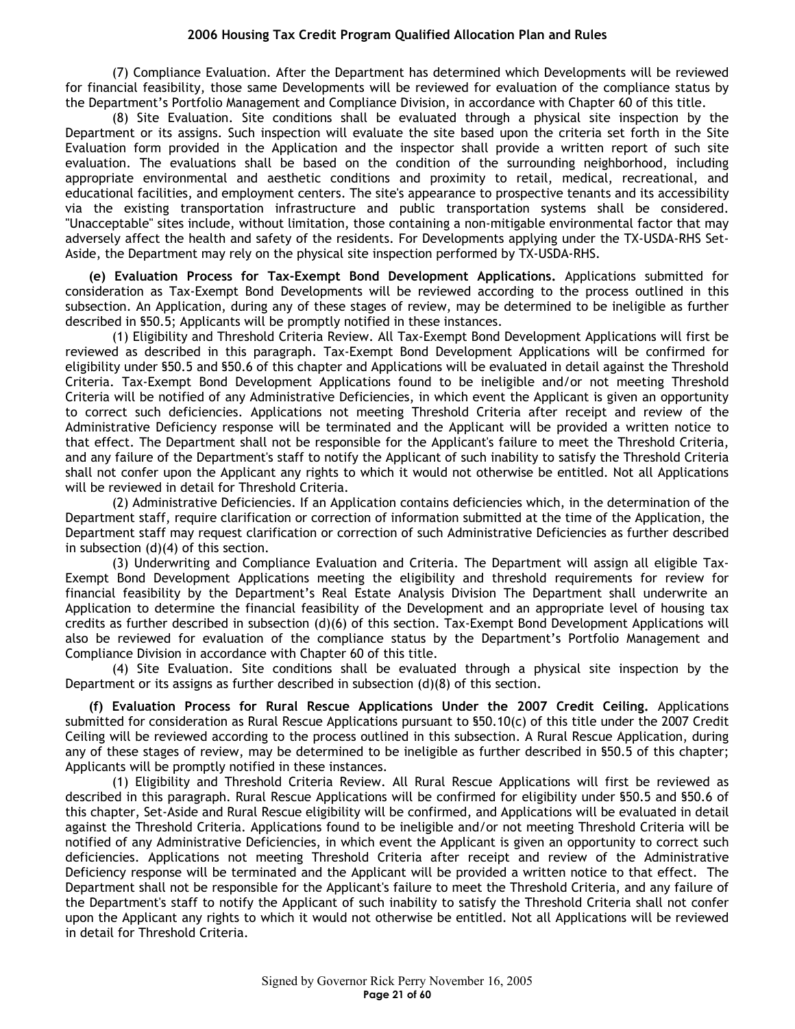(7) Compliance Evaluation. After the Department has determined which Developments will be reviewed for financial feasibility, those same Developments will be reviewed for evaluation of the compliance status by the Department's Portfolio Management and Compliance Division, in accordance with Chapter 60 of this title.

(8) Site Evaluation. Site conditions shall be evaluated through a physical site inspection by the Department or its assigns. Such inspection will evaluate the site based upon the criteria set forth in the Site Evaluation form provided in the Application and the inspector shall provide a written report of such site evaluation. The evaluations shall be based on the condition of the surrounding neighborhood, including appropriate environmental and aesthetic conditions and proximity to retail, medical, recreational, and educational facilities, and employment centers. The site's appearance to prospective tenants and its accessibility via the existing transportation infrastructure and public transportation systems shall be considered. "Unacceptable" sites include, without limitation, those containing a non-mitigable environmental factor that may adversely affect the health and safety of the residents. For Developments applying under the TX-USDA-RHS Set-Aside, the Department may rely on the physical site inspection performed by TX-USDA-RHS.

**(e) Evaluation Process for Tax-Exempt Bond Development Applications.** Applications submitted for consideration as Tax-Exempt Bond Developments will be reviewed according to the process outlined in this subsection. An Application, during any of these stages of review, may be determined to be ineligible as further described in §50.5; Applicants will be promptly notified in these instances.

(1) Eligibility and Threshold Criteria Review. All Tax-Exempt Bond Development Applications will first be reviewed as described in this paragraph. Tax-Exempt Bond Development Applications will be confirmed for eligibility under §50.5 and §50.6 of this chapter and Applications will be evaluated in detail against the Threshold Criteria. Tax-Exempt Bond Development Applications found to be ineligible and/or not meeting Threshold Criteria will be notified of any Administrative Deficiencies, in which event the Applicant is given an opportunity to correct such deficiencies. Applications not meeting Threshold Criteria after receipt and review of the Administrative Deficiency response will be terminated and the Applicant will be provided a written notice to that effect. The Department shall not be responsible for the Applicant's failure to meet the Threshold Criteria, and any failure of the Department's staff to notify the Applicant of such inability to satisfy the Threshold Criteria shall not confer upon the Applicant any rights to which it would not otherwise be entitled. Not all Applications will be reviewed in detail for Threshold Criteria.

(2) Administrative Deficiencies. If an Application contains deficiencies which, in the determination of the Department staff, require clarification or correction of information submitted at the time of the Application, the Department staff may request clarification or correction of such Administrative Deficiencies as further described in subsection (d)(4) of this section.

(3) Underwriting and Compliance Evaluation and Criteria. The Department will assign all eligible Tax-Exempt Bond Development Applications meeting the eligibility and threshold requirements for review for financial feasibility by the Department's Real Estate Analysis Division The Department shall underwrite an Application to determine the financial feasibility of the Development and an appropriate level of housing tax credits as further described in subsection (d)(6) of this section. Tax-Exempt Bond Development Applications will also be reviewed for evaluation of the compliance status by the Department's Portfolio Management and Compliance Division in accordance with Chapter 60 of this title.

(4) Site Evaluation. Site conditions shall be evaluated through a physical site inspection by the Department or its assigns as further described in subsection (d)(8) of this section.

**(f) Evaluation Process for Rural Rescue Applications Under the 2007 Credit Ceiling.** Applications submitted for consideration as Rural Rescue Applications pursuant to §50.10(c) of this title under the 2007 Credit Ceiling will be reviewed according to the process outlined in this subsection. A Rural Rescue Application, during any of these stages of review, may be determined to be ineligible as further described in §50.5 of this chapter; Applicants will be promptly notified in these instances.

(1) Eligibility and Threshold Criteria Review. All Rural Rescue Applications will first be reviewed as described in this paragraph. Rural Rescue Applications will be confirmed for eligibility under §50.5 and §50.6 of this chapter, Set-Aside and Rural Rescue eligibility will be confirmed, and Applications will be evaluated in detail against the Threshold Criteria. Applications found to be ineligible and/or not meeting Threshold Criteria will be notified of any Administrative Deficiencies, in which event the Applicant is given an opportunity to correct such deficiencies. Applications not meeting Threshold Criteria after receipt and review of the Administrative Deficiency response will be terminated and the Applicant will be provided a written notice to that effect. The Department shall not be responsible for the Applicant's failure to meet the Threshold Criteria, and any failure of the Department's staff to notify the Applicant of such inability to satisfy the Threshold Criteria shall not confer upon the Applicant any rights to which it would not otherwise be entitled. Not all Applications will be reviewed in detail for Threshold Criteria.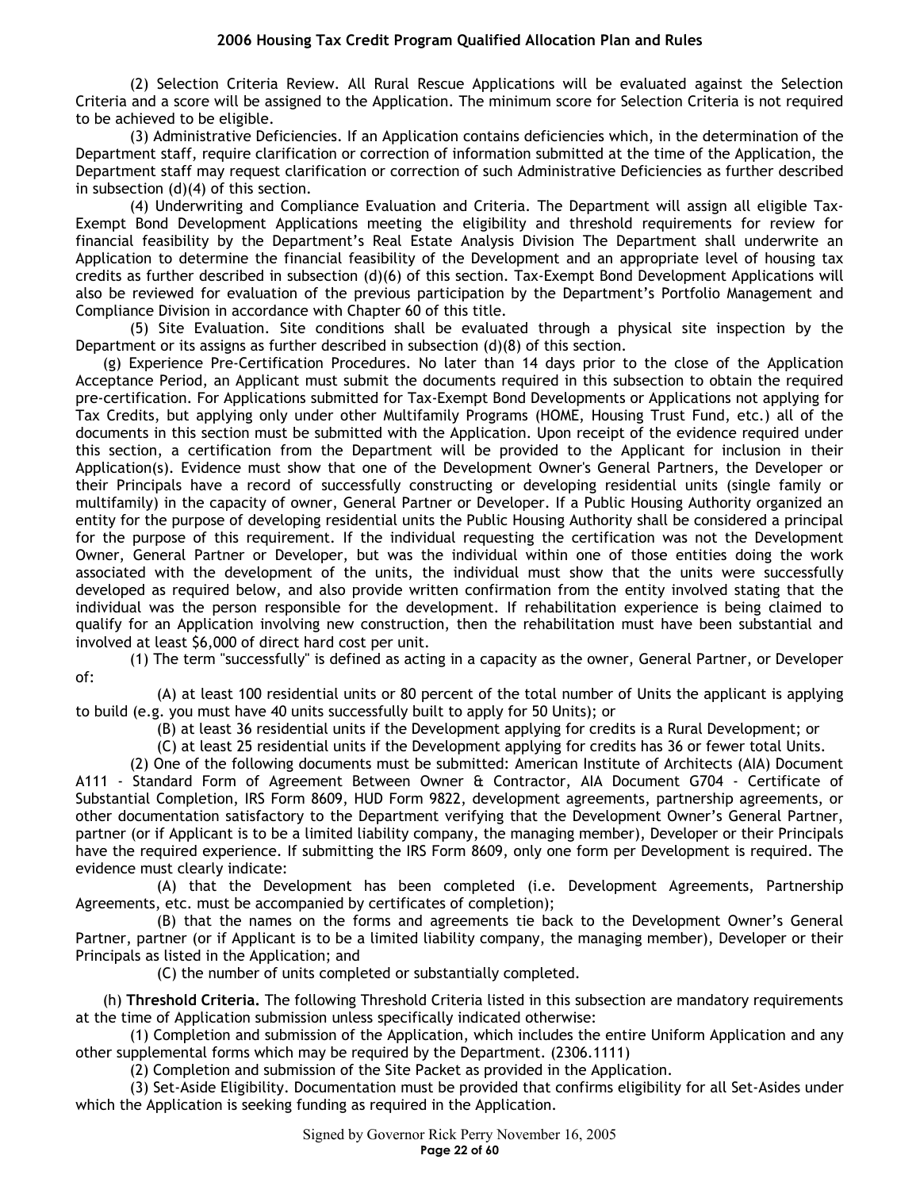(2) Selection Criteria Review. All Rural Rescue Applications will be evaluated against the Selection Criteria and a score will be assigned to the Application. The minimum score for Selection Criteria is not required to be achieved to be eligible.

(3) Administrative Deficiencies. If an Application contains deficiencies which, in the determination of the Department staff, require clarification or correction of information submitted at the time of the Application, the Department staff may request clarification or correction of such Administrative Deficiencies as further described in subsection (d)(4) of this section.

(4) Underwriting and Compliance Evaluation and Criteria. The Department will assign all eligible Tax-Exempt Bond Development Applications meeting the eligibility and threshold requirements for review for financial feasibility by the Department's Real Estate Analysis Division The Department shall underwrite an Application to determine the financial feasibility of the Development and an appropriate level of housing tax credits as further described in subsection (d)(6) of this section. Tax-Exempt Bond Development Applications will also be reviewed for evaluation of the previous participation by the Department's Portfolio Management and Compliance Division in accordance with Chapter 60 of this title.

(5) Site Evaluation. Site conditions shall be evaluated through a physical site inspection by the Department or its assigns as further described in subsection (d)(8) of this section.

(g) Experience Pre-Certification Procedures. No later than 14 days prior to the close of the Application Acceptance Period, an Applicant must submit the documents required in this subsection to obtain the required pre-certification. For Applications submitted for Tax-Exempt Bond Developments or Applications not applying for Tax Credits, but applying only under other Multifamily Programs (HOME, Housing Trust Fund, etc.) all of the documents in this section must be submitted with the Application. Upon receipt of the evidence required under this section, a certification from the Department will be provided to the Applicant for inclusion in their Application(s). Evidence must show that one of the Development Owner's General Partners, the Developer or their Principals have a record of successfully constructing or developing residential units (single family or multifamily) in the capacity of owner, General Partner or Developer. If a Public Housing Authority organized an entity for the purpose of developing residential units the Public Housing Authority shall be considered a principal for the purpose of this requirement. If the individual requesting the certification was not the Development Owner, General Partner or Developer, but was the individual within one of those entities doing the work associated with the development of the units, the individual must show that the units were successfully developed as required below, and also provide written confirmation from the entity involved stating that the individual was the person responsible for the development. If rehabilitation experience is being claimed to qualify for an Application involving new construction, then the rehabilitation must have been substantial and involved at least $6,000 of direct hard cost per unit.

(1) The term "successfully" is defined as acting in a capacity as the owner, General Partner, or Developer of:

(A) at least 100 residential units or 80 percent of the total number of Units the applicant is applying to build (e.g. you must have 40 units successfully built to apply for 50 Units); or

(B) at least 36 residential units if the Development applying for credits is a Rural Development; or

(C) at least 25 residential units if the Development applying for credits has 36 or fewer total Units.

(2) One of the following documents must be submitted: American Institute of Architects (AIA) Document A111 - Standard Form of Agreement Between Owner & Contractor, AIA Document G704 - Certificate of Substantial Completion, IRS Form 8609, HUD Form 9822, development agreements, partnership agreements, or other documentation satisfactory to the Department verifying that the Development Owner's General Partner, partner (or if Applicant is to be a limited liability company, the managing member), Developer or their Principals have the required experience. If submitting the IRS Form 8609, only one form per Development is required. The evidence must clearly indicate:

(A) that the Development has been completed (i.e. Development Agreements, Partnership Agreements, etc. must be accompanied by certificates of completion);

(B) that the names on the forms and agreements tie back to the Development Owner's General Partner, partner (or if Applicant is to be a limited liability company, the managing member), Developer or their Principals as listed in the Application; and

(C) the number of units completed or substantially completed.

(h) **Threshold Criteria.** The following Threshold Criteria listed in this subsection are mandatory requirements at the time of Application submission unless specifically indicated otherwise:

(1) Completion and submission of the Application, which includes the entire Uniform Application and any other supplemental forms which may be required by the Department. (2306.1111)

(2) Completion and submission of the Site Packet as provided in the Application.

(3) Set-Aside Eligibility. Documentation must be provided that confirms eligibility for all Set-Asides under which the Application is seeking funding as required in the Application.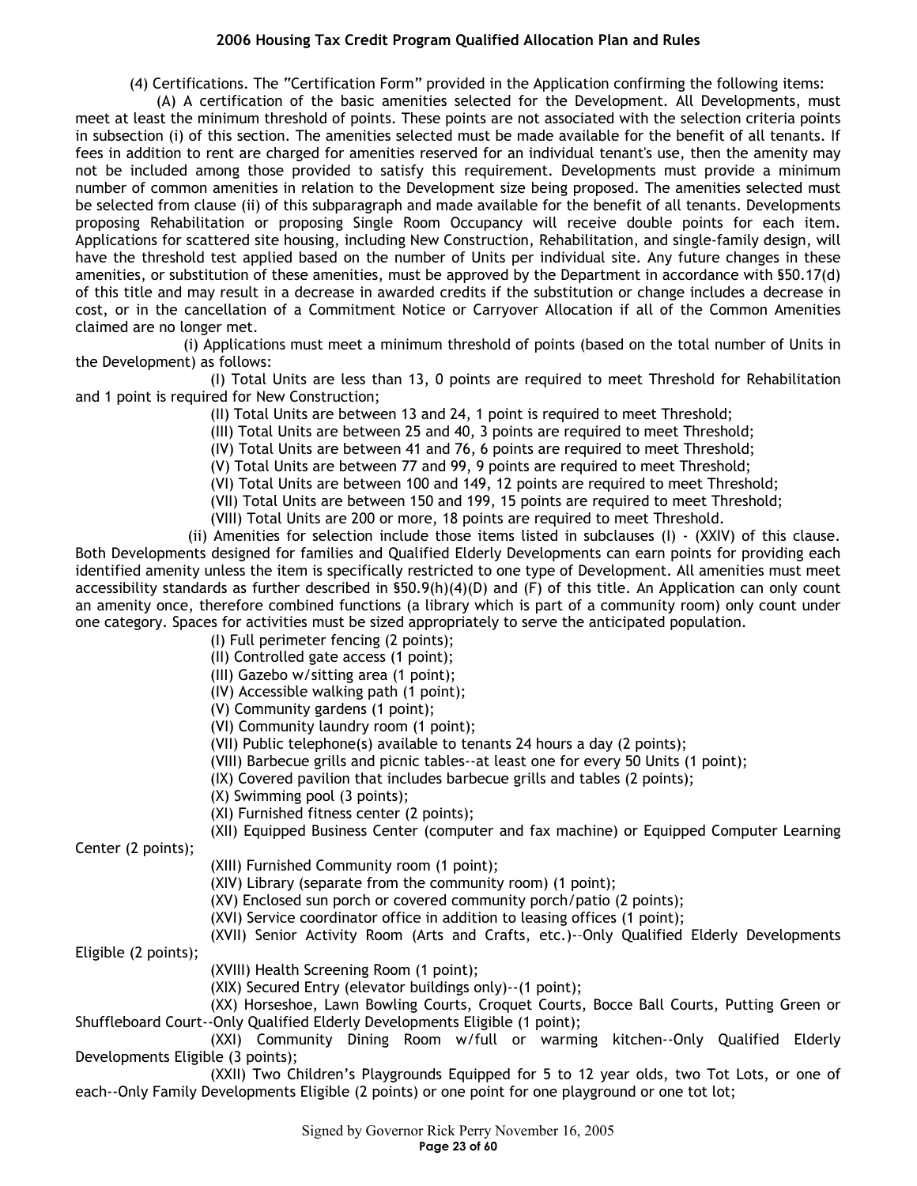(4) Certifications. The "Certification Form" provided in the Application confirming the following items:

(A) A certification of the basic amenities selected for the Development. All Developments, must meet at least the minimum threshold of points. These points are not associated with the selection criteria points in subsection (i) of this section. The amenities selected must be made available for the benefit of all tenants. If fees in addition to rent are charged for amenities reserved for an individual tenant's use, then the amenity may not be included among those provided to satisfy this requirement. Developments must provide a minimum number of common amenities in relation to the Development size being proposed. The amenities selected must be selected from clause (ii) of this subparagraph and made available for the benefit of all tenants. Developments proposing Rehabilitation or proposing Single Room Occupancy will receive double points for each item. Applications for scattered site housing, including New Construction, Rehabilitation, and single-family design, will have the threshold test applied based on the number of Units per individual site. Any future changes in these amenities, or substitution of these amenities, must be approved by the Department in accordance with §50.17(d) of this title and may result in a decrease in awarded credits if the substitution or change includes a decrease in cost, or in the cancellation of a Commitment Notice or Carryover Allocation if all of the Common Amenities claimed are no longer met.

(i) Applications must meet a minimum threshold of points (based on the total number of Units in the Development) as follows:

(I) Total Units are less than 13, 0 points are required to meet Threshold for Rehabilitation and 1 point is required for New Construction;

(II) Total Units are between 13 and 24, 1 point is required to meet Threshold;

(III) Total Units are between 25 and 40, 3 points are required to meet Threshold;

(IV) Total Units are between 41 and 76, 6 points are required to meet Threshold;

(V) Total Units are between 77 and 99, 9 points are required to meet Threshold;

(VI) Total Units are between 100 and 149, 12 points are required to meet Threshold;

(VII) Total Units are between 150 and 199, 15 points are required to meet Threshold;

(VIII) Total Units are 200 or more, 18 points are required to meet Threshold.

(ii) Amenities for selection include those items listed in subclauses (I) - (XXIV) of this clause. Both Developments designed for families and Qualified Elderly Developments can earn points for providing each identified amenity unless the item is specifically restricted to one type of Development. All amenities must meet accessibility standards as further described in §50.9(h)(4)(D) and (F) of this title. An Application can only count an amenity once, therefore combined functions (a library which is part of a community room) only count under one category. Spaces for activities must be sized appropriately to serve the anticipated population.

(I) Full perimeter fencing (2 points);

(II) Controlled gate access (1 point);

(III) Gazebo w/sitting area (1 point);

(IV) Accessible walking path (1 point);

(V) Community gardens (1 point);

(VI) Community laundry room (1 point);

(VII) Public telephone(s) available to tenants 24 hours a day (2 points);

(VIII) Barbecue grills and picnic tables--at least one for every 50 Units (1 point);

(IX) Covered pavilion that includes barbecue grills and tables (2 points);

(X) Swimming pool (3 points);

(XI) Furnished fitness center (2 points);

(XII) Equipped Business Center (computer and fax machine) or Equipped Computer Learning Center (2 points);

(XIII) Furnished Community room (1 point);

(XIV) Library (separate from the community room) (1 point);

(XV) Enclosed sun porch or covered community porch/patio (2 points);

(XVI) Service coordinator office in addition to leasing offices (1 point);

(XVII) Senior Activity Room (Arts and Crafts, etc.)--Only Qualified Elderly Developments Eligible (2 points);

(XVIII) Health Screening Room (1 point);

(XIX) Secured Entry (elevator buildings only)--(1 point);

(XX) Horseshoe, Lawn Bowling Courts, Croquet Courts, Bocce Ball Courts, Putting Green or Shuffleboard Court--Only Qualified Elderly Developments Eligible (1 point);

(XXI) Community Dining Room w/full or warming kitchen--Only Qualified Elderly Developments Eligible (3 points);

(XXII) Two Children's Playgrounds Equipped for 5 to 12 year olds, two Tot Lots, or one of each--Only Family Developments Eligible (2 points) or one point for one playground or one tot lot;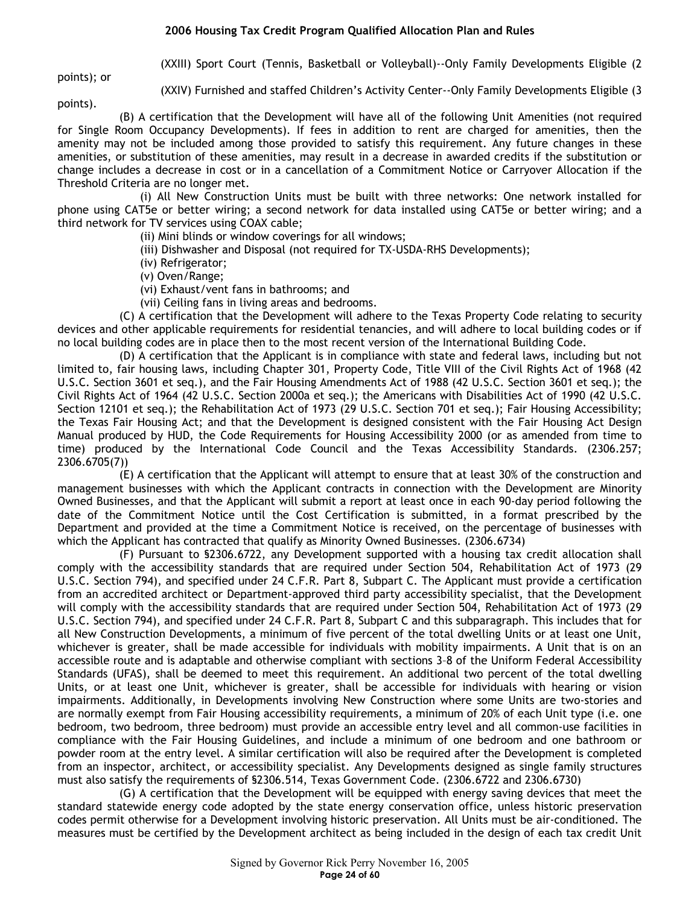(XXIII) Sport Court (Tennis, Basketball or Volleyball)--Only Family Developments Eligible (2 points); or

(XXIV) Furnished and staffed Children's Activity Center--Only Family Developments Eligible (3 points).

(B) A certification that the Development will have all of the following Unit Amenities (not required for Single Room Occupancy Developments). If fees in addition to rent are charged for amenities, then the amenity may not be included among those provided to satisfy this requirement. Any future changes in these amenities, or substitution of these amenities, may result in a decrease in awarded credits if the substitution or change includes a decrease in cost or in a cancellation of a Commitment Notice or Carryover Allocation if the Threshold Criteria are no longer met.

(i) All New Construction Units must be built with three networks: One network installed for phone using CAT5e or better wiring; a second network for data installed using CAT5e or better wiring; and a third network for TV services using COAX cable;

(ii) Mini blinds or window coverings for all windows;

(iii) Dishwasher and Disposal (not required for TX-USDA-RHS Developments);

(iv) Refrigerator;

(v) Oven/Range;

(vi) Exhaust/vent fans in bathrooms; and

(vii) Ceiling fans in living areas and bedrooms.

(C) A certification that the Development will adhere to the Texas Property Code relating to security devices and other applicable requirements for residential tenancies, and will adhere to local building codes or if no local building codes are in place then to the most recent version of the International Building Code.

(D) A certification that the Applicant is in compliance with state and federal laws, including but not limited to, fair housing laws, including Chapter 301, Property Code, Title VIII of the Civil Rights Act of 1968 (42 U.S.C. Section 3601 et seq.), and the Fair Housing Amendments Act of 1988 (42 U.S.C. Section 3601 et seq.); the Civil Rights Act of 1964 (42 U.S.C. Section 2000a et seq.); the Americans with Disabilities Act of 1990 (42 U.S.C. Section 12101 et seq.); the Rehabilitation Act of 1973 (29 U.S.C. Section 701 et seq.); Fair Housing Accessibility; the Texas Fair Housing Act; and that the Development is designed consistent with the Fair Housing Act Design Manual produced by HUD, the Code Requirements for Housing Accessibility 2000 (or as amended from time to time) produced by the International Code Council and the Texas Accessibility Standards. (2306.257; 2306.6705(7))

(E) A certification that the Applicant will attempt to ensure that at least 30% of the construction and management businesses with which the Applicant contracts in connection with the Development are Minority Owned Businesses, and that the Applicant will submit a report at least once in each 90-day period following the date of the Commitment Notice until the Cost Certification is submitted, in a format prescribed by the Department and provided at the time a Commitment Notice is received, on the percentage of businesses with which the Applicant has contracted that qualify as Minority Owned Businesses. (2306.6734)

(F) Pursuant to §2306.6722, any Development supported with a housing tax credit allocation shall comply with the accessibility standards that are required under Section 504, Rehabilitation Act of 1973 (29 U.S.C. Section 794), and specified under 24 C.F.R. Part 8, Subpart C. The Applicant must provide a certification from an accredited architect or Department-approved third party accessibility specialist, that the Development will comply with the accessibility standards that are required under Section 504, Rehabilitation Act of 1973 (29 U.S.C. Section 794), and specified under 24 C.F.R. Part 8, Subpart C and this subparagraph. This includes that for all New Construction Developments, a minimum of five percent of the total dwelling Units or at least one Unit, whichever is greater, shall be made accessible for individuals with mobility impairments. A Unit that is on an accessible route and is adaptable and otherwise compliant with sections 3–8 of the Uniform Federal Accessibility Standards (UFAS), shall be deemed to meet this requirement. An additional two percent of the total dwelling Units, or at least one Unit, whichever is greater, shall be accessible for individuals with hearing or vision impairments. Additionally, in Developments involving New Construction where some Units are two-stories and are normally exempt from Fair Housing accessibility requirements, a minimum of 20% of each Unit type (i.e. one bedroom, two bedroom, three bedroom) must provide an accessible entry level and all common-use facilities in compliance with the Fair Housing Guidelines, and include a minimum of one bedroom and one bathroom or powder room at the entry level. A similar certification will also be required after the Development is completed from an inspector, architect, or accessibility specialist. Any Developments designed as single family structures must also satisfy the requirements of §2306.514, Texas Government Code. (2306.6722 and 2306.6730)

(G) A certification that the Development will be equipped with energy saving devices that meet the standard statewide energy code adopted by the state energy conservation office, unless historic preservation codes permit otherwise for a Development involving historic preservation. All Units must be air-conditioned. The measures must be certified by the Development architect as being included in the design of each tax credit Unit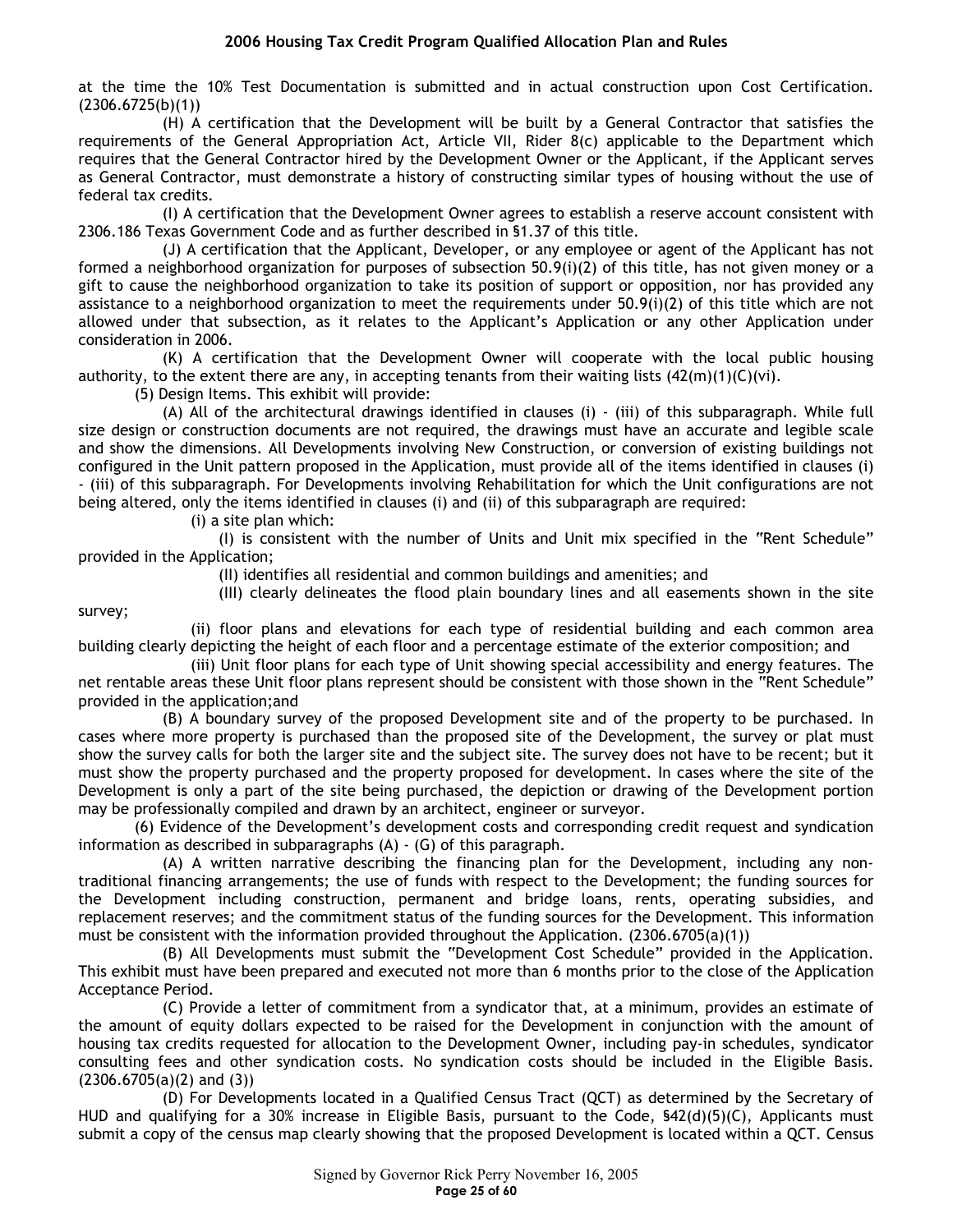at the time the 10% Test Documentation is submitted and in actual construction upon Cost Certification. (2306.6725(b)(1))

(H) A certification that the Development will be built by a General Contractor that satisfies the requirements of the General Appropriation Act, Article VII, Rider 8(c) applicable to the Department which requires that the General Contractor hired by the Development Owner or the Applicant, if the Applicant serves as General Contractor, must demonstrate a history of constructing similar types of housing without the use of federal tax credits.

(I) A certification that the Development Owner agrees to establish a reserve account consistent with 2306.186 Texas Government Code and as further described in §1.37 of this title.

(J) A certification that the Applicant, Developer, or any employee or agent of the Applicant has not formed a neighborhood organization for purposes of subsection 50.9(i)(2) of this title, has not given money or a gift to cause the neighborhood organization to take its position of support or opposition, nor has provided any assistance to a neighborhood organization to meet the requirements under 50.9(i)(2) of this title which are not allowed under that subsection, as it relates to the Applicant's Application or any other Application under consideration in 2006.

(K) A certification that the Development Owner will cooperate with the local public housing authority, to the extent there are any, in accepting tenants from their waiting lists (42(m)(1)(C)(vi).

(5) Design Items. This exhibit will provide:

(A) All of the architectural drawings identified in clauses (i) - (iii) of this subparagraph. While full size design or construction documents are not required, the drawings must have an accurate and legible scale and show the dimensions. All Developments involving New Construction, or conversion of existing buildings not configured in the Unit pattern proposed in the Application, must provide all of the items identified in clauses (i) - (iii) of this subparagraph. For Developments involving Rehabilitation for which the Unit configurations are not being altered, only the items identified in clauses (i) and (ii) of this subparagraph are required:

(i) a site plan which:

(I) is consistent with the number of Units and Unit mix specified in the "Rent Schedule" provided in the Application;

(II) identifies all residential and common buildings and amenities; and

(III) clearly delineates the flood plain boundary lines and all easements shown in the site survey;

(ii) floor plans and elevations for each type of residential building and each common area building clearly depicting the height of each floor and a percentage estimate of the exterior composition; and

(iii) Unit floor plans for each type of Unit showing special accessibility and energy features. The net rentable areas these Unit floor plans represent should be consistent with those shown in the "Rent Schedule" provided in the application;and

(B) A boundary survey of the proposed Development site and of the property to be purchased. In cases where more property is purchased than the proposed site of the Development, the survey or plat must show the survey calls for both the larger site and the subject site. The survey does not have to be recent; but it must show the property purchased and the property proposed for development. In cases where the site of the Development is only a part of the site being purchased, the depiction or drawing of the Development portion may be professionally compiled and drawn by an architect, engineer or surveyor.

(6) Evidence of the Development's development costs and corresponding credit request and syndication information as described in subparagraphs (A) - (G) of this paragraph.

(A) A written narrative describing the financing plan for the Development, including any non-traditional financing arrangements; the use of funds with respect to the Development; the funding sources for the Development including construction, permanent and bridge loans, rents, operating subsidies, and replacement reserves; and the commitment status of the funding sources for the Development. This information must be consistent with the information provided throughout the Application. (2306.6705(a)(1))

(B) All Developments must submit the "Development Cost Schedule" provided in the Application. This exhibit must have been prepared and executed not more than 6 months prior to the close of the Application Acceptance Period.

(C) Provide a letter of commitment from a syndicator that, at a minimum, provides an estimate of the amount of equity dollars expected to be raised for the Development in conjunction with the amount of housing tax credits requested for allocation to the Development Owner, including pay-in schedules, syndicator consulting fees and other syndication costs. No syndication costs should be included in the Eligible Basis. (2306.6705(a)(2) and (3))

(D) For Developments located in a Qualified Census Tract (QCT) as determined by the Secretary of HUD and qualifying for a 30% increase in Eligible Basis, pursuant to the Code, §42(d)(5)(C), Applicants must submit a copy of the census map clearly showing that the proposed Development is located within a QCT. Census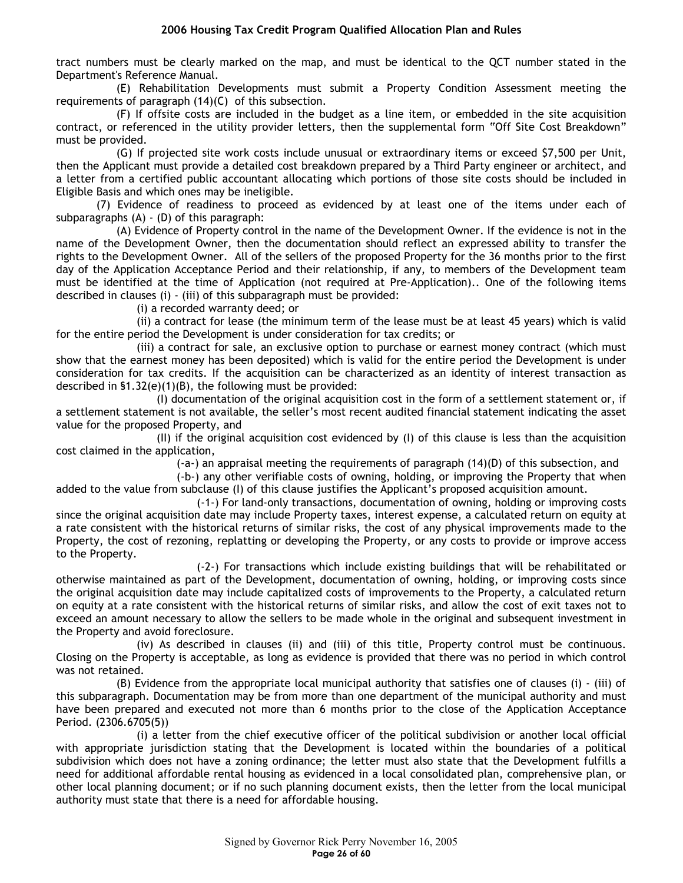tract numbers must be clearly marked on the map, and must be identical to the QCT number stated in the Department's Reference Manual.

(E) Rehabilitation Developments must submit a Property Condition Assessment meeting the requirements of paragraph (14)(C) of this subsection.

(F) If offsite costs are included in the budget as a line item, or embedded in the site acquisition contract, or referenced in the utility provider letters, then the supplemental form "Off Site Cost Breakdown" must be provided.

(G) If projected site work costs include unusual or extraordinary items or exceed $7,500 per Unit, then the Applicant must provide a detailed cost breakdown prepared by a Third Party engineer or architect, and a letter from a certified public accountant allocating which portions of those site costs should be included in Eligible Basis and which ones may be ineligible.

(7) Evidence of readiness to proceed as evidenced by at least one of the items under each of subparagraphs (A) - (D) of this paragraph:

(A) Evidence of Property control in the name of the Development Owner. If the evidence is not in the name of the Development Owner, then the documentation should reflect an expressed ability to transfer the rights to the Development Owner. All of the sellers of the proposed Property for the 36 months prior to the first day of the Application Acceptance Period and their relationship, if any, to members of the Development team must be identified at the time of Application (not required at Pre-Application).. One of the following items described in clauses (i) - (iii) of this subparagraph must be provided:

(i) a recorded warranty deed; or

(ii) a contract for lease (the minimum term of the lease must be at least 45 years) which is valid for the entire period the Development is under consideration for tax credits; or

(iii) a contract for sale, an exclusive option to purchase or earnest money contract (which must show that the earnest money has been deposited) which is valid for the entire period the Development is under consideration for tax credits. If the acquisition can be characterized as an identity of interest transaction as described in §1.32(e)(1)(B), the following must be provided:

(I) documentation of the original acquisition cost in the form of a settlement statement or, if a settlement statement is not available, the seller's most recent audited financial statement indicating the asset value for the proposed Property, and

(II) if the original acquisition cost evidenced by (I) of this clause is less than the acquisition cost claimed in the application,

(-a-) an appraisal meeting the requirements of paragraph (14)(D) of this subsection, and

(-b-) any other verifiable costs of owning, holding, or improving the Property that when added to the value from subclause (I) of this clause justifies the Applicant's proposed acquisition amount.

(-1-) For land-only transactions, documentation of owning, holding or improving costs since the original acquisition date may include Property taxes, interest expense, a calculated return on equity at a rate consistent with the historical returns of similar risks, the cost of any physical improvements made to the Property, the cost of rezoning, replatting or developing the Property, or any costs to provide or improve access to the Property.

(-2-) For transactions which include existing buildings that will be rehabilitated or otherwise maintained as part of the Development, documentation of owning, holding, or improving costs since the original acquisition date may include capitalized costs of improvements to the Property, a calculated return on equity at a rate consistent with the historical returns of similar risks, and allow the cost of exit taxes not to exceed an amount necessary to allow the sellers to be made whole in the original and subsequent investment in the Property and avoid foreclosure.

(iv) As described in clauses (ii) and (iii) of this title, Property control must be continuous. Closing on the Property is acceptable, as long as evidence is provided that there was no period in which control was not retained.

(B) Evidence from the appropriate local municipal authority that satisfies one of clauses (i) - (iii) of this subparagraph. Documentation may be from more than one department of the municipal authority and must have been prepared and executed not more than 6 months prior to the close of the Application Acceptance Period. (2306.6705(5))

(i) a letter from the chief executive officer of the political subdivision or another local official with appropriate jurisdiction stating that the Development is located within the boundaries of a political subdivision which does not have a zoning ordinance; the letter must also state that the Development fulfills a need for additional affordable rental housing as evidenced in a local consolidated plan, comprehensive plan, or other local planning document; or if no such planning document exists, then the letter from the local municipal authority must state that there is a need for affordable housing.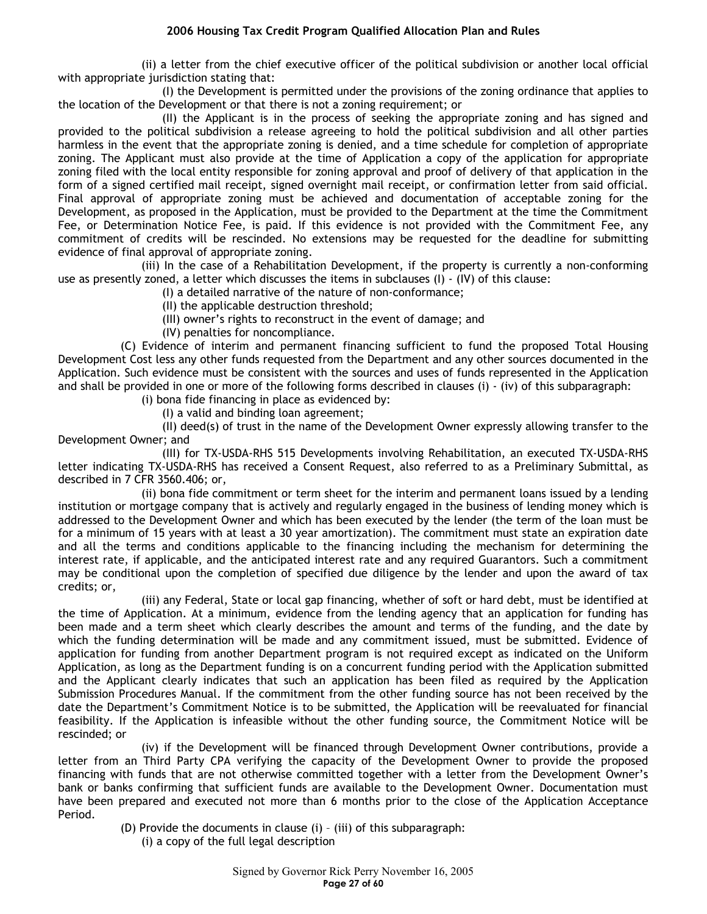(ii) a letter from the chief executive officer of the political subdivision or another local official with appropriate jurisdiction stating that:

(I) the Development is permitted under the provisions of the zoning ordinance that applies to the location of the Development or that there is not a zoning requirement; or

(II) the Applicant is in the process of seeking the appropriate zoning and has signed and provided to the political subdivision a release agreeing to hold the political subdivision and all other parties harmless in the event that the appropriate zoning is denied, and a time schedule for completion of appropriate zoning. The Applicant must also provide at the time of Application a copy of the application for appropriate zoning filed with the local entity responsible for zoning approval and proof of delivery of that application in the form of a signed certified mail receipt, signed overnight mail receipt, or confirmation letter from said official. Final approval of appropriate zoning must be achieved and documentation of acceptable zoning for the Development, as proposed in the Application, must be provided to the Department at the time the Commitment Fee, or Determination Notice Fee, is paid. If this evidence is not provided with the Commitment Fee, any commitment of credits will be rescinded. No extensions may be requested for the deadline for submitting evidence of final approval of appropriate zoning.

(iii) In the case of a Rehabilitation Development, if the property is currently a non-conforming use as presently zoned, a letter which discusses the items in subclauses (I) - (IV) of this clause:

(I) a detailed narrative of the nature of non-conformance;

(II) the applicable destruction threshold;

(III) owner's rights to reconstruct in the event of damage; and

(IV) penalties for noncompliance.

(C) Evidence of interim and permanent financing sufficient to fund the proposed Total Housing Development Cost less any other funds requested from the Department and any other sources documented in the Application. Such evidence must be consistent with the sources and uses of funds represented in the Application and shall be provided in one or more of the following forms described in clauses (i) - (iv) of this subparagraph:

(i) bona fide financing in place as evidenced by:

(I) a valid and binding loan agreement;

(II) deed(s) of trust in the name of the Development Owner expressly allowing transfer to the Development Owner; and

(III) for TX-USDA-RHS 515 Developments involving Rehabilitation, an executed TX-USDA-RHS letter indicating TX-USDA-RHS has received a Consent Request, also referred to as a Preliminary Submittal, as described in 7 CFR 3560.406; or,

(ii) bona fide commitment or term sheet for the interim and permanent loans issued by a lending institution or mortgage company that is actively and regularly engaged in the business of lending money which is addressed to the Development Owner and which has been executed by the lender (the term of the loan must be for a minimum of 15 years with at least a 30 year amortization). The commitment must state an expiration date and all the terms and conditions applicable to the financing including the mechanism for determining the interest rate, if applicable, and the anticipated interest rate and any required Guarantors. Such a commitment may be conditional upon the completion of specified due diligence by the lender and upon the award of tax credits; or,

(iii) any Federal, State or local gap financing, whether of soft or hard debt, must be identified at the time of Application. At a minimum, evidence from the lending agency that an application for funding has been made and a term sheet which clearly describes the amount and terms of the funding, and the date by which the funding determination will be made and any commitment issued, must be submitted. Evidence of application for funding from another Department program is not required except as indicated on the Uniform Application, as long as the Department funding is on a concurrent funding period with the Application submitted and the Applicant clearly indicates that such an application has been filed as required by the Application Submission Procedures Manual. If the commitment from the other funding source has not been received by the date the Department's Commitment Notice is to be submitted, the Application will be reevaluated for financial feasibility. If the Application is infeasible without the other funding source, the Commitment Notice will be rescinded; or

(iv) if the Development will be financed through Development Owner contributions, provide a letter from an Third Party CPA verifying the capacity of the Development Owner to provide the proposed financing with funds that are not otherwise committed together with a letter from the Development Owner's bank or banks confirming that sufficient funds are available to the Development Owner. Documentation must have been prepared and executed not more than 6 months prior to the close of the Application Acceptance Period.

(D) Provide the documents in clause (i) – (iii) of this subparagraph:

(i) a copy of the full legal description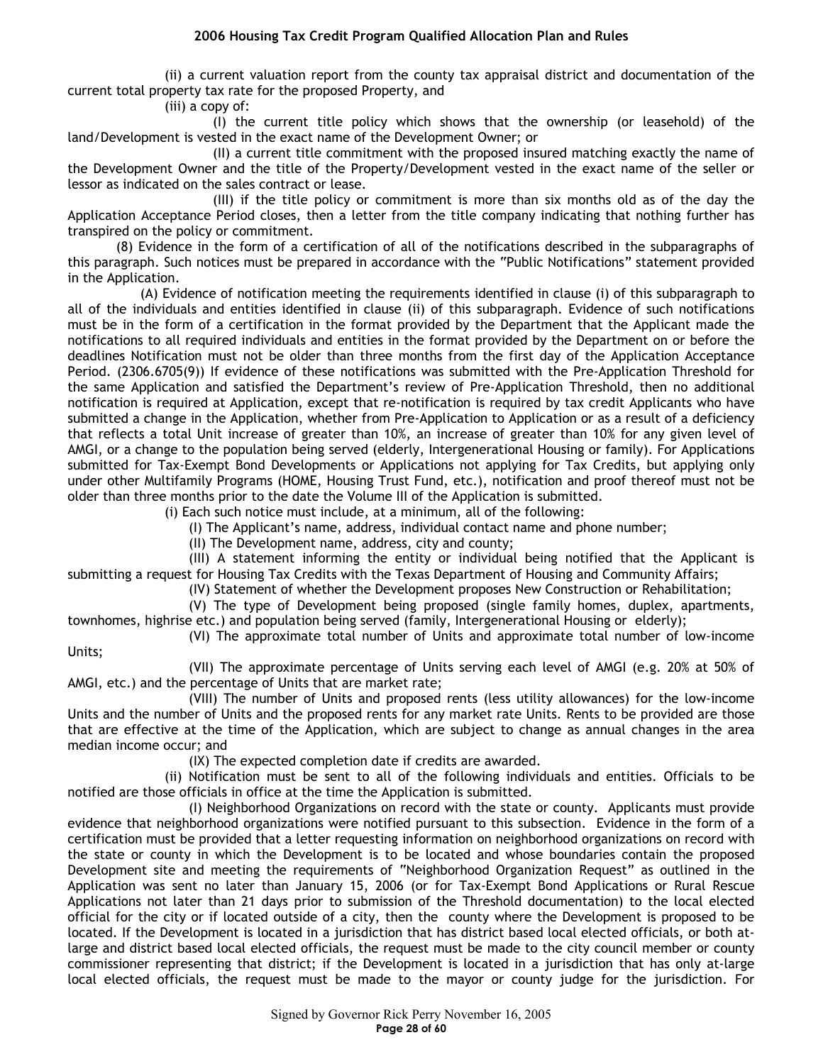(ii) a current valuation report from the county tax appraisal district and documentation of the current total property tax rate for the proposed Property, and

(iii) a copy of:

(I) the current title policy which shows that the ownership (or leasehold) of the land/Development is vested in the exact name of the Development Owner; or

(II) a current title commitment with the proposed insured matching exactly the name of the Development Owner and the title of the Property/Development vested in the exact name of the seller or lessor as indicated on the sales contract or lease.

(III) if the title policy or commitment is more than six months old as of the day the Application Acceptance Period closes, then a letter from the title company indicating that nothing further has transpired on the policy or commitment.

(8) Evidence in the form of a certification of all of the notifications described in the subparagraphs of this paragraph. Such notices must be prepared in accordance with the "Public Notifications" statement provided in the Application.

(A) Evidence of notification meeting the requirements identified in clause (i) of this subparagraph to all of the individuals and entities identified in clause (ii) of this subparagraph. Evidence of such notifications must be in the form of a certification in the format provided by the Department that the Applicant made the notifications to all required individuals and entities in the format provided by the Department on or before the deadlines Notification must not be older than three months from the first day of the Application Acceptance Period. (2306.6705(9)) If evidence of these notifications was submitted with the Pre-Application Threshold for the same Application and satisfied the Department's review of Pre-Application Threshold, then no additional notification is required at Application, except that re-notification is required by tax credit Applicants who have submitted a change in the Application, whether from Pre-Application to Application or as a result of a deficiency that reflects a total Unit increase of greater than 10%, an increase of greater than 10% for any given level of AMGI, or a change to the population being served (elderly, Intergenerational Housing or family). For Applications submitted for Tax-Exempt Bond Developments or Applications not applying for Tax Credits, but applying only under other Multifamily Programs (HOME, Housing Trust Fund, etc.), notification and proof thereof must not be older than three months prior to the date the Volume III of the Application is submitted.

(i) Each such notice must include, at a minimum, all of the following:

(I) The Applicant's name, address, individual contact name and phone number;

(II) The Development name, address, city and county;

(III) A statement informing the entity or individual being notified that the Applicant is submitting a request for Housing Tax Credits with the Texas Department of Housing and Community Affairs;

(IV) Statement of whether the Development proposes New Construction or Rehabilitation;

(V) The type of Development being proposed (single family homes, duplex, apartments, townhomes, highrise etc.) and population being served (family, Intergenerational Housing or elderly);

(VI) The approximate total number of Units and approximate total number of low-income Units;

(VII) The approximate percentage of Units serving each level of AMGI (e.g. 20% at 50% of AMGI, etc.) and the percentage of Units that are market rate;

(VIII) The number of Units and proposed rents (less utility allowances) for the low-income Units and the number of Units and the proposed rents for any market rate Units. Rents to be provided are those that are effective at the time of the Application, which are subject to change as annual changes in the area median income occur; and

(IX) The expected completion date if credits are awarded.

(ii) Notification must be sent to all of the following individuals and entities. Officials to be notified are those officials in office at the time the Application is submitted.

(I) Neighborhood Organizations on record with the state or county. Applicants must provide evidence that neighborhood organizations were notified pursuant to this subsection. Evidence in the form of a certification must be provided that a letter requesting information on neighborhood organizations on record with the state or county in which the Development is to be located and whose boundaries contain the proposed Development site and meeting the requirements of "Neighborhood Organization Request" as outlined in the Application was sent no later than January 15, 2006 (or for Tax-Exempt Bond Applications or Rural Rescue Applications not later than 21 days prior to submission of the Threshold documentation) to the local elected official for the city or if located outside of a city, then the county where the Development is proposed to be located. If the Development is located in a jurisdiction that has district based local elected officials, or both at-large and district based local elected officials, the request must be made to the city council member or county commissioner representing that district; if the Development is located in a jurisdiction that has only at-large local elected officials, the request must be made to the mayor or county judge for the jurisdiction. For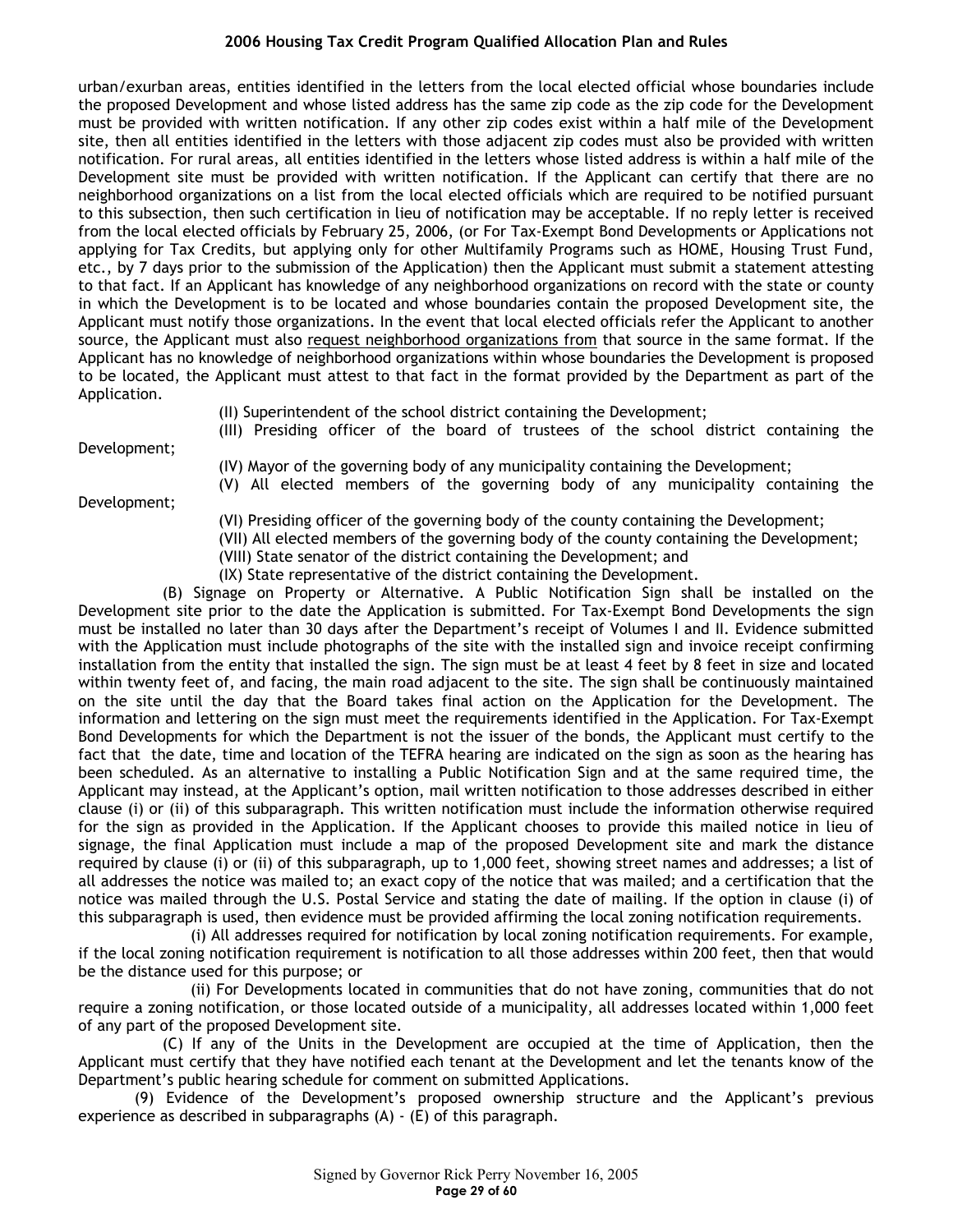urban/exurban areas, entities identified in the letters from the local elected official whose boundaries include the proposed Development and whose listed address has the same zip code as the zip code for the Development must be provided with written notification. If any other zip codes exist within a half mile of the Development site, then all entities identified in the letters with those adjacent zip codes must also be provided with written notification. For rural areas, all entities identified in the letters whose listed address is within a half mile of the Development site must be provided with written notification. If the Applicant can certify that there are no neighborhood organizations on a list from the local elected officials which are required to be notified pursuant to this subsection, then such certification in lieu of notification may be acceptable. If no reply letter is received from the local elected officials by February 25, 2006, (or For Tax-Exempt Bond Developments or Applications not applying for Tax Credits, but applying only for other Multifamily Programs such as HOME, Housing Trust Fund, etc., by 7 days prior to the submission of the Application) then the Applicant must submit a statement attesting to that fact. If an Applicant has knowledge of any neighborhood organizations on record with the state or county in which the Development is to be located and whose boundaries contain the proposed Development site, the Applicant must notify those organizations. In the event that local elected officials refer the Applicant to another source, the Applicant must also request neighborhood organizations from that source in the same format. If the Applicant has no knowledge of neighborhood organizations within whose boundaries the Development is proposed to be located, the Applicant must attest to that fact in the format provided by the Department as part of the Application.

(II) Superintendent of the school district containing the Development;

(III) Presiding officer of the board of trustees of the school district containing the Development;

(IV) Mayor of the governing body of any municipality containing the Development;

(V) All elected members of the governing body of any municipality containing the Development;

(VI) Presiding officer of the governing body of the county containing the Development;

(VII) All elected members of the governing body of the county containing the Development;

(VIII) State senator of the district containing the Development; and

(IX) State representative of the district containing the Development.

(B) Signage on Property or Alternative. A Public Notification Sign shall be installed on the Development site prior to the date the Application is submitted. For Tax-Exempt Bond Developments the sign must be installed no later than 30 days after the Department's receipt of Volumes I and II. Evidence submitted with the Application must include photographs of the site with the installed sign and invoice receipt confirming installation from the entity that installed the sign. The sign must be at least 4 feet by 8 feet in size and located within twenty feet of, and facing, the main road adjacent to the site. The sign shall be continuously maintained on the site until the day that the Board takes final action on the Application for the Development. The information and lettering on the sign must meet the requirements identified in the Application. For Tax-Exempt Bond Developments for which the Department is not the issuer of the bonds, the Applicant must certify to the fact that the date, time and location of the TEFRA hearing are indicated on the sign as soon as the hearing has been scheduled. As an alternative to installing a Public Notification Sign and at the same required time, the Applicant may instead, at the Applicant's option, mail written notification to those addresses described in either clause (i) or (ii) of this subparagraph. This written notification must include the information otherwise required for the sign as provided in the Application. If the Applicant chooses to provide this mailed notice in lieu of signage, the final Application must include a map of the proposed Development site and mark the distance required by clause (i) or (ii) of this subparagraph, up to 1,000 feet, showing street names and addresses; a list of all addresses the notice was mailed to; an exact copy of the notice that was mailed; and a certification that the notice was mailed through the U.S. Postal Service and stating the date of mailing. If the option in clause (i) of this subparagraph is used, then evidence must be provided affirming the local zoning notification requirements.

(i) All addresses required for notification by local zoning notification requirements. For example, if the local zoning notification requirement is notification to all those addresses within 200 feet, then that would be the distance used for this purpose; or

(ii) For Developments located in communities that do not have zoning, communities that do not require a zoning notification, or those located outside of a municipality, all addresses located within 1,000 feet of any part of the proposed Development site.

(C) If any of the Units in the Development are occupied at the time of Application, then the Applicant must certify that they have notified each tenant at the Development and let the tenants know of the Department's public hearing schedule for comment on submitted Applications.

(9) Evidence of the Development's proposed ownership structure and the Applicant's previous experience as described in subparagraphs (A) - (E) of this paragraph.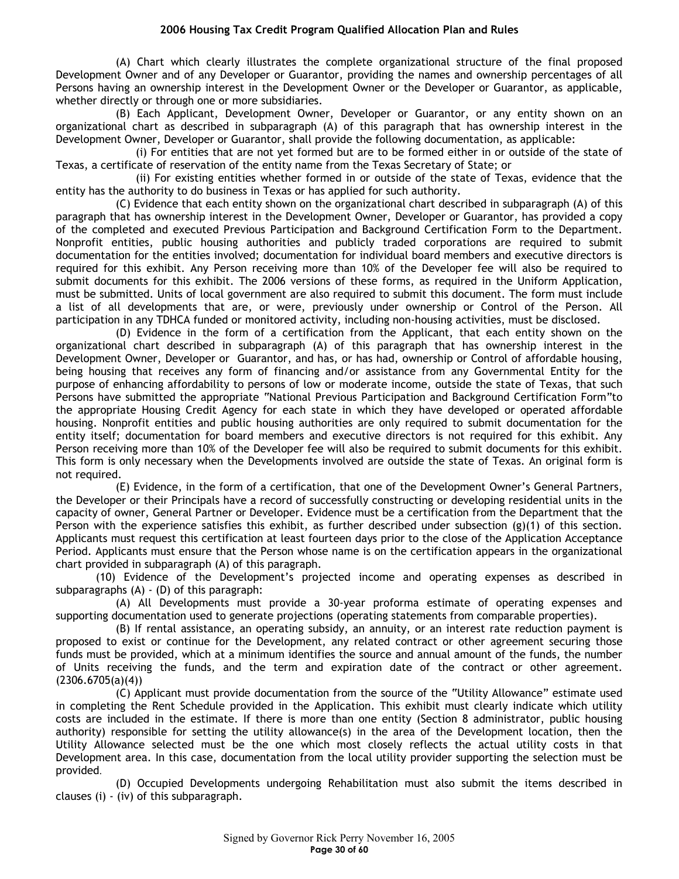(A) Chart which clearly illustrates the complete organizational structure of the final proposed Development Owner and of any Developer or Guarantor, providing the names and ownership percentages of all Persons having an ownership interest in the Development Owner or the Developer or Guarantor, as applicable, whether directly or through one or more subsidiaries.

(B) Each Applicant, Development Owner, Developer or Guarantor, or any entity shown on an organizational chart as described in subparagraph (A) of this paragraph that has ownership interest in the Development Owner, Developer or Guarantor, shall provide the following documentation, as applicable:

(i) For entities that are not yet formed but are to be formed either in or outside of the state of Texas, a certificate of reservation of the entity name from the Texas Secretary of State; or

(ii) For existing entities whether formed in or outside of the state of Texas, evidence that the entity has the authority to do business in Texas or has applied for such authority.

(C) Evidence that each entity shown on the organizational chart described in subparagraph (A) of this paragraph that has ownership interest in the Development Owner, Developer or Guarantor, has provided a copy of the completed and executed Previous Participation and Background Certification Form to the Department. Nonprofit entities, public housing authorities and publicly traded corporations are required to submit documentation for the entities involved; documentation for individual board members and executive directors is required for this exhibit. Any Person receiving more than 10% of the Developer fee will also be required to submit documents for this exhibit. The 2006 versions of these forms, as required in the Uniform Application, must be submitted. Units of local government are also required to submit this document. The form must include a list of all developments that are, or were, previously under ownership or Control of the Person. All participation in any TDHCA funded or monitored activity, including non-housing activities, must be disclosed.

(D) Evidence in the form of a certification from the Applicant, that each entity shown on the organizational chart described in subparagraph (A) of this paragraph that has ownership interest in the Development Owner, Developer or Guarantor, and has, or has had, ownership or Control of affordable housing, being housing that receives any form of financing and/or assistance from any Governmental Entity for the purpose of enhancing affordability to persons of low or moderate income, outside the state of Texas, that such Persons have submitted the appropriate "National Previous Participation and Background Certification Form"to the appropriate Housing Credit Agency for each state in which they have developed or operated affordable housing. Nonprofit entities and public housing authorities are only required to submit documentation for the entity itself; documentation for board members and executive directors is not required for this exhibit. Any Person receiving more than 10% of the Developer fee will also be required to submit documents for this exhibit. This form is only necessary when the Developments involved are outside the state of Texas. An original form is not required.

(E) Evidence, in the form of a certification, that one of the Development Owner's General Partners, the Developer or their Principals have a record of successfully constructing or developing residential units in the capacity of owner, General Partner or Developer. Evidence must be a certification from the Department that the Person with the experience satisfies this exhibit, as further described under subsection (g)(1) of this section. Applicants must request this certification at least fourteen days prior to the close of the Application Acceptance Period. Applicants must ensure that the Person whose name is on the certification appears in the organizational chart provided in subparagraph (A) of this paragraph.

(10) Evidence of the Development's projected income and operating expenses as described in subparagraphs (A) - (D) of this paragraph:

(A) All Developments must provide a 30-year proforma estimate of operating expenses and supporting documentation used to generate projections (operating statements from comparable properties).

(B) If rental assistance, an operating subsidy, an annuity, or an interest rate reduction payment is proposed to exist or continue for the Development, any related contract or other agreement securing those funds must be provided, which at a minimum identifies the source and annual amount of the funds, the number of Units receiving the funds, and the term and expiration date of the contract or other agreement. (2306.6705(a)(4))

(C) Applicant must provide documentation from the source of the "Utility Allowance" estimate used in completing the Rent Schedule provided in the Application. This exhibit must clearly indicate which utility costs are included in the estimate. If there is more than one entity (Section 8 administrator, public housing authority) responsible for setting the utility allowance(s) in the area of the Development location, then the Utility Allowance selected must be the one which most closely reflects the actual utility costs in that Development area. In this case, documentation from the local utility provider supporting the selection must be provided.

(D) Occupied Developments undergoing Rehabilitation must also submit the items described in clauses (i) - (iv) of this subparagraph.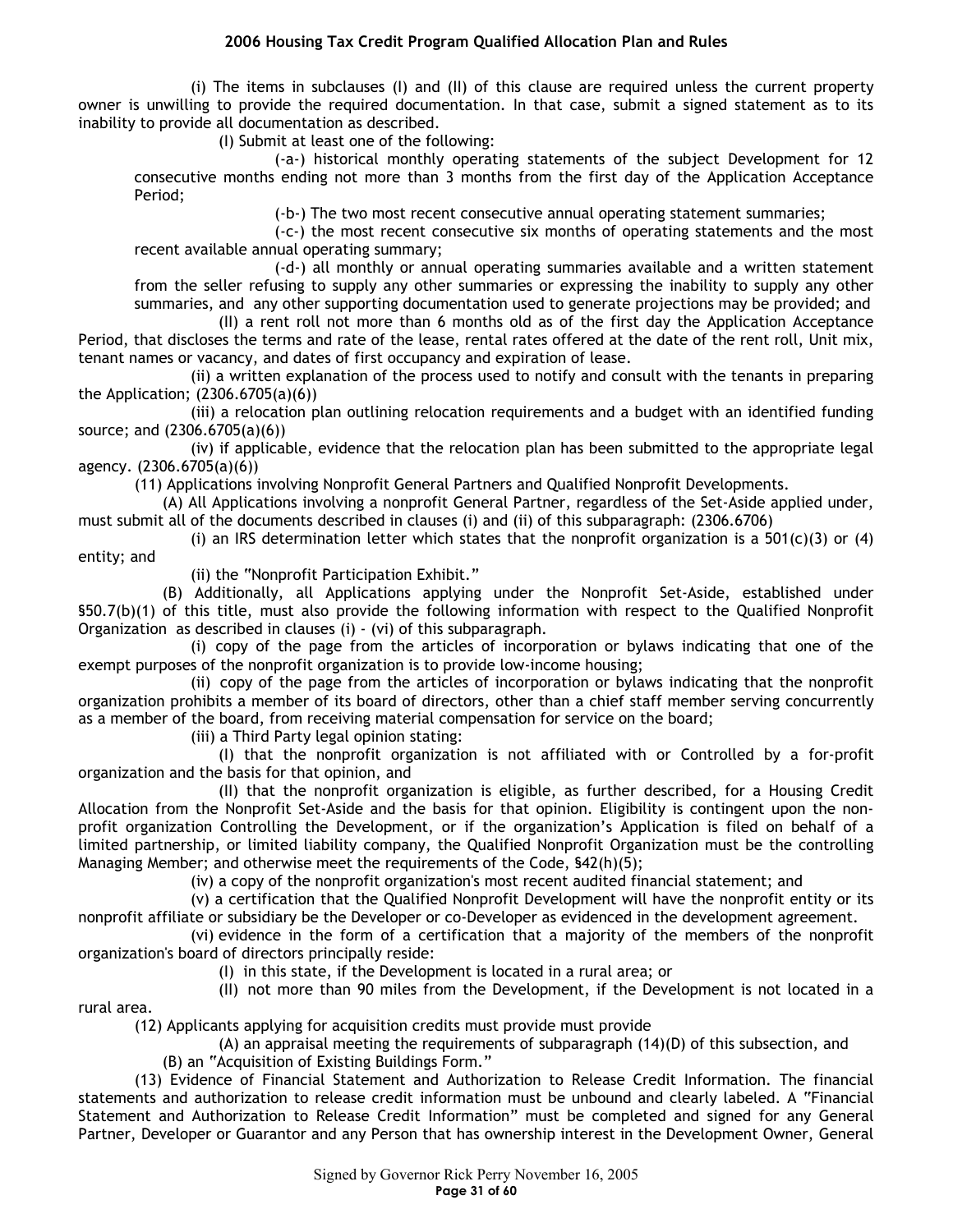(i) The items in subclauses (I) and (II) of this clause are required unless the current property owner is unwilling to provide the required documentation. In that case, submit a signed statement as to its inability to provide all documentation as described.

(I) Submit at least one of the following:

(-a-) historical monthly operating statements of the subject Development for 12 consecutive months ending not more than 3 months from the first day of the Application Acceptance Period;

(-b-) The two most recent consecutive annual operating statement summaries;

(-c-) the most recent consecutive six months of operating statements and the most recent available annual operating summary;

(-d-) all monthly or annual operating summaries available and a written statement from the seller refusing to supply any other summaries or expressing the inability to supply any other summaries, and any other supporting documentation used to generate projections may be provided; and

(II) a rent roll not more than 6 months old as of the first day the Application Acceptance Period, that discloses the terms and rate of the lease, rental rates offered at the date of the rent roll, Unit mix, tenant names or vacancy, and dates of first occupancy and expiration of lease.

(ii) a written explanation of the process used to notify and consult with the tenants in preparing the Application; (2306.6705(a)(6))

(iii) a relocation plan outlining relocation requirements and a budget with an identified funding source; and (2306.6705(a)(6))

(iv) if applicable, evidence that the relocation plan has been submitted to the appropriate legal agency. (2306.6705(a)(6))

(11) Applications involving Nonprofit General Partners and Qualified Nonprofit Developments.

(A) All Applications involving a nonprofit General Partner, regardless of the Set-Aside applied under, must submit all of the documents described in clauses (i) and (ii) of this subparagraph: (2306.6706)

(i) an IRS determination letter which states that the nonprofit organization is a 501(c)(3) or (4) entity; and

(ii) the "Nonprofit Participation Exhibit."

(B) Additionally, all Applications applying under the Nonprofit Set-Aside, established under §50.7(b)(1) of this title, must also provide the following information with respect to the Qualified Nonprofit Organization as described in clauses (i) - (vi) of this subparagraph.

(i) copy of the page from the articles of incorporation or bylaws indicating that one of the exempt purposes of the nonprofit organization is to provide low-income housing;

(ii) copy of the page from the articles of incorporation or bylaws indicating that the nonprofit organization prohibits a member of its board of directors, other than a chief staff member serving concurrently as a member of the board, from receiving material compensation for service on the board;

(iii) a Third Party legal opinion stating:

(I) that the nonprofit organization is not affiliated with or Controlled by a for-profit organization and the basis for that opinion, and

(II) that the nonprofit organization is eligible, as further described, for a Housing Credit Allocation from the Nonprofit Set-Aside and the basis for that opinion. Eligibility is contingent upon the non-profit organization Controlling the Development, or if the organization's Application is filed on behalf of a limited partnership, or limited liability company, the Qualified Nonprofit Organization must be the controlling Managing Member; and otherwise meet the requirements of the Code, §42(h)(5);

(iv) a copy of the nonprofit organization's most recent audited financial statement; and

(v) a certification that the Qualified Nonprofit Development will have the nonprofit entity or its nonprofit affiliate or subsidiary be the Developer or co-Developer as evidenced in the development agreement.

(vi) evidence in the form of a certification that a majority of the members of the nonprofit organization's board of directors principally reside:

(I) in this state, if the Development is located in a rural area; or

(II) not more than 90 miles from the Development, if the Development is not located in a rural area.

(12) Applicants applying for acquisition credits must provide must provide

(A) an appraisal meeting the requirements of subparagraph (14)(D) of this subsection, and

(B) an "Acquisition of Existing Buildings Form."

(13) Evidence of Financial Statement and Authorization to Release Credit Information. The financial statements and authorization to release credit information must be unbound and clearly labeled. A "Financial Statement and Authorization to Release Credit Information" must be completed and signed for any General Partner, Developer or Guarantor and any Person that has ownership interest in the Development Owner, General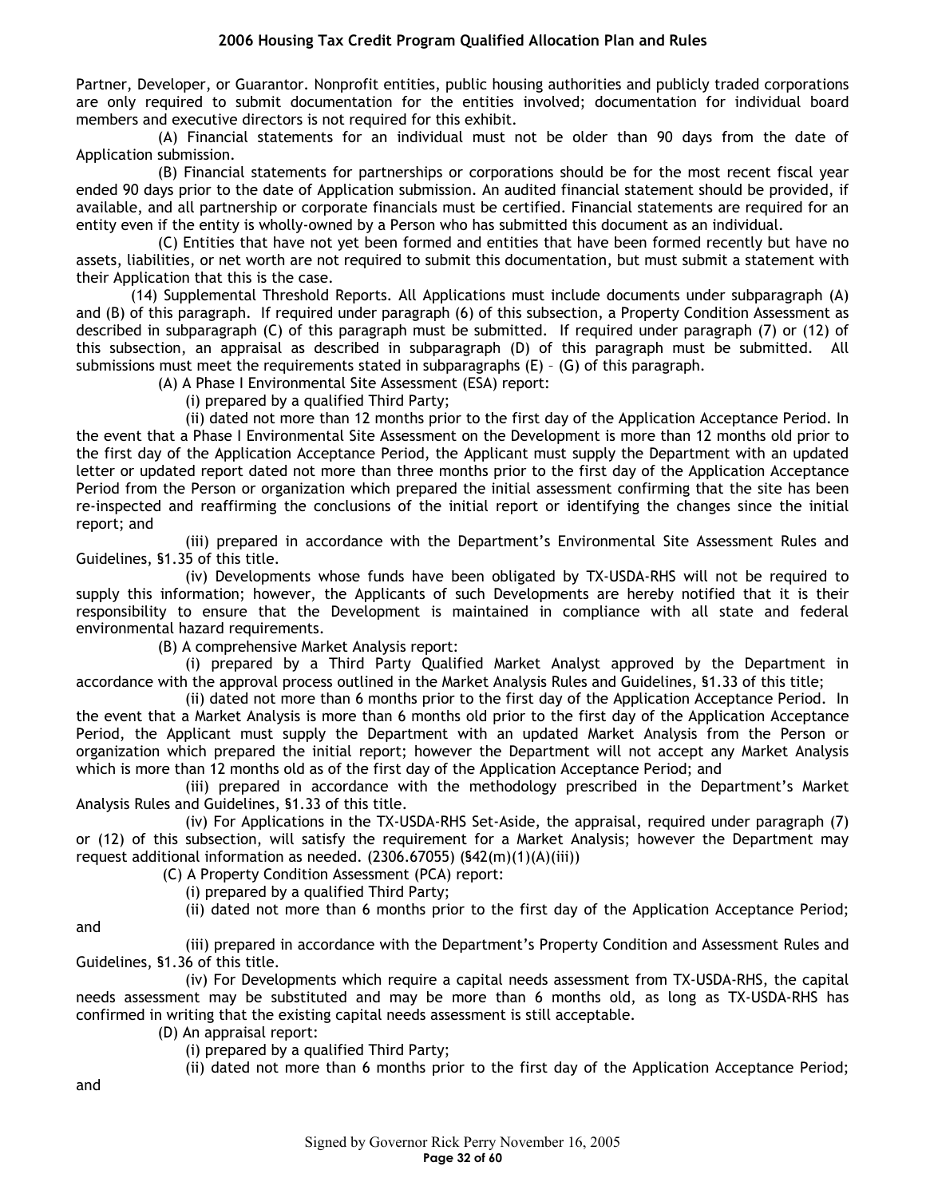Partner, Developer, or Guarantor. Nonprofit entities, public housing authorities and publicly traded corporations are only required to submit documentation for the entities involved; documentation for individual board members and executive directors is not required for this exhibit.

(A) Financial statements for an individual must not be older than 90 days from the date of Application submission.

(B) Financial statements for partnerships or corporations should be for the most recent fiscal year ended 90 days prior to the date of Application submission. An audited financial statement should be provided, if available, and all partnership or corporate financials must be certified. Financial statements are required for an entity even if the entity is wholly-owned by a Person who has submitted this document as an individual.

(C) Entities that have not yet been formed and entities that have been formed recently but have no assets, liabilities, or net worth are not required to submit this documentation, but must submit a statement with their Application that this is the case.

(14) Supplemental Threshold Reports. All Applications must include documents under subparagraph (A) and (B) of this paragraph. If required under paragraph (6) of this subsection, a Property Condition Assessment as described in subparagraph (C) of this paragraph must be submitted. If required under paragraph (7) or (12) of this subsection, an appraisal as described in subparagraph (D) of this paragraph must be submitted. All submissions must meet the requirements stated in subparagraphs (E) – (G) of this paragraph.

(A) A Phase I Environmental Site Assessment (ESA) report:

(i) prepared by a qualified Third Party;

(ii) dated not more than 12 months prior to the first day of the Application Acceptance Period. In the event that a Phase I Environmental Site Assessment on the Development is more than 12 months old prior to the first day of the Application Acceptance Period, the Applicant must supply the Department with an updated letter or updated report dated not more than three months prior to the first day of the Application Acceptance Period from the Person or organization which prepared the initial assessment confirming that the site has been re-inspected and reaffirming the conclusions of the initial report or identifying the changes since the initial report; and

(iii) prepared in accordance with the Department's Environmental Site Assessment Rules and Guidelines, §1.35 of this title.

(iv) Developments whose funds have been obligated by TX-USDA-RHS will not be required to supply this information; however, the Applicants of such Developments are hereby notified that it is their responsibility to ensure that the Development is maintained in compliance with all state and federal environmental hazard requirements.

(B) A comprehensive Market Analysis report:

(i) prepared by a Third Party Qualified Market Analyst approved by the Department in accordance with the approval process outlined in the Market Analysis Rules and Guidelines, §1.33 of this title;

(ii) dated not more than 6 months prior to the first day of the Application Acceptance Period. In the event that a Market Analysis is more than 6 months old prior to the first day of the Application Acceptance Period, the Applicant must supply the Department with an updated Market Analysis from the Person or organization which prepared the initial report; however the Department will not accept any Market Analysis which is more than 12 months old as of the first day of the Application Acceptance Period; and

(iii) prepared in accordance with the methodology prescribed in the Department's Market Analysis Rules and Guidelines, §1.33 of this title.

(iv) For Applications in the TX-USDA-RHS Set-Aside, the appraisal, required under paragraph (7) or (12) of this subsection, will satisfy the requirement for a Market Analysis; however the Department may request additional information as needed. (2306.67055) (§42(m)(1)(A)(iii))

(C) A Property Condition Assessment (PCA) report:

(i) prepared by a qualified Third Party;

(ii) dated not more than 6 months prior to the first day of the Application Acceptance Period; and

(iii) prepared in accordance with the Department's Property Condition and Assessment Rules and Guidelines, §1.36 of this title.

(iv) For Developments which require a capital needs assessment from TX-USDA-RHS, the capital needs assessment may be substituted and may be more than 6 months old, as long as TX-USDA-RHS has confirmed in writing that the existing capital needs assessment is still acceptable.

(D) An appraisal report:

(i) prepared by a qualified Third Party;

(ii) dated not more than 6 months prior to the first day of the Application Acceptance Period; and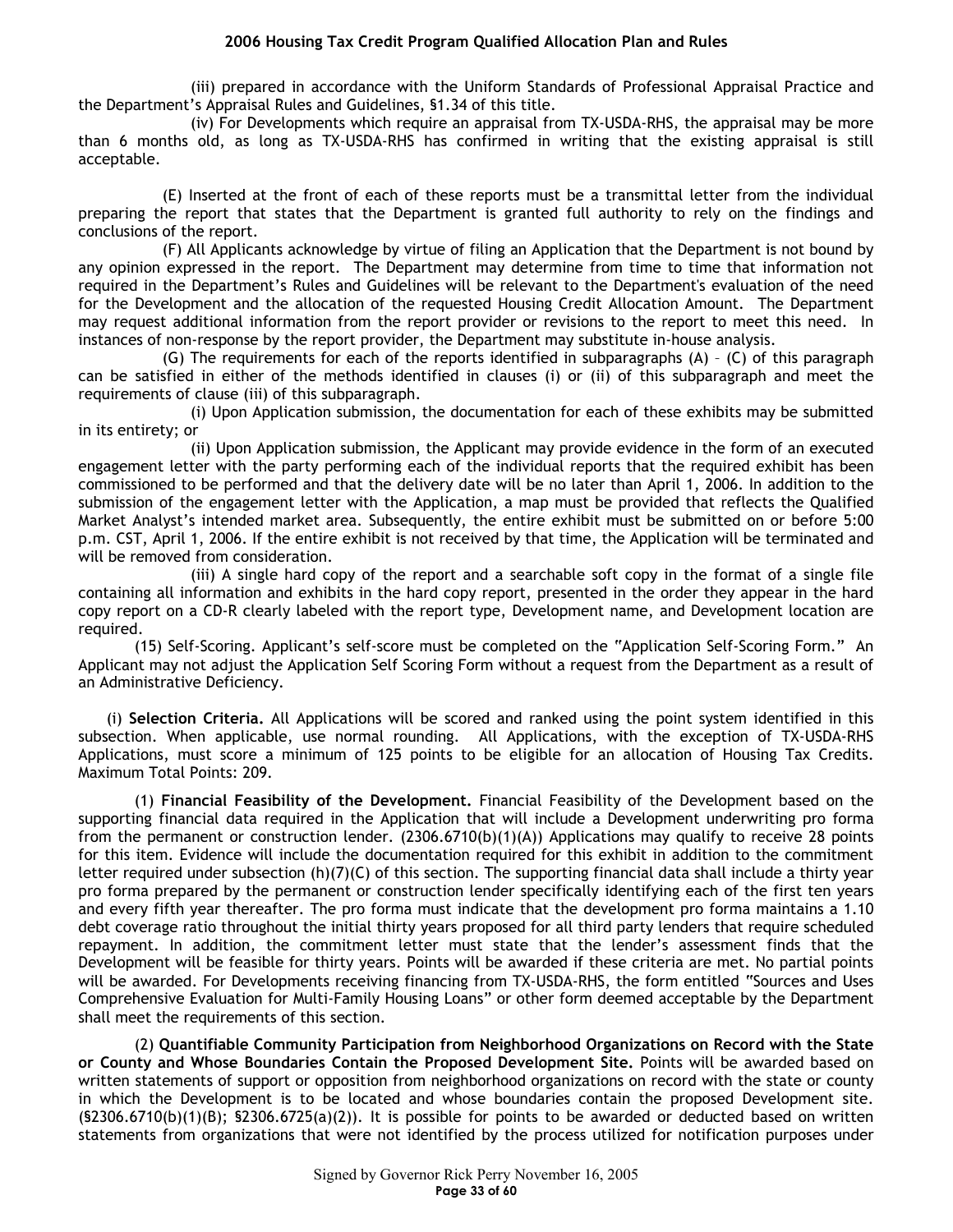(iii) prepared in accordance with the Uniform Standards of Professional Appraisal Practice and the Department's Appraisal Rules and Guidelines, §1.34 of this title.

(iv) For Developments which require an appraisal from TX-USDA-RHS, the appraisal may be more than 6 months old, as long as TX-USDA-RHS has confirmed in writing that the existing appraisal is still acceptable.

(E) Inserted at the front of each of these reports must be a transmittal letter from the individual preparing the report that states that the Department is granted full authority to rely on the findings and conclusions of the report.

(F) All Applicants acknowledge by virtue of filing an Application that the Department is not bound by any opinion expressed in the report. The Department may determine from time to time that information not required in the Department's Rules and Guidelines will be relevant to the Department's evaluation of the need for the Development and the allocation of the requested Housing Credit Allocation Amount. The Department may request additional information from the report provider or revisions to the report to meet this need. In instances of non-response by the report provider, the Department may substitute in-house analysis.

(G) The requirements for each of the reports identified in subparagraphs (A) – (C) of this paragraph can be satisfied in either of the methods identified in clauses (i) or (ii) of this subparagraph and meet the requirements of clause (iii) of this subparagraph.

(i) Upon Application submission, the documentation for each of these exhibits may be submitted in its entirety; or

(ii) Upon Application submission, the Applicant may provide evidence in the form of an executed engagement letter with the party performing each of the individual reports that the required exhibit has been commissioned to be performed and that the delivery date will be no later than April 1, 2006. In addition to the submission of the engagement letter with the Application, a map must be provided that reflects the Qualified Market Analyst's intended market area. Subsequently, the entire exhibit must be submitted on or before 5:00 p.m. CST, April 1, 2006. If the entire exhibit is not received by that time, the Application will be terminated and will be removed from consideration.

(iii) A single hard copy of the report and a searchable soft copy in the format of a single file containing all information and exhibits in the hard copy report, presented in the order they appear in the hard copy report on a CD-R clearly labeled with the report type, Development name, and Development location are required.

(15) Self-Scoring. Applicant's self-score must be completed on the "Application Self-Scoring Form." An Applicant may not adjust the Application Self Scoring Form without a request from the Department as a result of an Administrative Deficiency.

(i) **Selection Criteria.** All Applications will be scored and ranked using the point system identified in this subsection. When applicable, use normal rounding. All Applications, with the exception of TX-USDA-RHS Applications, must score a minimum of 125 points to be eligible for an allocation of Housing Tax Credits. Maximum Total Points: 209.

(1) **Financial Feasibility of the Development.** Financial Feasibility of the Development based on the supporting financial data required in the Application that will include a Development underwriting pro forma from the permanent or construction lender. (2306.6710(b)(1)(A)) Applications may qualify to receive 28 points for this item. Evidence will include the documentation required for this exhibit in addition to the commitment letter required under subsection (h)(7)(C) of this section. The supporting financial data shall include a thirty year pro forma prepared by the permanent or construction lender specifically identifying each of the first ten years and every fifth year thereafter. The pro forma must indicate that the development pro forma maintains a 1.10 debt coverage ratio throughout the initial thirty years proposed for all third party lenders that require scheduled repayment. In addition, the commitment letter must state that the lender's assessment finds that the Development will be feasible for thirty years. Points will be awarded if these criteria are met. No partial points will be awarded. For Developments receiving financing from TX-USDA-RHS, the form entitled "Sources and Uses Comprehensive Evaluation for Multi-Family Housing Loans" or other form deemed acceptable by the Department shall meet the requirements of this section.

(2) **Quantifiable Community Participation from Neighborhood Organizations on Record with the State or County and Whose Boundaries Contain the Proposed Development Site.** Points will be awarded based on written statements of support or opposition from neighborhood organizations on record with the state or county in which the Development is to be located and whose boundaries contain the proposed Development site. (§2306.6710(b)(1)(B); §2306.6725(a)(2)). It is possible for points to be awarded or deducted based on written statements from organizations that were not identified by the process utilized for notification purposes under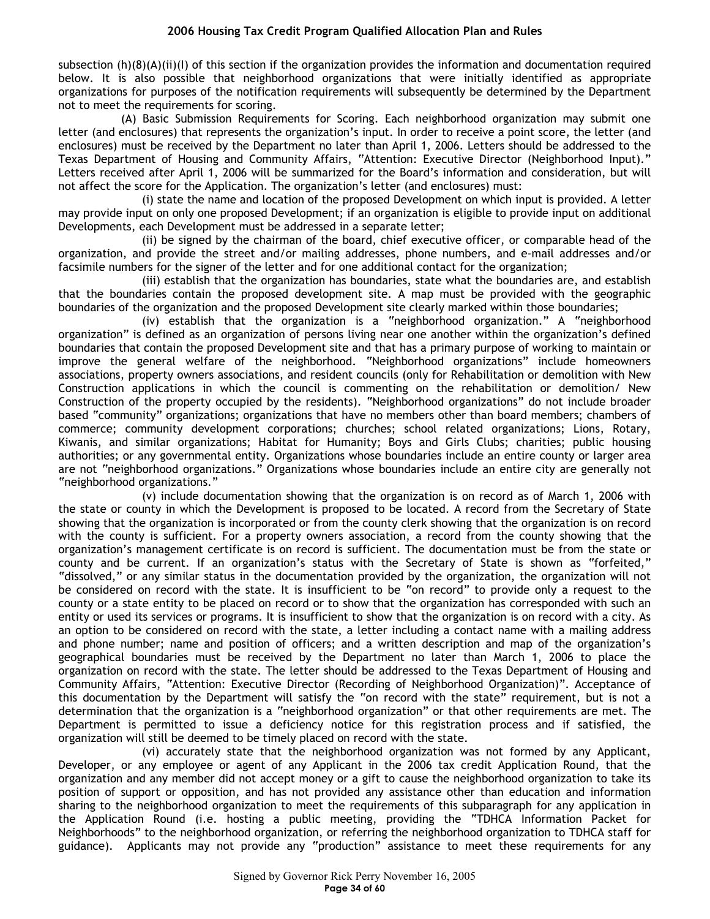subsection (h)(8)(A)(ii)(I) of this section if the organization provides the information and documentation required below. It is also possible that neighborhood organizations that were initially identified as appropriate organizations for purposes of the notification requirements will subsequently be determined by the Department not to meet the requirements for scoring.

(A) Basic Submission Requirements for Scoring. Each neighborhood organization may submit one letter (and enclosures) that represents the organization's input. In order to receive a point score, the letter (and enclosures) must be received by the Department no later than April 1, 2006. Letters should be addressed to the Texas Department of Housing and Community Affairs, "Attention: Executive Director (Neighborhood Input)." Letters received after April 1, 2006 will be summarized for the Board's information and consideration, but will not affect the score for the Application. The organization's letter (and enclosures) must:

(i) state the name and location of the proposed Development on which input is provided. A letter may provide input on only one proposed Development; if an organization is eligible to provide input on additional Developments, each Development must be addressed in a separate letter;

(ii) be signed by the chairman of the board, chief executive officer, or comparable head of the organization, and provide the street and/or mailing addresses, phone numbers, and e-mail addresses and/or facsimile numbers for the signer of the letter and for one additional contact for the organization;

(iii) establish that the organization has boundaries, state what the boundaries are, and establish that the boundaries contain the proposed development site. A map must be provided with the geographic boundaries of the organization and the proposed Development site clearly marked within those boundaries;

(iv) establish that the organization is a "neighborhood organization." A "neighborhood organization" is defined as an organization of persons living near one another within the organization's defined boundaries that contain the proposed Development site and that has a primary purpose of working to maintain or improve the general welfare of the neighborhood. "Neighborhood organizations" include homeowners associations, property owners associations, and resident councils (only for Rehabilitation or demolition with New Construction applications in which the council is commenting on the rehabilitation or demolition/ New Construction of the property occupied by the residents). "Neighborhood organizations" do not include broader based "community" organizations; organizations that have no members other than board members; chambers of commerce; community development corporations; churches; school related organizations; Lions, Rotary, Kiwanis, and similar organizations; Habitat for Humanity; Boys and Girls Clubs; charities; public housing authorities; or any governmental entity. Organizations whose boundaries include an entire county or larger area are not "neighborhood organizations." Organizations whose boundaries include an entire city are generally not "neighborhood organizations."

(v) include documentation showing that the organization is on record as of March 1, 2006 with the state or county in which the Development is proposed to be located. A record from the Secretary of State showing that the organization is incorporated or from the county clerk showing that the organization is on record with the county is sufficient. For a property owners association, a record from the county showing that the organization's management certificate is on record is sufficient. The documentation must be from the state or county and be current. If an organization's status with the Secretary of State is shown as "forfeited," "dissolved," or any similar status in the documentation provided by the organization, the organization will not be considered on record with the state. It is insufficient to be "on record" to provide only a request to the county or a state entity to be placed on record or to show that the organization has corresponded with such an entity or used its services or programs. It is insufficient to show that the organization is on record with a city. As an option to be considered on record with the state, a letter including a contact name with a mailing address and phone number; name and position of officers; and a written description and map of the organization's geographical boundaries must be received by the Department no later than March 1, 2006 to place the organization on record with the state. The letter should be addressed to the Texas Department of Housing and Community Affairs, "Attention: Executive Director (Recording of Neighborhood Organization)". Acceptance of this documentation by the Department will satisfy the "on record with the state" requirement, but is not a determination that the organization is a "neighborhood organization" or that other requirements are met. The Department is permitted to issue a deficiency notice for this registration process and if satisfied, the organization will still be deemed to be timely placed on record with the state.

(vi) accurately state that the neighborhood organization was not formed by any Applicant, Developer, or any employee or agent of any Applicant in the 2006 tax credit Application Round, that the organization and any member did not accept money or a gift to cause the neighborhood organization to take its position of support or opposition, and has not provided any assistance other than education and information sharing to the neighborhood organization to meet the requirements of this subparagraph for any application in the Application Round (i.e. hosting a public meeting, providing the "TDHCA Information Packet for Neighborhoods" to the neighborhood organization, or referring the neighborhood organization to TDHCA staff for guidance). Applicants may not provide any "production" assistance to meet these requirements for any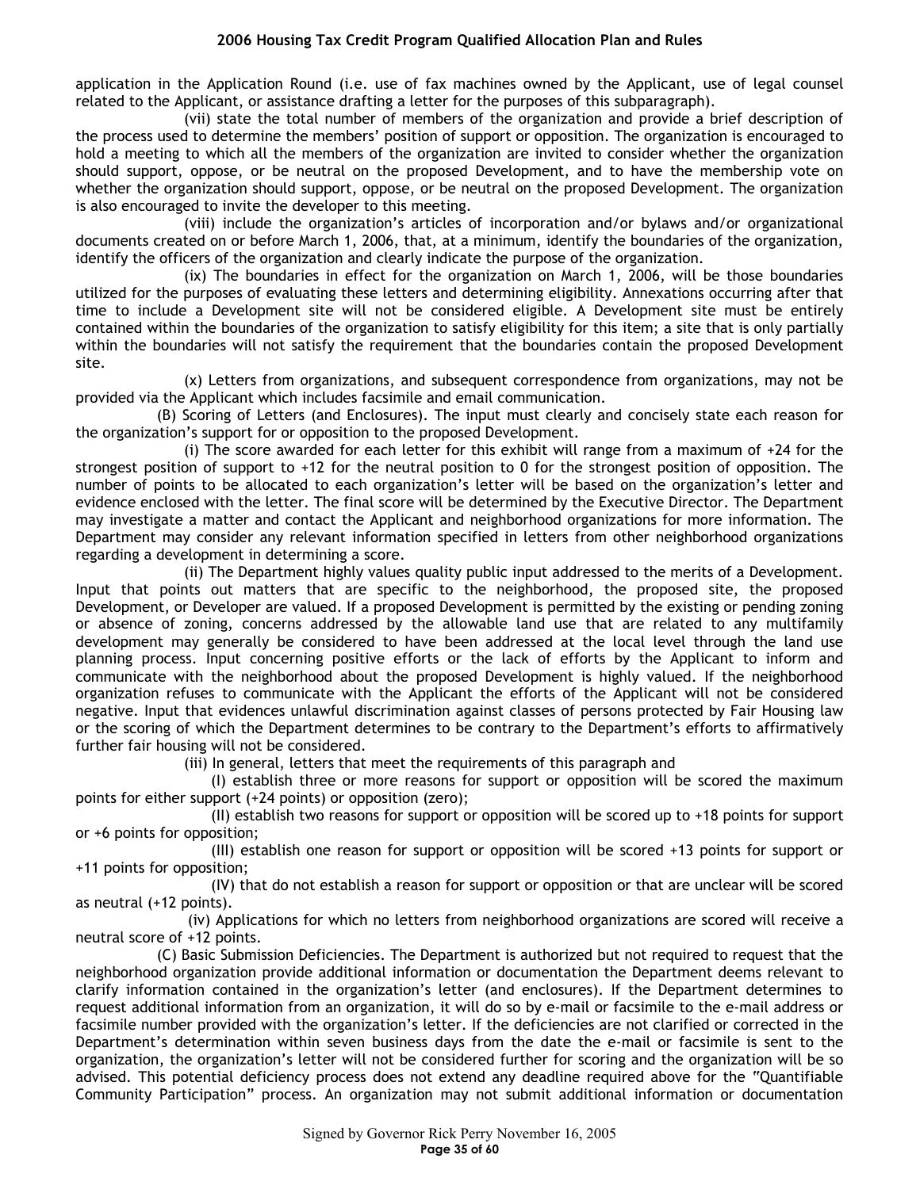application in the Application Round (i.e. use of fax machines owned by the Applicant, use of legal counsel related to the Applicant, or assistance drafting a letter for the purposes of this subparagraph).

(vii) state the total number of members of the organization and provide a brief description of the process used to determine the members' position of support or opposition. The organization is encouraged to hold a meeting to which all the members of the organization are invited to consider whether the organization should support, oppose, or be neutral on the proposed Development, and to have the membership vote on whether the organization should support, oppose, or be neutral on the proposed Development. The organization is also encouraged to invite the developer to this meeting.

(viii) include the organization's articles of incorporation and/or bylaws and/or organizational documents created on or before March 1, 2006, that, at a minimum, identify the boundaries of the organization, identify the officers of the organization and clearly indicate the purpose of the organization.

(ix) The boundaries in effect for the organization on March 1, 2006, will be those boundaries utilized for the purposes of evaluating these letters and determining eligibility. Annexations occurring after that time to include a Development site will not be considered eligible. A Development site must be entirely contained within the boundaries of the organization to satisfy eligibility for this item; a site that is only partially within the boundaries will not satisfy the requirement that the boundaries contain the proposed Development site.

(x) Letters from organizations, and subsequent correspondence from organizations, may not be provided via the Applicant which includes facsimile and email communication.

(B) Scoring of Letters (and Enclosures). The input must clearly and concisely state each reason for the organization's support for or opposition to the proposed Development.

(i) The score awarded for each letter for this exhibit will range from a maximum of +24 for the strongest position of support to +12 for the neutral position to 0 for the strongest position of opposition. The number of points to be allocated to each organization's letter will be based on the organization's letter and evidence enclosed with the letter. The final score will be determined by the Executive Director. The Department may investigate a matter and contact the Applicant and neighborhood organizations for more information. The Department may consider any relevant information specified in letters from other neighborhood organizations regarding a development in determining a score.

(ii) The Department highly values quality public input addressed to the merits of a Development. Input that points out matters that are specific to the neighborhood, the proposed site, the proposed Development, or Developer are valued. If a proposed Development is permitted by the existing or pending zoning or absence of zoning, concerns addressed by the allowable land use that are related to any multifamily development may generally be considered to have been addressed at the local level through the land use planning process. Input concerning positive efforts or the lack of efforts by the Applicant to inform and communicate with the neighborhood about the proposed Development is highly valued. If the neighborhood organization refuses to communicate with the Applicant the efforts of the Applicant will not be considered negative. Input that evidences unlawful discrimination against classes of persons protected by Fair Housing law or the scoring of which the Department determines to be contrary to the Department's efforts to affirmatively further fair housing will not be considered.

(iii) In general, letters that meet the requirements of this paragraph and

(I) establish three or more reasons for support or opposition will be scored the maximum points for either support (+24 points) or opposition (zero);

(II) establish two reasons for support or opposition will be scored up to +18 points for support or +6 points for opposition;

(III) establish one reason for support or opposition will be scored +13 points for support or +11 points for opposition;

(IV) that do not establish a reason for support or opposition or that are unclear will be scored as neutral (+12 points).

(iv) Applications for which no letters from neighborhood organizations are scored will receive a neutral score of +12 points.

(C) Basic Submission Deficiencies. The Department is authorized but not required to request that the neighborhood organization provide additional information or documentation the Department deems relevant to clarify information contained in the organization's letter (and enclosures). If the Department determines to request additional information from an organization, it will do so by e-mail or facsimile to the e-mail address or facsimile number provided with the organization's letter. If the deficiencies are not clarified or corrected in the Department's determination within seven business days from the date the e-mail or facsimile is sent to the organization, the organization's letter will not be considered further for scoring and the organization will be so advised. This potential deficiency process does not extend any deadline required above for the "Quantifiable Community Participation" process. An organization may not submit additional information or documentation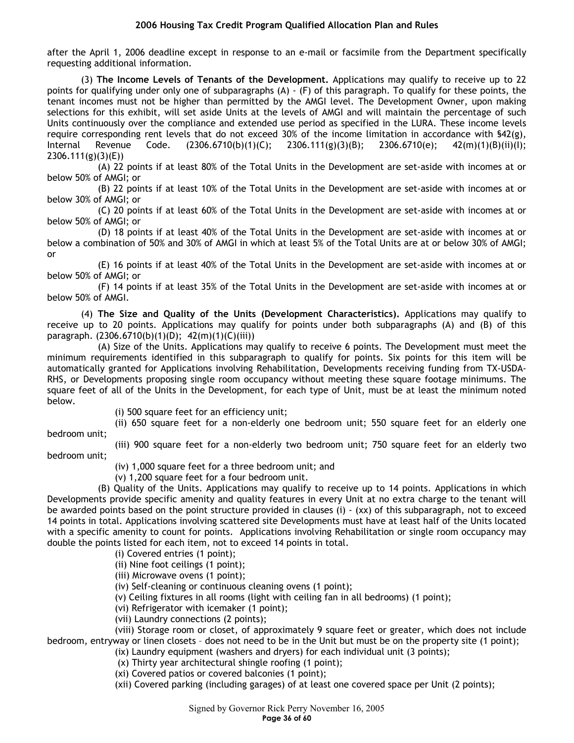after the April 1, 2006 deadline except in response to an e-mail or facsimile from the Department specifically requesting additional information.

(3) **The Income Levels of Tenants of the Development.** Applications may qualify to receive up to 22 points for qualifying under only one of subparagraphs (A) - (F) of this paragraph. To qualify for these points, the tenant incomes must not be higher than permitted by the AMGI level. The Development Owner, upon making selections for this exhibit, will set aside Units at the levels of AMGI and will maintain the percentage of such Units continuously over the compliance and extended use period as specified in the LURA. These income levels require corresponding rent levels that do not exceed 30% of the income limitation in accordance with §42(g), Internal Revenue Code. (2306.6710(b)(1)(C); 2306.111(g)(3)(B); 2306.6710(e); 42(m)(1)(B)(ii)(I); 2306.111(g)(3)(E))

(A) 22 points if at least 80% of the Total Units in the Development are set-aside with incomes at or below 50% of AMGI; or

(B) 22 points if at least 10% of the Total Units in the Development are set-aside with incomes at or below 30% of AMGI; or

(C) 20 points if at least 60% of the Total Units in the Development are set-aside with incomes at or below 50% of AMGI; or

(D) 18 points if at least 40% of the Total Units in the Development are set-aside with incomes at or below a combination of 50% and 30% of AMGI in which at least 5% of the Total Units are at or below 30% of AMGI; or

(E) 16 points if at least 40% of the Total Units in the Development are set-aside with incomes at or below 50% of AMGI; or

(F) 14 points if at least 35% of the Total Units in the Development are set-aside with incomes at or below 50% of AMGI.

(4) **The Size and Quality of the Units (Development Characteristics).** Applications may qualify to receive up to 20 points. Applications may qualify for points under both subparagraphs (A) and (B) of this paragraph. (2306.6710(b)(1)(D); 42(m)(1)(C)(iii))

(A) Size of the Units. Applications may qualify to receive 6 points. The Development must meet the minimum requirements identified in this subparagraph to qualify for points. Six points for this item will be automatically granted for Applications involving Rehabilitation, Developments receiving funding from TX-USDA-RHS, or Developments proposing single room occupancy without meeting these square footage minimums. The square feet of all of the Units in the Development, for each type of Unit, must be at least the minimum noted below.

(i) 500 square feet for an efficiency unit;

(ii) 650 square feet for a non-elderly one bedroom unit; 550 square feet for an elderly one bedroom unit;

(iii) 900 square feet for a non-elderly two bedroom unit; 750 square feet for an elderly two bedroom unit;

(iv) 1,000 square feet for a three bedroom unit; and

(v) 1,200 square feet for a four bedroom unit.

(B) Quality of the Units. Applications may qualify to receive up to 14 points. Applications in which Developments provide specific amenity and quality features in every Unit at no extra charge to the tenant will be awarded points based on the point structure provided in clauses (i) - (xx) of this subparagraph, not to exceed 14 points in total. Applications involving scattered site Developments must have at least half of the Units located with a specific amenity to count for points. Applications involving Rehabilitation or single room occupancy may double the points listed for each item, not to exceed 14 points in total.

(i) Covered entries (1 point);

(ii) Nine foot ceilings (1 point);

(iii) Microwave ovens (1 point);

(iv) Self-cleaning or continuous cleaning ovens (1 point);

(v) Ceiling fixtures in all rooms (light with ceiling fan in all bedrooms) (1 point);

(vi) Refrigerator with icemaker (1 point);

(vii) Laundry connections (2 points);

(viii) Storage room or closet, of approximately 9 square feet or greater, which does not include bedroom, entryway or linen closets – does not need to be in the Unit but must be on the property site (1 point);

(ix) Laundry equipment (washers and dryers) for each individual unit (3 points);

(x) Thirty year architectural shingle roofing (1 point);

(xi) Covered patios or covered balconies (1 point);

(xii) Covered parking (including garages) of at least one covered space per Unit (2 points);

Signed by Governor Rick Perry November 16, 2005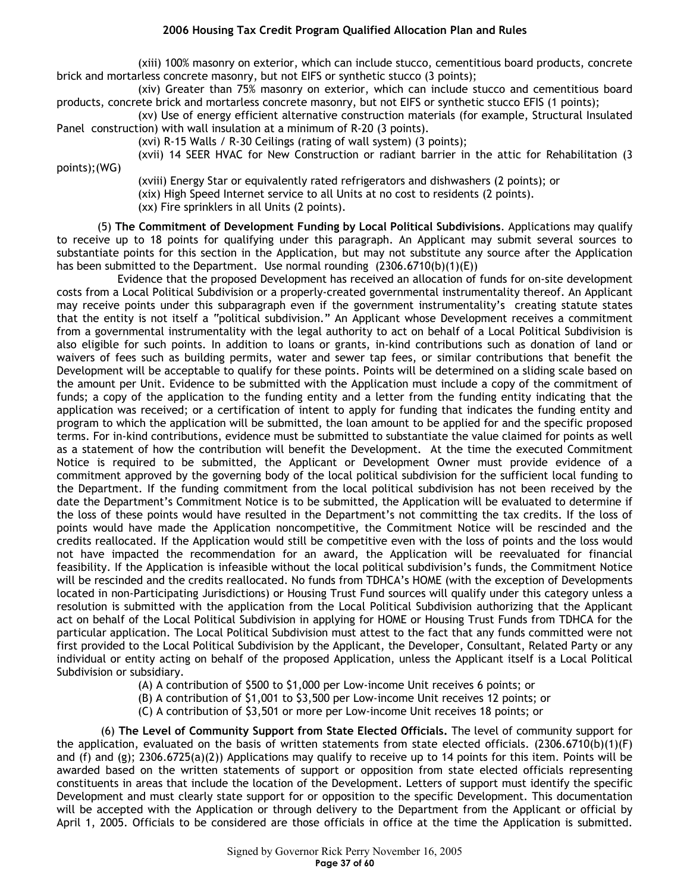(xiii) 100% masonry on exterior, which can include stucco, cementitious board products, concrete brick and mortarless concrete masonry, but not EIFS or synthetic stucco (3 points);

(xiv) Greater than 75% masonry on exterior, which can include stucco and cementitious board products, concrete brick and mortarless concrete masonry, but not EIFS or synthetic stucco EFIS (1 points);

(xv) Use of energy efficient alternative construction materials (for example, Structural Insulated Panel construction) with wall insulation at a minimum of R-20 (3 points).

(xvi) R-15 Walls / R-30 Ceilings (rating of wall system) (3 points);

(xvii) 14 SEER HVAC for New Construction or radiant barrier in the attic for Rehabilitation (3 points);(WG)

(xviii) Energy Star or equivalently rated refrigerators and dishwashers (2 points); or

(xix) High Speed Internet service to all Units at no cost to residents (2 points).

(xx) Fire sprinklers in all Units (2 points).

(5) **The Commitment of Development Funding by Local Political Subdivisions**. Applications may qualify to receive up to 18 points for qualifying under this paragraph. An Applicant may submit several sources to substantiate points for this section in the Application, but may not substitute any source after the Application has been submitted to the Department. Use normal rounding (2306.6710(b)(1)(E))

Evidence that the proposed Development has received an allocation of funds for on-site development costs from a Local Political Subdivision or a properly-created governmental instrumentality thereof. An Applicant may receive points under this subparagraph even if the government instrumentality's creating statute states that the entity is not itself a "political subdivision." An Applicant whose Development receives a commitment from a governmental instrumentality with the legal authority to act on behalf of a Local Political Subdivision is also eligible for such points. In addition to loans or grants, in-kind contributions such as donation of land or waivers of fees such as building permits, water and sewer tap fees, or similar contributions that benefit the Development will be acceptable to qualify for these points. Points will be determined on a sliding scale based on the amount per Unit. Evidence to be submitted with the Application must include a copy of the commitment of funds; a copy of the application to the funding entity and a letter from the funding entity indicating that the application was received; or a certification of intent to apply for funding that indicates the funding entity and program to which the application will be submitted, the loan amount to be applied for and the specific proposed terms. For in-kind contributions, evidence must be submitted to substantiate the value claimed for points as well as a statement of how the contribution will benefit the Development. At the time the executed Commitment Notice is required to be submitted, the Applicant or Development Owner must provide evidence of a commitment approved by the governing body of the local political subdivision for the sufficient local funding to the Department. If the funding commitment from the local political subdivision has not been received by the date the Department's Commitment Notice is to be submitted, the Application will be evaluated to determine if the loss of these points would have resulted in the Department's not committing the tax credits. If the loss of points would have made the Application noncompetitive, the Commitment Notice will be rescinded and the credits reallocated. If the Application would still be competitive even with the loss of points and the loss would not have impacted the recommendation for an award, the Application will be reevaluated for financial feasibility. If the Application is infeasible without the local political subdivision's funds, the Commitment Notice will be rescinded and the credits reallocated. No funds from TDHCA's HOME (with the exception of Developments located in non-Participating Jurisdictions) or Housing Trust Fund sources will qualify under this category unless a resolution is submitted with the application from the Local Political Subdivision authorizing that the Applicant act on behalf of the Local Political Subdivision in applying for HOME or Housing Trust Funds from TDHCA for the particular application. The Local Political Subdivision must attest to the fact that any funds committed were not first provided to the Local Political Subdivision by the Applicant, the Developer, Consultant, Related Party or any individual or entity acting on behalf of the proposed Application, unless the Applicant itself is a Local Political Subdivision or subsidiary.

(A) A contribution of $500 to $1,000 per Low-income Unit receives 6 points; or

(B) A contribution of $1,001 to $3,500 per Low-income Unit receives 12 points; or

(C) A contribution of $3,501 or more per Low-income Unit receives 18 points; or

(6) **The Level of Community Support from State Elected Officials.** The level of community support for the application, evaluated on the basis of written statements from state elected officials. (2306.6710(b)(1)(F) and (f) and (g); 2306.6725(a)(2)) Applications may qualify to receive up to 14 points for this item. Points will be awarded based on the written statements of support or opposition from state elected officials representing constituents in areas that include the location of the Development. Letters of support must identify the specific Development and must clearly state support for or opposition to the specific Development. This documentation will be accepted with the Application or through delivery to the Department from the Applicant or official by April 1, 2005. Officials to be considered are those officials in office at the time the Application is submitted.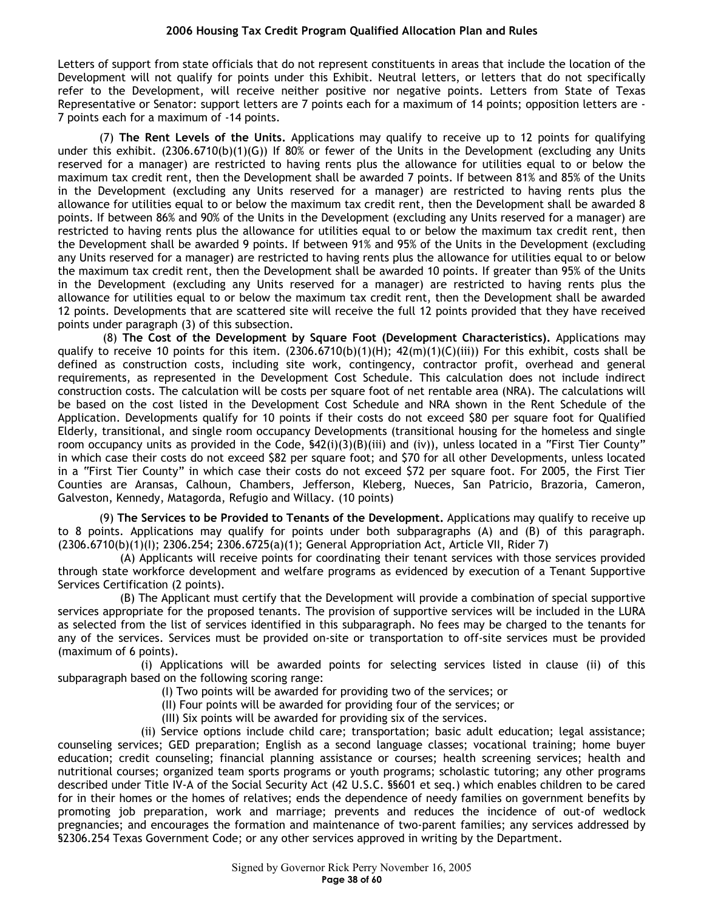Letters of support from state officials that do not represent constituents in areas that include the location of the Development will not qualify for points under this Exhibit. Neutral letters, or letters that do not specifically refer to the Development, will receive neither positive nor negative points. Letters from State of Texas Representative or Senator: support letters are 7 points each for a maximum of 14 points; opposition letters are -7 points each for a maximum of -14 points.

(7) **The Rent Levels of the Units.** Applications may qualify to receive up to 12 points for qualifying under this exhibit. (2306.6710(b)(1)(G)) If 80% or fewer of the Units in the Development (excluding any Units reserved for a manager) are restricted to having rents plus the allowance for utilities equal to or below the maximum tax credit rent, then the Development shall be awarded 7 points. If between 81% and 85% of the Units in the Development (excluding any Units reserved for a manager) are restricted to having rents plus the allowance for utilities equal to or below the maximum tax credit rent, then the Development shall be awarded 8 points. If between 86% and 90% of the Units in the Development (excluding any Units reserved for a manager) are restricted to having rents plus the allowance for utilities equal to or below the maximum tax credit rent, then the Development shall be awarded 9 points. If between 91% and 95% of the Units in the Development (excluding any Units reserved for a manager) are restricted to having rents plus the allowance for utilities equal to or below the maximum tax credit rent, then the Development shall be awarded 10 points. If greater than 95% of the Units in the Development (excluding any Units reserved for a manager) are restricted to having rents plus the allowance for utilities equal to or below the maximum tax credit rent, then the Development shall be awarded 12 points. Developments that are scattered site will receive the full 12 points provided that they have received points under paragraph (3) of this subsection.

(8) **The Cost of the Development by Square Foot (Development Characteristics).** Applications may qualify to receive 10 points for this item. (2306.6710(b)(1)(H); 42(m)(1)(C)(iii)) For this exhibit, costs shall be defined as construction costs, including site work, contingency, contractor profit, overhead and general requirements, as represented in the Development Cost Schedule. This calculation does not include indirect construction costs. The calculation will be costs per square foot of net rentable area (NRA). The calculations will be based on the cost listed in the Development Cost Schedule and NRA shown in the Rent Schedule of the Application. Developments qualify for 10 points if their costs do not exceed $80 per square foot for Qualified Elderly, transitional, and single room occupancy Developments (transitional housing for the homeless and single room occupancy units as provided in the Code, §42(i)(3)(B)(iii) and (iv)), unless located in a "First Tier County" in which case their costs do not exceed $82 per square foot; and $70 for all other Developments, unless located in a "First Tier County" in which case their costs do not exceed $72 per square foot. For 2005, the First Tier Counties are Aransas, Calhoun, Chambers, Jefferson, Kleberg, Nueces, San Patricio, Brazoria, Cameron, Galveston, Kennedy, Matagorda, Refugio and Willacy. (10 points)

(9) **The Services to be Provided to Tenants of the Development.** Applications may qualify to receive up to 8 points. Applications may qualify for points under both subparagraphs (A) and (B) of this paragraph. (2306.6710(b)(1)(I); 2306.254; 2306.6725(a)(1); General Appropriation Act, Article VII, Rider 7)

(A) Applicants will receive points for coordinating their tenant services with those services provided through state workforce development and welfare programs as evidenced by execution of a Tenant Supportive Services Certification (2 points).

(B) The Applicant must certify that the Development will provide a combination of special supportive services appropriate for the proposed tenants. The provision of supportive services will be included in the LURA as selected from the list of services identified in this subparagraph. No fees may be charged to the tenants for any of the services. Services must be provided on-site or transportation to off-site services must be provided (maximum of 6 points).

(i) Applications will be awarded points for selecting services listed in clause (ii) of this subparagraph based on the following scoring range:

(I) Two points will be awarded for providing two of the services; or

(II) Four points will be awarded for providing four of the services; or

(III) Six points will be awarded for providing six of the services.

(ii) Service options include child care; transportation; basic adult education; legal assistance; counseling services; GED preparation; English as a second language classes; vocational training; home buyer education; credit counseling; financial planning assistance or courses; health screening services; health and nutritional courses; organized team sports programs or youth programs; scholastic tutoring; any other programs described under Title IV-A of the Social Security Act (42 U.S.C. §§601 et seq.) which enables children to be cared for in their homes or the homes of relatives; ends the dependence of needy families on government benefits by promoting job preparation, work and marriage; prevents and reduces the incidence of out-of wedlock pregnancies; and encourages the formation and maintenance of two-parent families; any services addressed by §2306.254 Texas Government Code; or any other services approved in writing by the Department.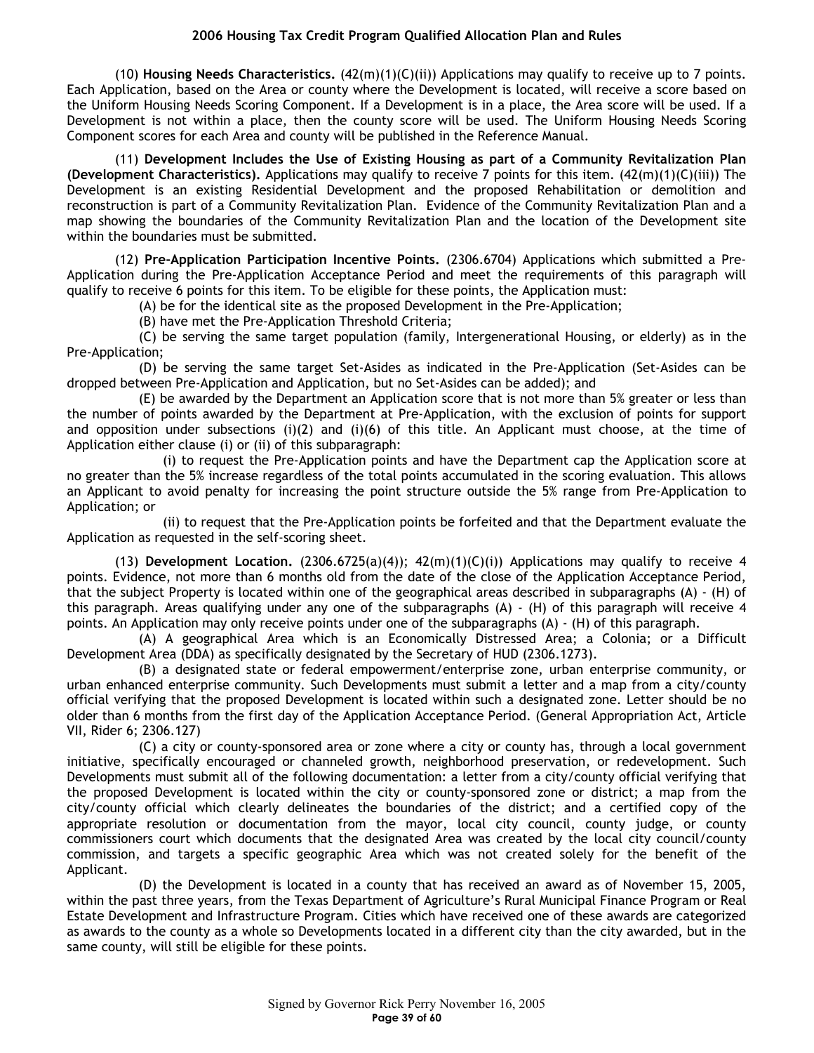(10) **Housing Needs Characteristics.** (42(m)(1)(C)(ii)) Applications may qualify to receive up to 7 points. Each Application, based on the Area or county where the Development is located, will receive a score based on the Uniform Housing Needs Scoring Component. If a Development is in a place, the Area score will be used. If a Development is not within a place, then the county score will be used. The Uniform Housing Needs Scoring Component scores for each Area and county will be published in the Reference Manual.

(11) **Development Includes the Use of Existing Housing as part of a Community Revitalization Plan (Development Characteristics).** Applications may qualify to receive 7 points for this item. (42(m)(1)(C)(iii)) The Development is an existing Residential Development and the proposed Rehabilitation or demolition and reconstruction is part of a Community Revitalization Plan. Evidence of the Community Revitalization Plan and a map showing the boundaries of the Community Revitalization Plan and the location of the Development site within the boundaries must be submitted.

(12) **Pre-Application Participation Incentive Points.** (2306.6704) Applications which submitted a Pre-Application during the Pre-Application Acceptance Period and meet the requirements of this paragraph will qualify to receive 6 points for this item. To be eligible for these points, the Application must:

(A) be for the identical site as the proposed Development in the Pre-Application;

(B) have met the Pre-Application Threshold Criteria;

(C) be serving the same target population (family, Intergenerational Housing, or elderly) as in the Pre-Application;

(D) be serving the same target Set-Asides as indicated in the Pre-Application (Set-Asides can be dropped between Pre-Application and Application, but no Set-Asides can be added); and

(E) be awarded by the Department an Application score that is not more than 5% greater or less than the number of points awarded by the Department at Pre-Application, with the exclusion of points for support and opposition under subsections (i)(2) and (i)(6) of this title. An Applicant must choose, at the time of Application either clause (i) or (ii) of this subparagraph:

(i) to request the Pre-Application points and have the Department cap the Application score at no greater than the 5% increase regardless of the total points accumulated in the scoring evaluation. This allows an Applicant to avoid penalty for increasing the point structure outside the 5% range from Pre-Application to Application; or

(ii) to request that the Pre-Application points be forfeited and that the Department evaluate the Application as requested in the self-scoring sheet.

(13) **Development Location.** (2306.6725(a)(4)); 42(m)(1)(C)(i)) Applications may qualify to receive 4 points. Evidence, not more than 6 months old from the date of the close of the Application Acceptance Period, that the subject Property is located within one of the geographical areas described in subparagraphs (A) - (H) of this paragraph. Areas qualifying under any one of the subparagraphs (A) - (H) of this paragraph will receive 4 points. An Application may only receive points under one of the subparagraphs (A) - (H) of this paragraph.

(A) A geographical Area which is an Economically Distressed Area; a Colonia; or a Difficult Development Area (DDA) as specifically designated by the Secretary of HUD (2306.1273).

(B) a designated state or federal empowerment/enterprise zone, urban enterprise community, or urban enhanced enterprise community. Such Developments must submit a letter and a map from a city/county official verifying that the proposed Development is located within such a designated zone. Letter should be no older than 6 months from the first day of the Application Acceptance Period. (General Appropriation Act, Article VII, Rider 6; 2306.127)

(C) a city or county-sponsored area or zone where a city or county has, through a local government initiative, specifically encouraged or channeled growth, neighborhood preservation, or redevelopment. Such Developments must submit all of the following documentation: a letter from a city/county official verifying that the proposed Development is located within the city or county-sponsored zone or district; a map from the city/county official which clearly delineates the boundaries of the district; and a certified copy of the appropriate resolution or documentation from the mayor, local city council, county judge, or county commissioners court which documents that the designated Area was created by the local city council/county commission, and targets a specific geographic Area which was not created solely for the benefit of the Applicant.

(D) the Development is located in a county that has received an award as of November 15, 2005, within the past three years, from the Texas Department of Agriculture's Rural Municipal Finance Program or Real Estate Development and Infrastructure Program. Cities which have received one of these awards are categorized as awards to the county as a whole so Developments located in a different city than the city awarded, but in the same county, will still be eligible for these points.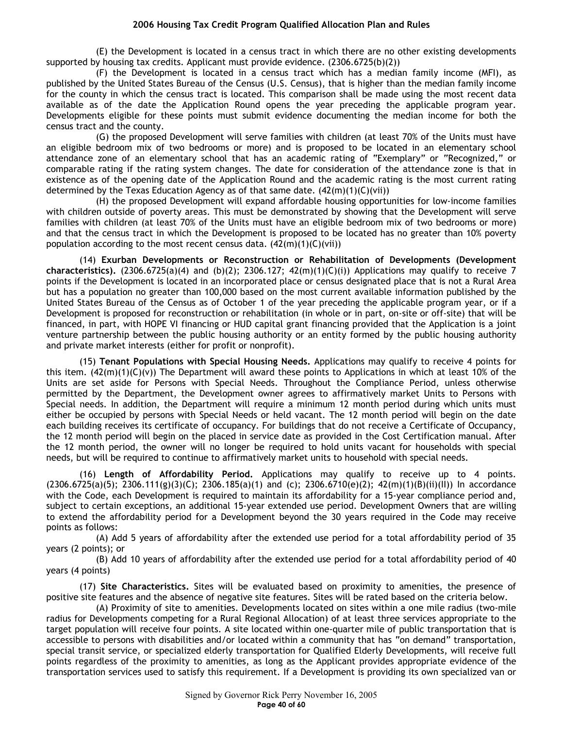(E) the Development is located in a census tract in which there are no other existing developments supported by housing tax credits. Applicant must provide evidence. (2306.6725(b)(2))

(F) the Development is located in a census tract which has a median family income (MFI), as published by the United States Bureau of the Census (U.S. Census), that is higher than the median family income for the county in which the census tract is located. This comparison shall be made using the most recent data available as of the date the Application Round opens the year preceding the applicable program year. Developments eligible for these points must submit evidence documenting the median income for both the census tract and the county.

(G) the proposed Development will serve families with children (at least 70% of the Units must have an eligible bedroom mix of two bedrooms or more) and is proposed to be located in an elementary school attendance zone of an elementary school that has an academic rating of "Exemplary" or "Recognized," or comparable rating if the rating system changes. The date for consideration of the attendance zone is that in existence as of the opening date of the Application Round and the academic rating is the most current rating determined by the Texas Education Agency as of that same date. (42(m)(1)(C)(vii))

(H) the proposed Development will expand affordable housing opportunities for low-income families with children outside of poverty areas. This must be demonstrated by showing that the Development will serve families with children (at least 70% of the Units must have an eligible bedroom mix of two bedrooms or more) and that the census tract in which the Development is proposed to be located has no greater than 10% poverty population according to the most recent census data. (42(m)(1)(C)(vii))

(14) **Exurban Developments or Reconstruction or Rehabilitation of Developments (Development characteristics).** (2306.6725(a)(4) and (b)(2); 2306.127; 42(m)(1)(C)(i)) Applications may qualify to receive 7 points if the Development is located in an incorporated place or census designated place that is not a Rural Area but has a population no greater than 100,000 based on the most current available information published by the United States Bureau of the Census as of October 1 of the year preceding the applicable program year, or if a Development is proposed for reconstruction or rehabilitation (in whole or in part, on-site or off-site) that will be financed, in part, with HOPE VI financing or HUD capital grant financing provided that the Application is a joint venture partnership between the public housing authority or an entity formed by the public housing authority and private market interests (either for profit or nonprofit).

(15) **Tenant Populations with Special Housing Needs.** Applications may qualify to receive 4 points for this item. (42(m)(1)(C)(v)) The Department will award these points to Applications in which at least 10% of the Units are set aside for Persons with Special Needs. Throughout the Compliance Period, unless otherwise permitted by the Department, the Development owner agrees to affirmatively market Units to Persons with Special needs. In addition, the Department will require a minimum 12 month period during which units must either be occupied by persons with Special Needs or held vacant. The 12 month period will begin on the date each building receives its certificate of occupancy. For buildings that do not receive a Certificate of Occupancy, the 12 month period will begin on the placed in service date as provided in the Cost Certification manual. After the 12 month period, the owner will no longer be required to hold units vacant for households with special needs, but will be required to continue to affirmatively market units to household with special needs.

(16) **Length of Affordability Period.** Applications may qualify to receive up to 4 points. (2306.6725(a)(5); 2306.111(g)(3)(C); 2306.185(a)(1) and (c); 2306.6710(e)(2); 42(m)(1)(B)(ii)(II)) In accordance with the Code, each Development is required to maintain its affordability for a 15-year compliance period and, subject to certain exceptions, an additional 15-year extended use period. Development Owners that are willing to extend the affordability period for a Development beyond the 30 years required in the Code may receive points as follows:

(A) Add 5 years of affordability after the extended use period for a total affordability period of 35 years (2 points); or

(B) Add 10 years of affordability after the extended use period for a total affordability period of 40 years (4 points)

(17) **Site Characteristics.** Sites will be evaluated based on proximity to amenities, the presence of positive site features and the absence of negative site features. Sites will be rated based on the criteria below.

(A) Proximity of site to amenities. Developments located on sites within a one mile radius (two-mile radius for Developments competing for a Rural Regional Allocation) of at least three services appropriate to the target population will receive four points. A site located within one-quarter mile of public transportation that is accessible to persons with disabilities and/or located within a community that has "on demand" transportation, special transit service, or specialized elderly transportation for Qualified Elderly Developments, will receive full points regardless of the proximity to amenities, as long as the Applicant provides appropriate evidence of the transportation services used to satisfy this requirement. If a Development is providing its own specialized van or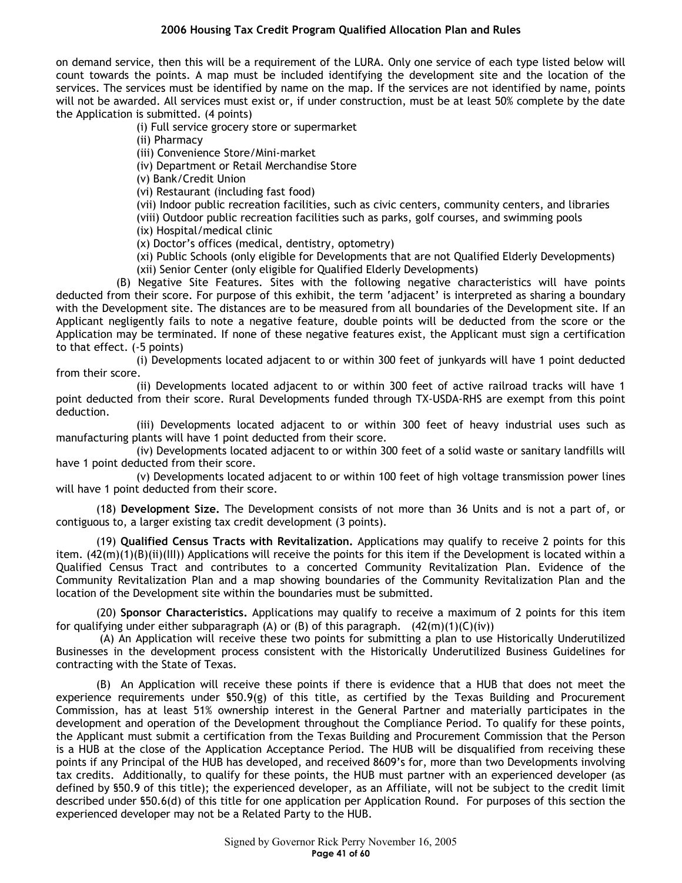on demand service, then this will be a requirement of the LURA. Only one service of each type listed below will count towards the points. A map must be included identifying the development site and the location of the services. The services must be identified by name on the map. If the services are not identified by name, points will not be awarded. All services must exist or, if under construction, must be at least 50% complete by the date the Application is submitted. (4 points)

(i) Full service grocery store or supermarket
(ii) Pharmacy
(iii) Convenience Store/Mini-market
(iv) Department or Retail Merchandise Store
(v) Bank/Credit Union
(vi) Restaurant (including fast food)
(vii) Indoor public recreation facilities, such as civic centers, community centers, and libraries
(viii) Outdoor public recreation facilities such as parks, golf courses, and swimming pools
(ix) Hospital/medical clinic
(x) Doctor's offices (medical, dentistry, optometry)
(xi) Public Schools (only eligible for Developments that are not Qualified Elderly Developments)
(xii) Senior Center (only eligible for Qualified Elderly Developments)

(B) Negative Site Features. Sites with the following negative characteristics will have points deducted from their score. For purpose of this exhibit, the term 'adjacent' is interpreted as sharing a boundary with the Development site. The distances are to be measured from all boundaries of the Development site. If an Applicant negligently fails to note a negative feature, double points will be deducted from the score or the Application may be terminated. If none of these negative features exist, the Applicant must sign a certification to that effect. (-5 points)

(i) Developments located adjacent to or within 300 feet of junkyards will have 1 point deducted from their score.

(ii) Developments located adjacent to or within 300 feet of active railroad tracks will have 1 point deducted from their score. Rural Developments funded through TX-USDA-RHS are exempt from this point deduction.

(iii) Developments located adjacent to or within 300 feet of heavy industrial uses such as manufacturing plants will have 1 point deducted from their score.

(iv) Developments located adjacent to or within 300 feet of a solid waste or sanitary landfills will have 1 point deducted from their score.

(v) Developments located adjacent to or within 100 feet of high voltage transmission power lines will have 1 point deducted from their score.

(18) **Development Size.** The Development consists of not more than 36 Units and is not a part of, or contiguous to, a larger existing tax credit development (3 points).

(19) **Qualified Census Tracts with Revitalization.** Applications may qualify to receive 2 points for this item. (42(m)(1)(B)(ii)(III)) Applications will receive the points for this item if the Development is located within a Qualified Census Tract and contributes to a concerted Community Revitalization Plan. Evidence of the Community Revitalization Plan and a map showing boundaries of the Community Revitalization Plan and the location of the Development site within the boundaries must be submitted.

(20) **Sponsor Characteristics.** Applications may qualify to receive a maximum of 2 points for this item for qualifying under either subparagraph (A) or (B) of this paragraph. (42(m)(1)(C)(iv))

(A) An Application will receive these two points for submitting a plan to use Historically Underutilized Businesses in the development process consistent with the Historically Underutilized Business Guidelines for contracting with the State of Texas.

(B) An Application will receive these points if there is evidence that a HUB that does not meet the experience requirements under §50.9(g) of this title, as certified by the Texas Building and Procurement Commission, has at least 51% ownership interest in the General Partner and materially participates in the development and operation of the Development throughout the Compliance Period. To qualify for these points, the Applicant must submit a certification from the Texas Building and Procurement Commission that the Person is a HUB at the close of the Application Acceptance Period. The HUB will be disqualified from receiving these points if any Principal of the HUB has developed, and received 8609's for, more than two Developments involving tax credits. Additionally, to qualify for these points, the HUB must partner with an experienced developer (as defined by §50.9 of this title); the experienced developer, as an Affiliate, will not be subject to the credit limit described under §50.6(d) of this title for one application per Application Round. For purposes of this section the experienced developer may not be a Related Party to the HUB.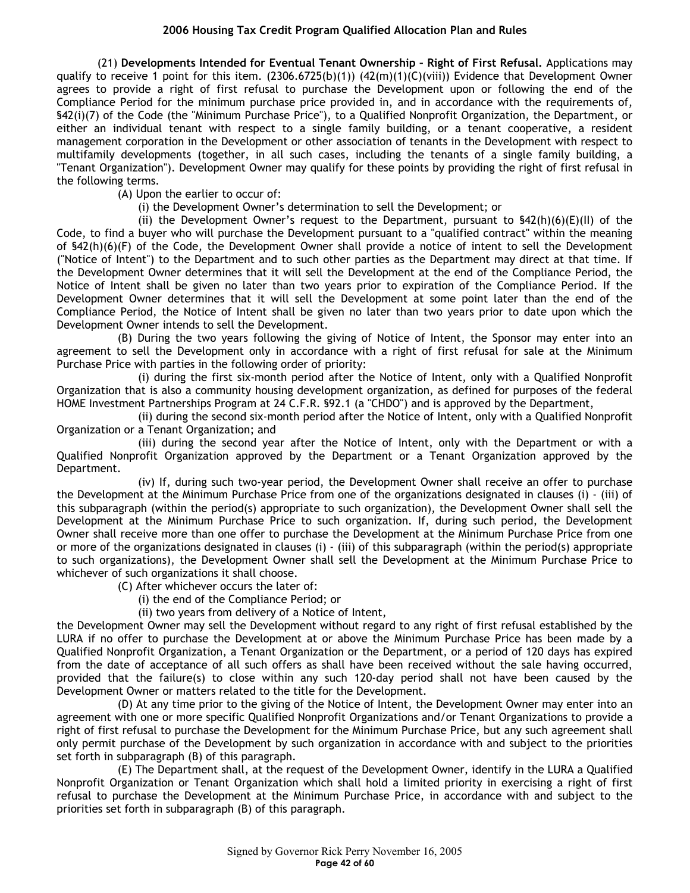(21) **Developments Intended for Eventual Tenant Ownership – Right of First Refusal.** Applications may qualify to receive 1 point for this item. (2306.6725(b)(1)) (42(m)(1)(C)(viii)) Evidence that Development Owner agrees to provide a right of first refusal to purchase the Development upon or following the end of the Compliance Period for the minimum purchase price provided in, and in accordance with the requirements of, §42(i)(7) of the Code (the "Minimum Purchase Price"), to a Qualified Nonprofit Organization, the Department, or either an individual tenant with respect to a single family building, or a tenant cooperative, a resident management corporation in the Development or other association of tenants in the Development with respect to multifamily developments (together, in all such cases, including the tenants of a single family building, a "Tenant Organization"). Development Owner may qualify for these points by providing the right of first refusal in the following terms.

(A) Upon the earlier to occur of:

(i) the Development Owner's determination to sell the Development; or

(ii) the Development Owner's request to the Department, pursuant to §42(h)(6)(E)(II) of the Code, to find a buyer who will purchase the Development pursuant to a "qualified contract" within the meaning of §42(h)(6)(F) of the Code, the Development Owner shall provide a notice of intent to sell the Development ("Notice of Intent") to the Department and to such other parties as the Department may direct at that time. If the Development Owner determines that it will sell the Development at the end of the Compliance Period, the Notice of Intent shall be given no later than two years prior to expiration of the Compliance Period. If the Development Owner determines that it will sell the Development at some point later than the end of the Compliance Period, the Notice of Intent shall be given no later than two years prior to date upon which the Development Owner intends to sell the Development.

(B) During the two years following the giving of Notice of Intent, the Sponsor may enter into an agreement to sell the Development only in accordance with a right of first refusal for sale at the Minimum Purchase Price with parties in the following order of priority:

(i) during the first six-month period after the Notice of Intent, only with a Qualified Nonprofit Organization that is also a community housing development organization, as defined for purposes of the federal HOME Investment Partnerships Program at 24 C.F.R. §92.1 (a "CHDO") and is approved by the Department,

(ii) during the second six-month period after the Notice of Intent, only with a Qualified Nonprofit Organization or a Tenant Organization; and

(iii) during the second year after the Notice of Intent, only with the Department or with a Qualified Nonprofit Organization approved by the Department or a Tenant Organization approved by the Department.

(iv) If, during such two-year period, the Development Owner shall receive an offer to purchase the Development at the Minimum Purchase Price from one of the organizations designated in clauses (i) - (iii) of this subparagraph (within the period(s) appropriate to such organization), the Development Owner shall sell the Development at the Minimum Purchase Price to such organization. If, during such period, the Development Owner shall receive more than one offer to purchase the Development at the Minimum Purchase Price from one or more of the organizations designated in clauses (i) - (iii) of this subparagraph (within the period(s) appropriate to such organizations), the Development Owner shall sell the Development at the Minimum Purchase Price to whichever of such organizations it shall choose.

(C) After whichever occurs the later of:

(i) the end of the Compliance Period; or

(ii) two years from delivery of a Notice of Intent,

the Development Owner may sell the Development without regard to any right of first refusal established by the LURA if no offer to purchase the Development at or above the Minimum Purchase Price has been made by a Qualified Nonprofit Organization, a Tenant Organization or the Department, or a period of 120 days has expired from the date of acceptance of all such offers as shall have been received without the sale having occurred, provided that the failure(s) to close within any such 120-day period shall not have been caused by the Development Owner or matters related to the title for the Development.

(D) At any time prior to the giving of the Notice of Intent, the Development Owner may enter into an agreement with one or more specific Qualified Nonprofit Organizations and/or Tenant Organizations to provide a right of first refusal to purchase the Development for the Minimum Purchase Price, but any such agreement shall only permit purchase of the Development by such organization in accordance with and subject to the priorities set forth in subparagraph (B) of this paragraph.

(E) The Department shall, at the request of the Development Owner, identify in the LURA a Qualified Nonprofit Organization or Tenant Organization which shall hold a limited priority in exercising a right of first refusal to purchase the Development at the Minimum Purchase Price, in accordance with and subject to the priorities set forth in subparagraph (B) of this paragraph.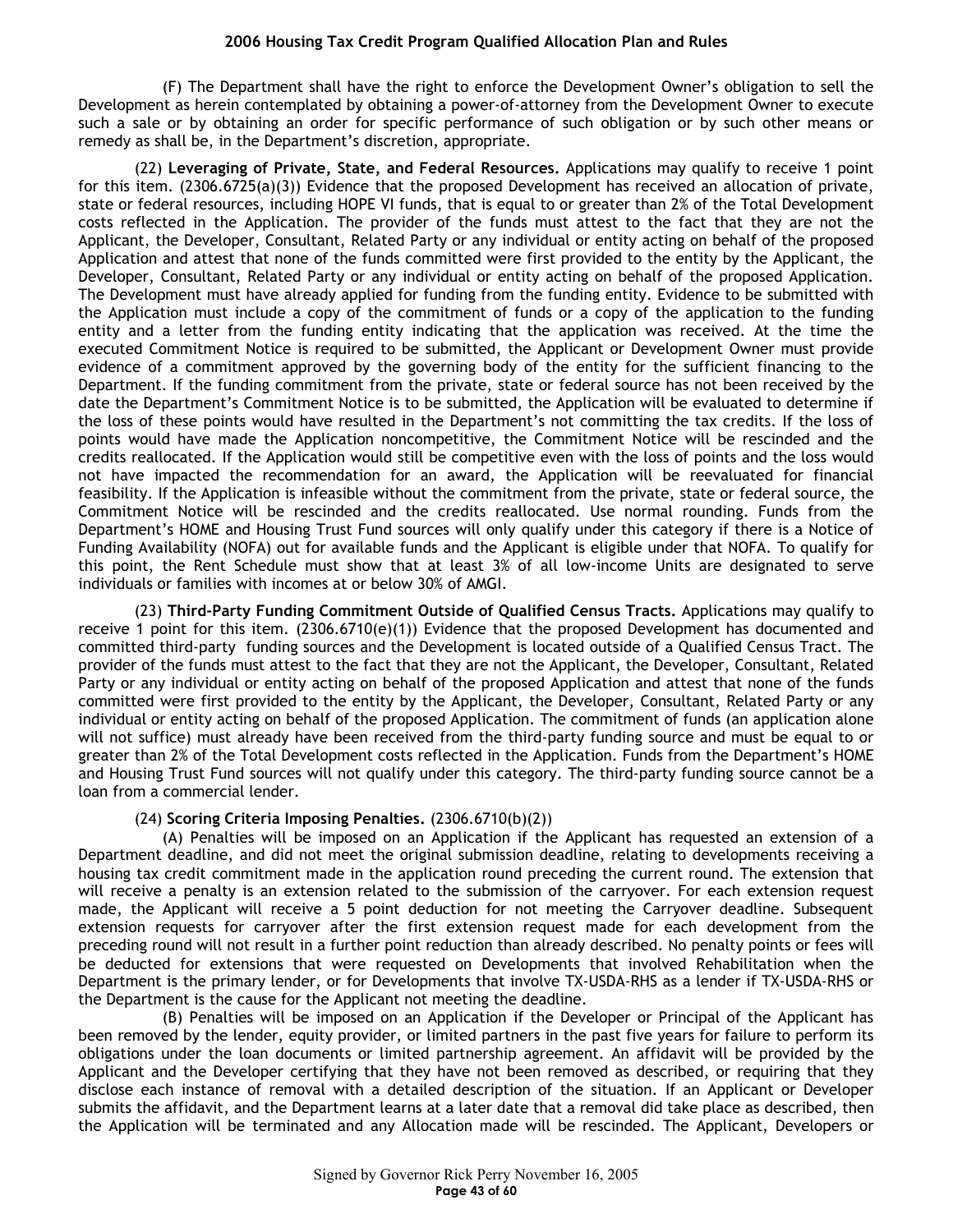(F) The Department shall have the right to enforce the Development Owner's obligation to sell the Development as herein contemplated by obtaining a power-of-attorney from the Development Owner to execute such a sale or by obtaining an order for specific performance of such obligation or by such other means or remedy as shall be, in the Department's discretion, appropriate.

(22) **Leveraging of Private, State, and Federal Resources.** Applications may qualify to receive 1 point for this item. (2306.6725(a)(3)) Evidence that the proposed Development has received an allocation of private, state or federal resources, including HOPE VI funds, that is equal to or greater than 2% of the Total Development costs reflected in the Application. The provider of the funds must attest to the fact that they are not the Applicant, the Developer, Consultant, Related Party or any individual or entity acting on behalf of the proposed Application and attest that none of the funds committed were first provided to the entity by the Applicant, the Developer, Consultant, Related Party or any individual or entity acting on behalf of the proposed Application. The Development must have already applied for funding from the funding entity. Evidence to be submitted with the Application must include a copy of the commitment of funds or a copy of the application to the funding entity and a letter from the funding entity indicating that the application was received. At the time the executed Commitment Notice is required to be submitted, the Applicant or Development Owner must provide evidence of a commitment approved by the governing body of the entity for the sufficient financing to the Department. If the funding commitment from the private, state or federal source has not been received by the date the Department's Commitment Notice is to be submitted, the Application will be evaluated to determine if the loss of these points would have resulted in the Department's not committing the tax credits. If the loss of points would have made the Application noncompetitive, the Commitment Notice will be rescinded and the credits reallocated. If the Application would still be competitive even with the loss of points and the loss would not have impacted the recommendation for an award, the Application will be reevaluated for financial feasibility. If the Application is infeasible without the commitment from the private, state or federal source, the Commitment Notice will be rescinded and the credits reallocated. Use normal rounding. Funds from the Department's HOME and Housing Trust Fund sources will only qualify under this category if there is a Notice of Funding Availability (NOFA) out for available funds and the Applicant is eligible under that NOFA. To qualify for this point, the Rent Schedule must show that at least 3% of all low-income Units are designated to serve individuals or families with incomes at or below 30% of AMGI.

(23) **Third-Party Funding Commitment Outside of Qualified Census Tracts.** Applications may qualify to receive 1 point for this item. (2306.6710(e)(1)) Evidence that the proposed Development has documented and committed third-party funding sources and the Development is located outside of a Qualified Census Tract. The provider of the funds must attest to the fact that they are not the Applicant, the Developer, Consultant, Related Party or any individual or entity acting on behalf of the proposed Application and attest that none of the funds committed were first provided to the entity by the Applicant, the Developer, Consultant, Related Party or any individual or entity acting on behalf of the proposed Application. The commitment of funds (an application alone will not suffice) must already have been received from the third-party funding source and must be equal to or greater than 2% of the Total Development costs reflected in the Application. Funds from the Department's HOME and Housing Trust Fund sources will not qualify under this category. The third-party funding source cannot be a loan from a commercial lender.

(24) **Scoring Criteria Imposing Penalties.** (2306.6710(b)(2))

(A) Penalties will be imposed on an Application if the Applicant has requested an extension of a Department deadline, and did not meet the original submission deadline, relating to developments receiving a housing tax credit commitment made in the application round preceding the current round. The extension that will receive a penalty is an extension related to the submission of the carryover. For each extension request made, the Applicant will receive a 5 point deduction for not meeting the Carryover deadline. Subsequent extension requests for carryover after the first extension request made for each development from the preceding round will not result in a further point reduction than already described. No penalty points or fees will be deducted for extensions that were requested on Developments that involved Rehabilitation when the Department is the primary lender, or for Developments that involve TX-USDA-RHS as a lender if TX-USDA-RHS or the Department is the cause for the Applicant not meeting the deadline.

(B) Penalties will be imposed on an Application if the Developer or Principal of the Applicant has been removed by the lender, equity provider, or limited partners in the past five years for failure to perform its obligations under the loan documents or limited partnership agreement. An affidavit will be provided by the Applicant and the Developer certifying that they have not been removed as described, or requiring that they disclose each instance of removal with a detailed description of the situation. If an Applicant or Developer submits the affidavit, and the Department learns at a later date that a removal did take place as described, then the Application will be terminated and any Allocation made will be rescinded. The Applicant, Developers or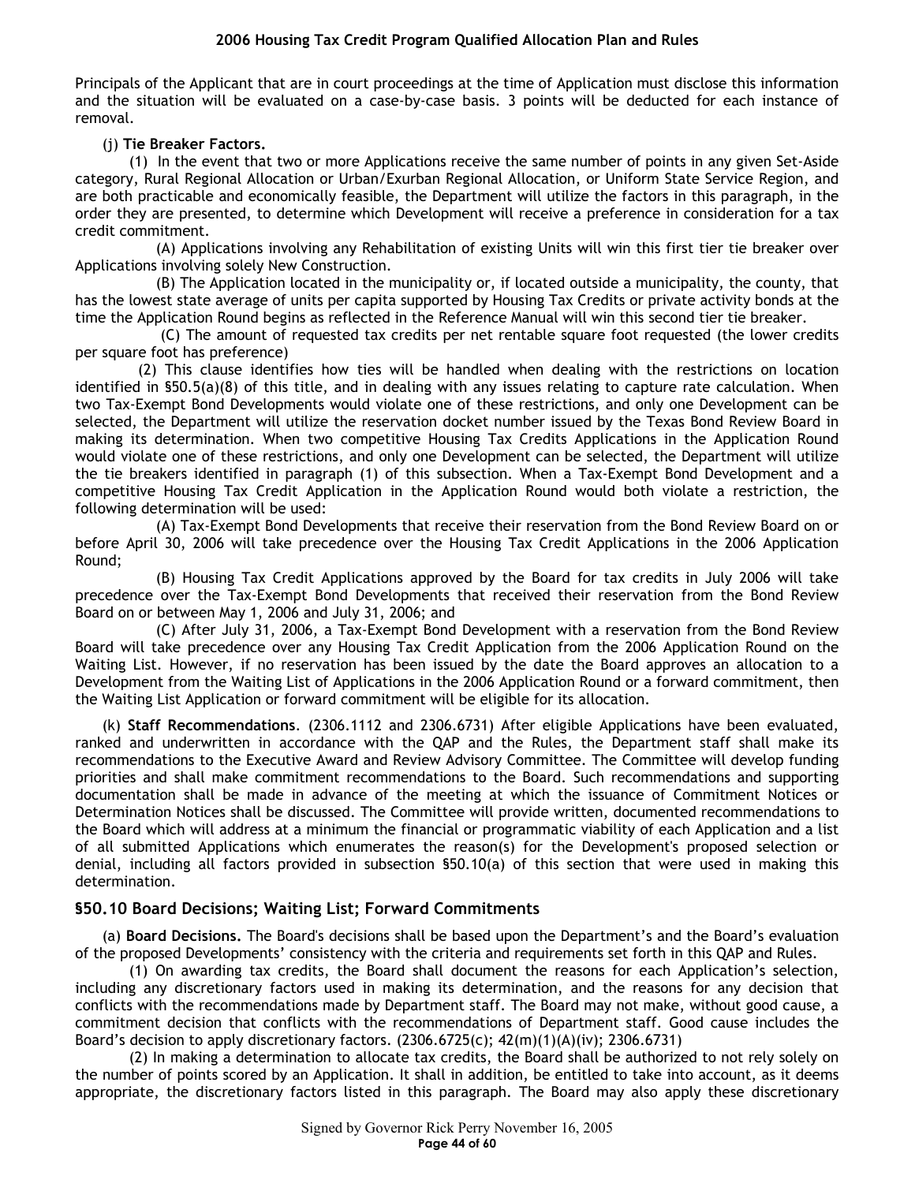Principals of the Applicant that are in court proceedings at the time of Application must disclose this information and the situation will be evaluated on a case-by-case basis. 3 points will be deducted for each instance of removal.

(j) **Tie Breaker Factors.**

(1) In the event that two or more Applications receive the same number of points in any given Set-Aside category, Rural Regional Allocation or Urban/Exurban Regional Allocation, or Uniform State Service Region, and are both practicable and economically feasible, the Department will utilize the factors in this paragraph, in the order they are presented, to determine which Development will receive a preference in consideration for a tax credit commitment.

(A) Applications involving any Rehabilitation of existing Units will win this first tier tie breaker over Applications involving solely New Construction.

(B) The Application located in the municipality or, if located outside a municipality, the county, that has the lowest state average of units per capita supported by Housing Tax Credits or private activity bonds at the time the Application Round begins as reflected in the Reference Manual will win this second tier tie breaker.

(C) The amount of requested tax credits per net rentable square foot requested (the lower credits per square foot has preference)

(2) This clause identifies how ties will be handled when dealing with the restrictions on location identified in §50.5(a)(8) of this title, and in dealing with any issues relating to capture rate calculation. When two Tax-Exempt Bond Developments would violate one of these restrictions, and only one Development can be selected, the Department will utilize the reservation docket number issued by the Texas Bond Review Board in making its determination. When two competitive Housing Tax Credits Applications in the Application Round would violate one of these restrictions, and only one Development can be selected, the Department will utilize the tie breakers identified in paragraph (1) of this subsection. When a Tax-Exempt Bond Development and a competitive Housing Tax Credit Application in the Application Round would both violate a restriction, the following determination will be used:

(A) Tax-Exempt Bond Developments that receive their reservation from the Bond Review Board on or before April 30, 2006 will take precedence over the Housing Tax Credit Applications in the 2006 Application Round;

(B) Housing Tax Credit Applications approved by the Board for tax credits in July 2006 will take precedence over the Tax-Exempt Bond Developments that received their reservation from the Bond Review Board on or between May 1, 2006 and July 31, 2006; and

(C) After July 31, 2006, a Tax-Exempt Bond Development with a reservation from the Bond Review Board will take precedence over any Housing Tax Credit Application from the 2006 Application Round on the Waiting List. However, if no reservation has been issued by the date the Board approves an allocation to a Development from the Waiting List of Applications in the 2006 Application Round or a forward commitment, then the Waiting List Application or forward commitment will be eligible for its allocation.

(k) **Staff Recommendations**. (2306.1112 and 2306.6731) After eligible Applications have been evaluated, ranked and underwritten in accordance with the QAP and the Rules, the Department staff shall make its recommendations to the Executive Award and Review Advisory Committee. The Committee will develop funding priorities and shall make commitment recommendations to the Board. Such recommendations and supporting documentation shall be made in advance of the meeting at which the issuance of Commitment Notices or Determination Notices shall be discussed. The Committee will provide written, documented recommendations to the Board which will address at a minimum the financial or programmatic viability of each Application and a list of all submitted Applications which enumerates the reason(s) for the Development's proposed selection or denial, including all factors provided in subsection §50.10(a) of this section that were used in making this determination.

## §50.10 Board Decisions; Waiting List; Forward Commitments

(a) **Board Decisions.** The Board's decisions shall be based upon the Department's and the Board's evaluation of the proposed Developments' consistency with the criteria and requirements set forth in this QAP and Rules.

(1) On awarding tax credits, the Board shall document the reasons for each Application's selection, including any discretionary factors used in making its determination, and the reasons for any decision that conflicts with the recommendations made by Department staff. The Board may not make, without good cause, a commitment decision that conflicts with the recommendations of Department staff. Good cause includes the Board's decision to apply discretionary factors. (2306.6725(c); 42(m)(1)(A)(iv); 2306.6731)

(2) In making a determination to allocate tax credits, the Board shall be authorized to not rely solely on the number of points scored by an Application. It shall in addition, be entitled to take into account, as it deems appropriate, the discretionary factors listed in this paragraph. The Board may also apply these discretionary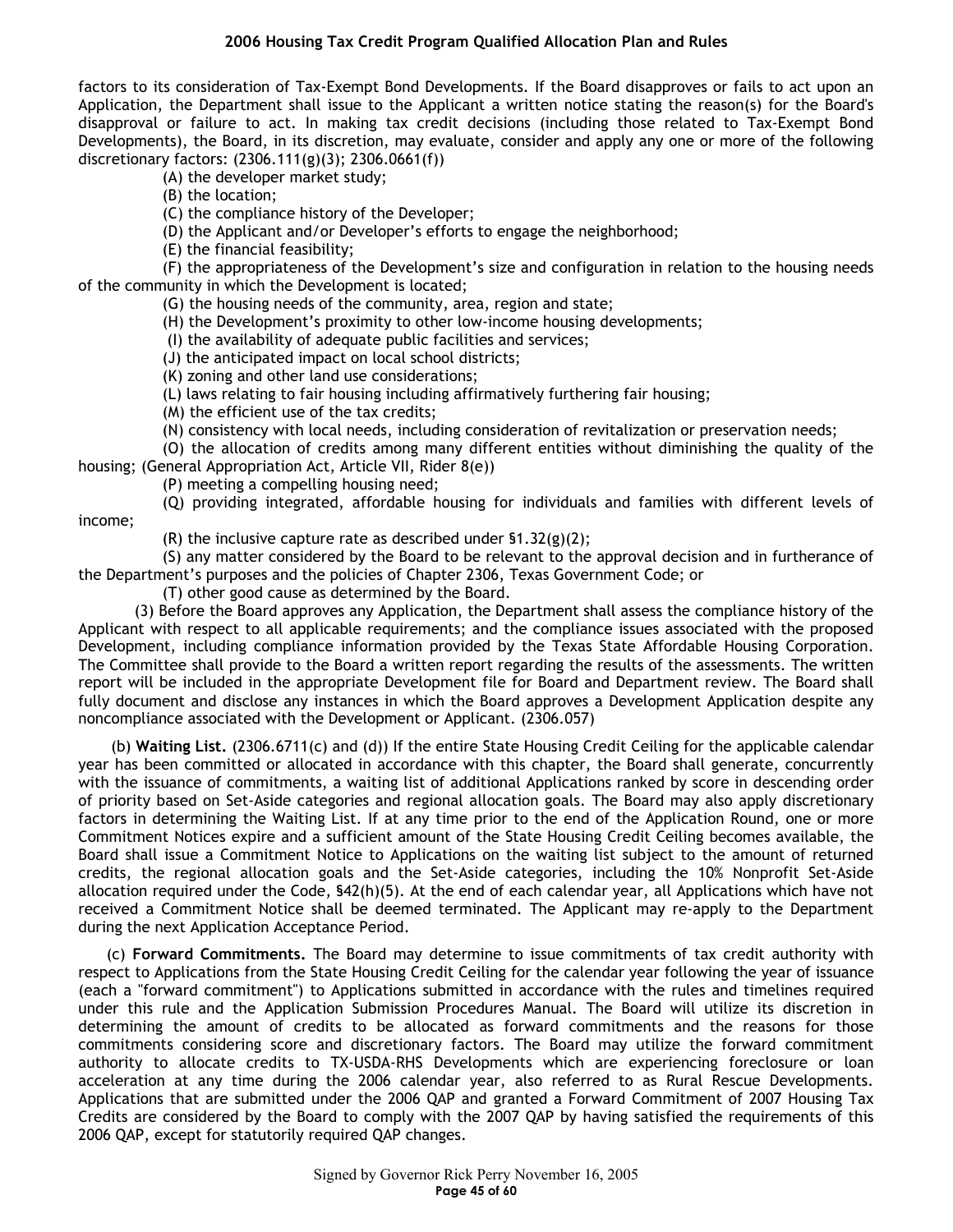factors to its consideration of Tax-Exempt Bond Developments. If the Board disapproves or fails to act upon an Application, the Department shall issue to the Applicant a written notice stating the reason(s) for the Board's disapproval or failure to act. In making tax credit decisions (including those related to Tax-Exempt Bond Developments), the Board, in its discretion, may evaluate, consider and apply any one or more of the following discretionary factors: (2306.111(g)(3); 2306.0661(f))

(A) the developer market study;

(B) the location;

(C) the compliance history of the Developer;

(D) the Applicant and/or Developer's efforts to engage the neighborhood;

(E) the financial feasibility;

(F) the appropriateness of the Development's size and configuration in relation to the housing needs of the community in which the Development is located;

(G) the housing needs of the community, area, region and state;

(H) the Development's proximity to other low-income housing developments;

(I) the availability of adequate public facilities and services;

(J) the anticipated impact on local school districts;

(K) zoning and other land use considerations;

(L) laws relating to fair housing including affirmatively furthering fair housing;

(M) the efficient use of the tax credits;

(N) consistency with local needs, including consideration of revitalization or preservation needs;

(O) the allocation of credits among many different entities without diminishing the quality of the housing; (General Appropriation Act, Article VII, Rider 8(e))

(P) meeting a compelling housing need;

(Q) providing integrated, affordable housing for individuals and families with different levels of income;

(R) the inclusive capture rate as described under §1.32(g)(2);

(S) any matter considered by the Board to be relevant to the approval decision and in furtherance of the Department's purposes and the policies of Chapter 2306, Texas Government Code; or

(T) other good cause as determined by the Board.

(3) Before the Board approves any Application, the Department shall assess the compliance history of the Applicant with respect to all applicable requirements; and the compliance issues associated with the proposed Development, including compliance information provided by the Texas State Affordable Housing Corporation. The Committee shall provide to the Board a written report regarding the results of the assessments. The written report will be included in the appropriate Development file for Board and Department review. The Board shall fully document and disclose any instances in which the Board approves a Development Application despite any noncompliance associated with the Development or Applicant. (2306.057)

(b) **Waiting List.** (2306.6711(c) and (d)) If the entire State Housing Credit Ceiling for the applicable calendar year has been committed or allocated in accordance with this chapter, the Board shall generate, concurrently with the issuance of commitments, a waiting list of additional Applications ranked by score in descending order of priority based on Set-Aside categories and regional allocation goals. The Board may also apply discretionary factors in determining the Waiting List. If at any time prior to the end of the Application Round, one or more Commitment Notices expire and a sufficient amount of the State Housing Credit Ceiling becomes available, the Board shall issue a Commitment Notice to Applications on the waiting list subject to the amount of returned credits, the regional allocation goals and the Set-Aside categories, including the 10% Nonprofit Set-Aside allocation required under the Code, §42(h)(5). At the end of each calendar year, all Applications which have not received a Commitment Notice shall be deemed terminated. The Applicant may re-apply to the Department during the next Application Acceptance Period.

(c) **Forward Commitments.** The Board may determine to issue commitments of tax credit authority with respect to Applications from the State Housing Credit Ceiling for the calendar year following the year of issuance (each a "forward commitment") to Applications submitted in accordance with the rules and timelines required under this rule and the Application Submission Procedures Manual. The Board will utilize its discretion in determining the amount of credits to be allocated as forward commitments and the reasons for those commitments considering score and discretionary factors. The Board may utilize the forward commitment authority to allocate credits to TX-USDA-RHS Developments which are experiencing foreclosure or loan acceleration at any time during the 2006 calendar year, also referred to as Rural Rescue Developments. Applications that are submitted under the 2006 QAP and granted a Forward Commitment of 2007 Housing Tax Credits are considered by the Board to comply with the 2007 QAP by having satisfied the requirements of this 2006 QAP, except for statutorily required QAP changes.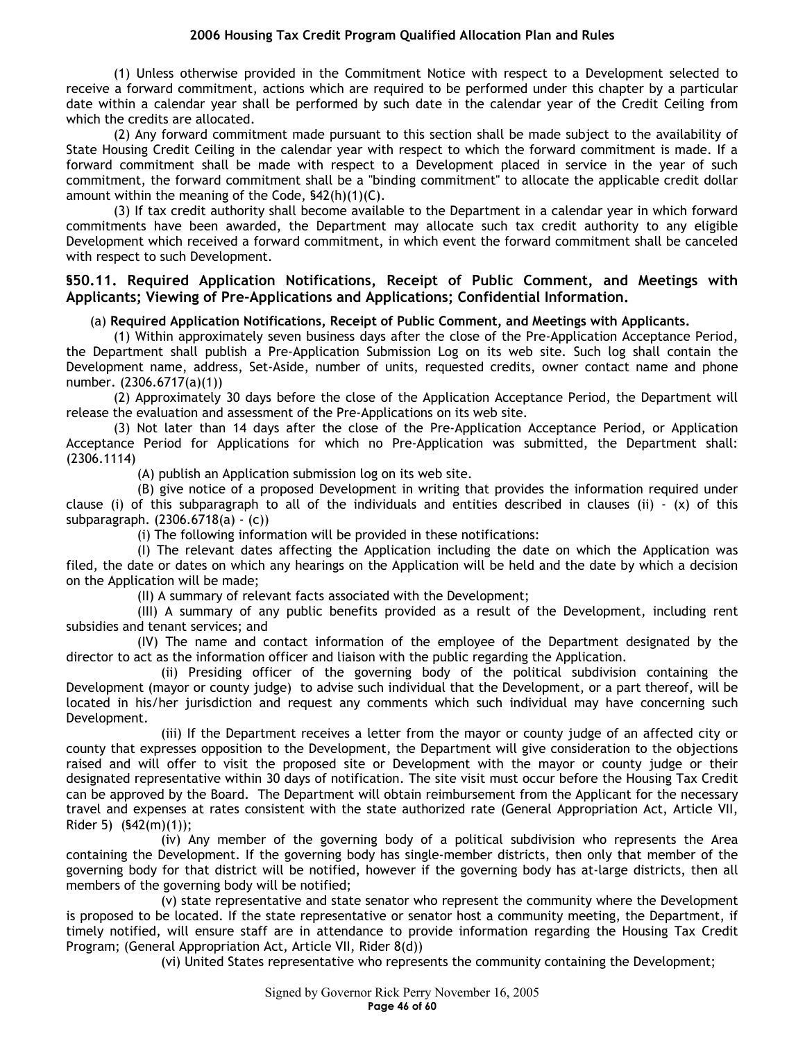(1) Unless otherwise provided in the Commitment Notice with respect to a Development selected to receive a forward commitment, actions which are required to be performed under this chapter by a particular date within a calendar year shall be performed by such date in the calendar year of the Credit Ceiling from which the credits are allocated.

(2) Any forward commitment made pursuant to this section shall be made subject to the availability of State Housing Credit Ceiling in the calendar year with respect to which the forward commitment is made. If a forward commitment shall be made with respect to a Development placed in service in the year of such commitment, the forward commitment shall be a "binding commitment" to allocate the applicable credit dollar amount within the meaning of the Code, §42(h)(1)(C).

(3) If tax credit authority shall become available to the Department in a calendar year in which forward commitments have been awarded, the Department may allocate such tax credit authority to any eligible Development which received a forward commitment, in which event the forward commitment shall be canceled with respect to such Development.

### §50.11. Required Application Notifications, Receipt of Public Comment, and Meetings with Applicants; Viewing of Pre-Applications and Applications; Confidential Information.

(a) **Required Application Notifications, Receipt of Public Comment, and Meetings with Applicants.**

(1) Within approximately seven business days after the close of the Pre-Application Acceptance Period, the Department shall publish a Pre-Application Submission Log on its web site. Such log shall contain the Development name, address, Set-Aside, number of units, requested credits, owner contact name and phone number. (2306.6717(a)(1))

(2) Approximately 30 days before the close of the Application Acceptance Period, the Department will release the evaluation and assessment of the Pre-Applications on its web site.

(3) Not later than 14 days after the close of the Pre-Application Acceptance Period, or Application Acceptance Period for Applications for which no Pre-Application was submitted, the Department shall: (2306.1114)

(A) publish an Application submission log on its web site.

(B) give notice of a proposed Development in writing that provides the information required under clause (i) of this subparagraph to all of the individuals and entities described in clauses (ii) - (x) of this subparagraph. (2306.6718(a) - (c))

(i) The following information will be provided in these notifications:

(I) The relevant dates affecting the Application including the date on which the Application was filed, the date or dates on which any hearings on the Application will be held and the date by which a decision on the Application will be made;

(II) A summary of relevant facts associated with the Development;

(III) A summary of any public benefits provided as a result of the Development, including rent subsidies and tenant services; and

(IV) The name and contact information of the employee of the Department designated by the director to act as the information officer and liaison with the public regarding the Application.

(ii) Presiding officer of the governing body of the political subdivision containing the Development (mayor or county judge) to advise such individual that the Development, or a part thereof, will be located in his/her jurisdiction and request any comments which such individual may have concerning such Development.

(iii) If the Department receives a letter from the mayor or county judge of an affected city or county that expresses opposition to the Development, the Department will give consideration to the objections raised and will offer to visit the proposed site or Development with the mayor or county judge or their designated representative within 30 days of notification. The site visit must occur before the Housing Tax Credit can be approved by the Board. The Department will obtain reimbursement from the Applicant for the necessary travel and expenses at rates consistent with the state authorized rate (General Appropriation Act, Article VII, Rider 5) (§42(m)(1));

(iv) Any member of the governing body of a political subdivision who represents the Area containing the Development. If the governing body has single-member districts, then only that member of the governing body for that district will be notified, however if the governing body has at-large districts, then all members of the governing body will be notified;

(v) state representative and state senator who represent the community where the Development is proposed to be located. If the state representative or senator host a community meeting, the Department, if timely notified, will ensure staff are in attendance to provide information regarding the Housing Tax Credit Program; (General Appropriation Act, Article VII, Rider 8(d))

(vi) United States representative who represents the community containing the Development;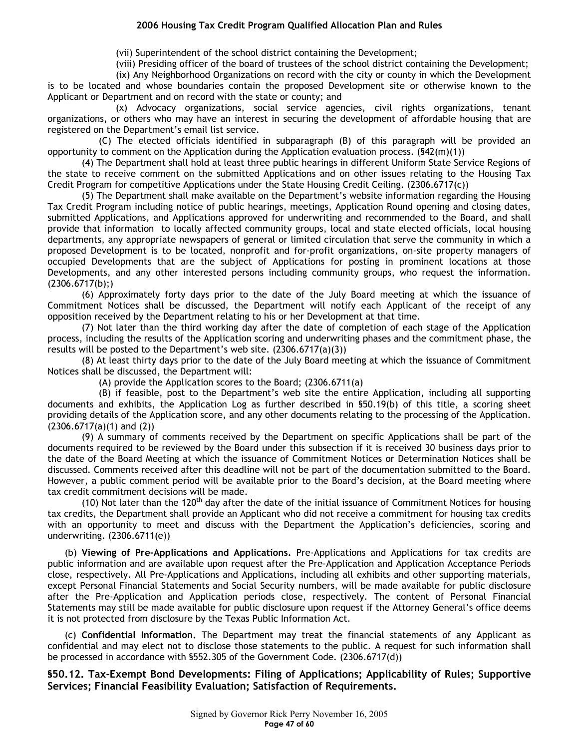(vii) Superintendent of the school district containing the Development;

(viii) Presiding officer of the board of trustees of the school district containing the Development;

(ix) Any Neighborhood Organizations on record with the city or county in which the Development is to be located and whose boundaries contain the proposed Development site or otherwise known to the Applicant or Department and on record with the state or county; and

(x) Advocacy organizations, social service agencies, civil rights organizations, tenant organizations, or others who may have an interest in securing the development of affordable housing that are registered on the Department's email list service.

(C) The elected officials identified in subparagraph (B) of this paragraph will be provided an opportunity to comment on the Application during the Application evaluation process. (§42(m)(1))

(4) The Department shall hold at least three public hearings in different Uniform State Service Regions of the state to receive comment on the submitted Applications and on other issues relating to the Housing Tax Credit Program for competitive Applications under the State Housing Credit Ceiling. (2306.6717(c))

(5) The Department shall make available on the Department's website information regarding the Housing Tax Credit Program including notice of public hearings, meetings, Application Round opening and closing dates, submitted Applications, and Applications approved for underwriting and recommended to the Board, and shall provide that information to locally affected community groups, local and state elected officials, local housing departments, any appropriate newspapers of general or limited circulation that serve the community in which a proposed Development is to be located, nonprofit and for-profit organizations, on-site property managers of occupied Developments that are the subject of Applications for posting in prominent locations at those Developments, and any other interested persons including community groups, who request the information. (2306.6717(b);)

(6) Approximately forty days prior to the date of the July Board meeting at which the issuance of Commitment Notices shall be discussed, the Department will notify each Applicant of the receipt of any opposition received by the Department relating to his or her Development at that time.

(7) Not later than the third working day after the date of completion of each stage of the Application process, including the results of the Application scoring and underwriting phases and the commitment phase, the results will be posted to the Department's web site. (2306.6717(a)(3))

(8) At least thirty days prior to the date of the July Board meeting at which the issuance of Commitment Notices shall be discussed, the Department will:

(A) provide the Application scores to the Board; (2306.6711(a)

(B) if feasible, post to the Department's web site the entire Application, including all supporting documents and exhibits, the Application Log as further described in §50.19(b) of this title, a scoring sheet providing details of the Application score, and any other documents relating to the processing of the Application. (2306.6717(a)(1) and (2))

(9) A summary of comments received by the Department on specific Applications shall be part of the documents required to be reviewed by the Board under this subsection if it is received 30 business days prior to the date of the Board Meeting at which the issuance of Commitment Notices or Determination Notices shall be discussed. Comments received after this deadline will not be part of the documentation submitted to the Board. However, a public comment period will be available prior to the Board's decision, at the Board meeting where tax credit commitment decisions will be made.

(10) Not later than the 120th day after the date of the initial issuance of Commitment Notices for housing tax credits, the Department shall provide an Applicant who did not receive a commitment for housing tax credits with an opportunity to meet and discuss with the Department the Application's deficiencies, scoring and underwriting. (2306.6711(e))

(b) **Viewing of Pre-Applications and Applications.** Pre-Applications and Applications for tax credits are public information and are available upon request after the Pre-Application and Application Acceptance Periods close, respectively. All Pre-Applications and Applications, including all exhibits and other supporting materials, except Personal Financial Statements and Social Security numbers, will be made available for public disclosure after the Pre-Application and Application periods close, respectively. The content of Personal Financial Statements may still be made available for public disclosure upon request if the Attorney General's office deems it is not protected from disclosure by the Texas Public Information Act.

(c) **Confidential Information.** The Department may treat the financial statements of any Applicant as confidential and may elect not to disclose those statements to the public. A request for such information shall be processed in accordance with §552.305 of the Government Code. (2306.6717(d))

## §50.12. Tax-Exempt Bond Developments: Filing of Applications; Applicability of Rules; Supportive Services; Financial Feasibility Evaluation; Satisfaction of Requirements.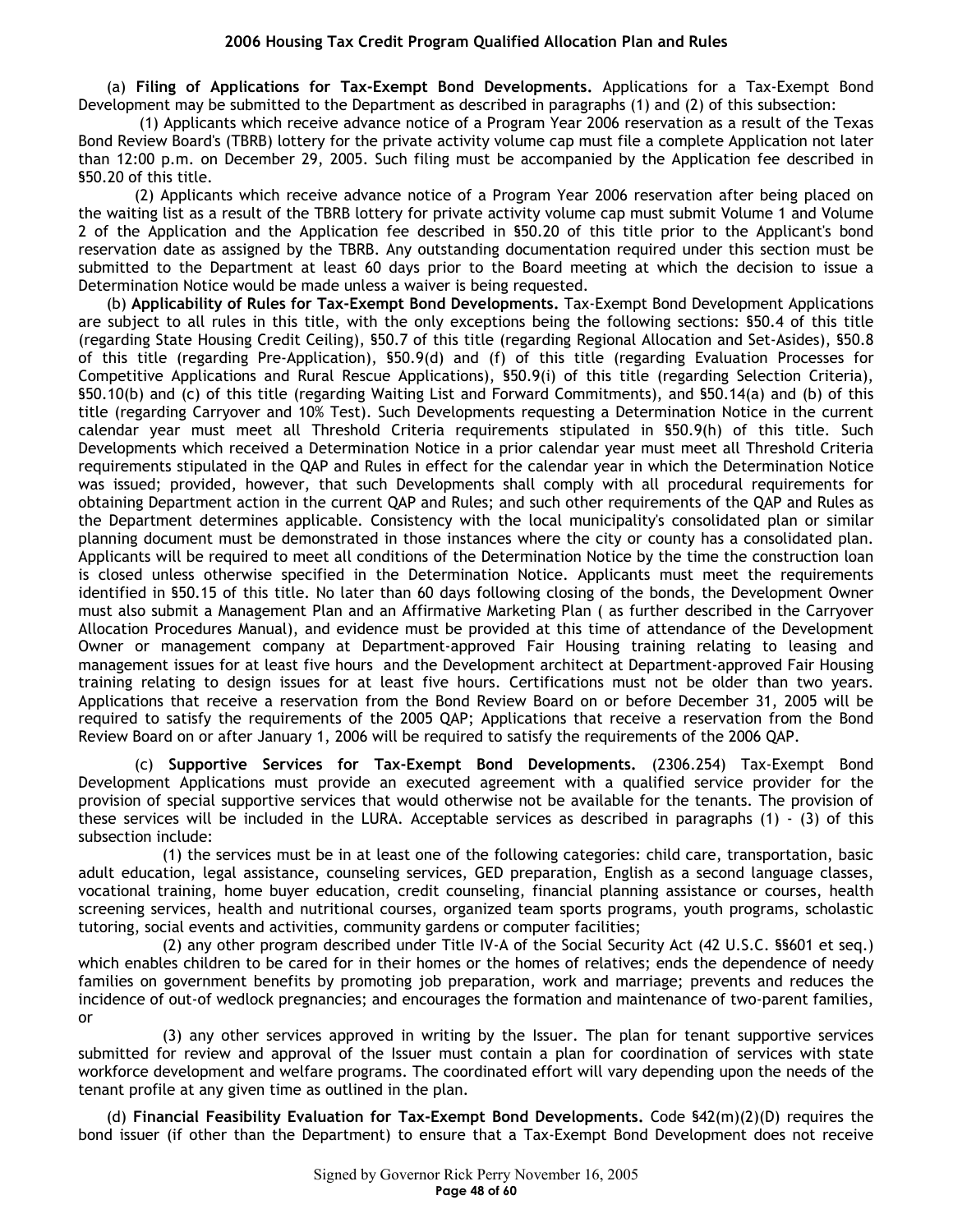(a) **Filing of Applications for Tax-Exempt Bond Developments.** Applications for a Tax-Exempt Bond Development may be submitted to the Department as described in paragraphs (1) and (2) of this subsection:

(1) Applicants which receive advance notice of a Program Year 2006 reservation as a result of the Texas Bond Review Board's (TBRB) lottery for the private activity volume cap must file a complete Application not later than 12:00 p.m. on December 29, 2005. Such filing must be accompanied by the Application fee described in §50.20 of this title.

(2) Applicants which receive advance notice of a Program Year 2006 reservation after being placed on the waiting list as a result of the TBRB lottery for private activity volume cap must submit Volume 1 and Volume 2 of the Application and the Application fee described in §50.20 of this title prior to the Applicant's bond reservation date as assigned by the TBRB. Any outstanding documentation required under this section must be submitted to the Department at least 60 days prior to the Board meeting at which the decision to issue a Determination Notice would be made unless a waiver is being requested.

(b) **Applicability of Rules for Tax-Exempt Bond Developments.** Tax-Exempt Bond Development Applications are subject to all rules in this title, with the only exceptions being the following sections: §50.4 of this title (regarding State Housing Credit Ceiling), §50.7 of this title (regarding Regional Allocation and Set-Asides), §50.8 of this title (regarding Pre-Application), §50.9(d) and (f) of this title (regarding Evaluation Processes for Competitive Applications and Rural Rescue Applications), §50.9(i) of this title (regarding Selection Criteria), §50.10(b) and (c) of this title (regarding Waiting List and Forward Commitments), and §50.14(a) and (b) of this title (regarding Carryover and 10% Test). Such Developments requesting a Determination Notice in the current calendar year must meet all Threshold Criteria requirements stipulated in §50.9(h) of this title. Such Developments which received a Determination Notice in a prior calendar year must meet all Threshold Criteria requirements stipulated in the QAP and Rules in effect for the calendar year in which the Determination Notice was issued; provided, however, that such Developments shall comply with all procedural requirements for obtaining Department action in the current QAP and Rules; and such other requirements of the QAP and Rules as the Department determines applicable. Consistency with the local municipality's consolidated plan or similar planning document must be demonstrated in those instances where the city or county has a consolidated plan. Applicants will be required to meet all conditions of the Determination Notice by the time the construction loan is closed unless otherwise specified in the Determination Notice. Applicants must meet the requirements identified in §50.15 of this title. No later than 60 days following closing of the bonds, the Development Owner must also submit a Management Plan and an Affirmative Marketing Plan ( as further described in the Carryover Allocation Procedures Manual), and evidence must be provided at this time of attendance of the Development Owner or management company at Department-approved Fair Housing training relating to leasing and management issues for at least five hours and the Development architect at Department-approved Fair Housing training relating to design issues for at least five hours. Certifications must not be older than two years. Applications that receive a reservation from the Bond Review Board on or before December 31, 2005 will be required to satisfy the requirements of the 2005 QAP; Applications that receive a reservation from the Bond Review Board on or after January 1, 2006 will be required to satisfy the requirements of the 2006 QAP.

(c) **Supportive Services for Tax-Exempt Bond Developments.** (2306.254) Tax-Exempt Bond Development Applications must provide an executed agreement with a qualified service provider for the provision of special supportive services that would otherwise not be available for the tenants. The provision of these services will be included in the LURA. Acceptable services as described in paragraphs (1) - (3) of this subsection include:

(1) the services must be in at least one of the following categories: child care, transportation, basic adult education, legal assistance, counseling services, GED preparation, English as a second language classes, vocational training, home buyer education, credit counseling, financial planning assistance or courses, health screening services, health and nutritional courses, organized team sports programs, youth programs, scholastic tutoring, social events and activities, community gardens or computer facilities;

(2) any other program described under Title IV-A of the Social Security Act (42 U.S.C. §§601 et seq.) which enables children to be cared for in their homes or the homes of relatives; ends the dependence of needy families on government benefits by promoting job preparation, work and marriage; prevents and reduces the incidence of out-of wedlock pregnancies; and encourages the formation and maintenance of two-parent families, or

(3) any other services approved in writing by the Issuer. The plan for tenant supportive services submitted for review and approval of the Issuer must contain a plan for coordination of services with state workforce development and welfare programs. The coordinated effort will vary depending upon the needs of the tenant profile at any given time as outlined in the plan.

(d) **Financial Feasibility Evaluation for Tax-Exempt Bond Developments.** Code §42(m)(2)(D) requires the bond issuer (if other than the Department) to ensure that a Tax-Exempt Bond Development does not receive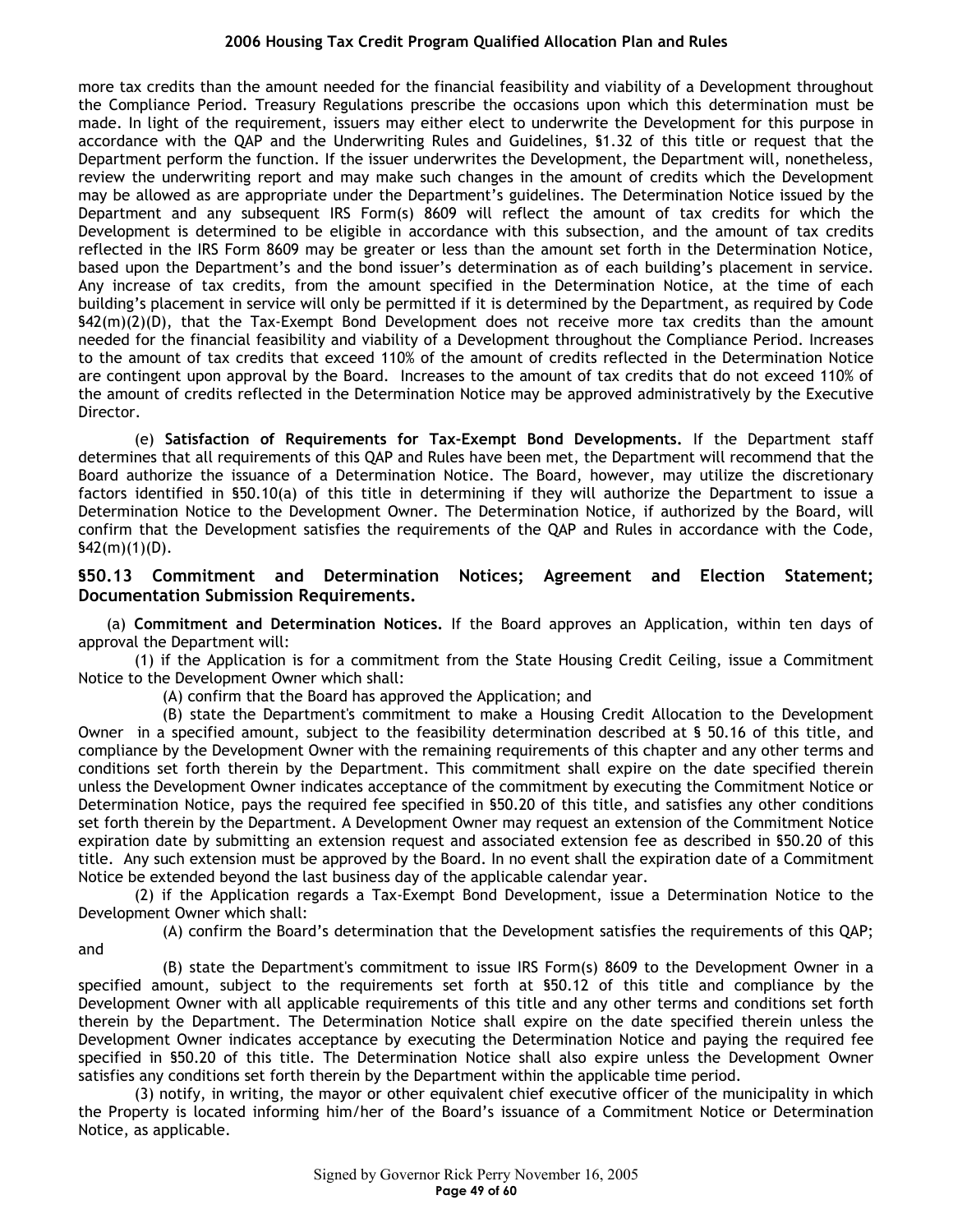more tax credits than the amount needed for the financial feasibility and viability of a Development throughout the Compliance Period. Treasury Regulations prescribe the occasions upon which this determination must be made. In light of the requirement, issuers may either elect to underwrite the Development for this purpose in accordance with the QAP and the Underwriting Rules and Guidelines, §1.32 of this title or request that the Department perform the function. If the issuer underwrites the Development, the Department will, nonetheless, review the underwriting report and may make such changes in the amount of credits which the Development may be allowed as are appropriate under the Department's guidelines. The Determination Notice issued by the Department and any subsequent IRS Form(s) 8609 will reflect the amount of tax credits for which the Development is determined to be eligible in accordance with this subsection, and the amount of tax credits reflected in the IRS Form 8609 may be greater or less than the amount set forth in the Determination Notice, based upon the Department's and the bond issuer's determination as of each building's placement in service. Any increase of tax credits, from the amount specified in the Determination Notice, at the time of each building's placement in service will only be permitted if it is determined by the Department, as required by Code §42(m)(2)(D), that the Tax-Exempt Bond Development does not receive more tax credits than the amount needed for the financial feasibility and viability of a Development throughout the Compliance Period. Increases to the amount of tax credits that exceed 110% of the amount of credits reflected in the Determination Notice are contingent upon approval by the Board. Increases to the amount of tax credits that do not exceed 110% of the amount of credits reflected in the Determination Notice may be approved administratively by the Executive Director.

(e) **Satisfaction of Requirements for Tax-Exempt Bond Developments.** If the Department staff determines that all requirements of this QAP and Rules have been met, the Department will recommend that the Board authorize the issuance of a Determination Notice. The Board, however, may utilize the discretionary factors identified in §50.10(a) of this title in determining if they will authorize the Department to issue a Determination Notice to the Development Owner. The Determination Notice, if authorized by the Board, will confirm that the Development satisfies the requirements of the QAP and Rules in accordance with the Code, §42(m)(1)(D).

## §50.13 Commitment and Determination Notices; Agreement and Election Statement; Documentation Submission Requirements.

(a) **Commitment and Determination Notices.** If the Board approves an Application, within ten days of approval the Department will:

(1) if the Application is for a commitment from the State Housing Credit Ceiling, issue a Commitment Notice to the Development Owner which shall:

(A) confirm that the Board has approved the Application; and

(B) state the Department's commitment to make a Housing Credit Allocation to the Development Owner in a specified amount, subject to the feasibility determination described at § 50.16 of this title, and compliance by the Development Owner with the remaining requirements of this chapter and any other terms and conditions set forth therein by the Department. This commitment shall expire on the date specified therein unless the Development Owner indicates acceptance of the commitment by executing the Commitment Notice or Determination Notice, pays the required fee specified in §50.20 of this title, and satisfies any other conditions set forth therein by the Department. A Development Owner may request an extension of the Commitment Notice expiration date by submitting an extension request and associated extension fee as described in §50.20 of this title. Any such extension must be approved by the Board. In no event shall the expiration date of a Commitment Notice be extended beyond the last business day of the applicable calendar year.

(2) if the Application regards a Tax-Exempt Bond Development, issue a Determination Notice to the Development Owner which shall:

(A) confirm the Board's determination that the Development satisfies the requirements of this QAP; and

(B) state the Department's commitment to issue IRS Form(s) 8609 to the Development Owner in a specified amount, subject to the requirements set forth at §50.12 of this title and compliance by the Development Owner with all applicable requirements of this title and any other terms and conditions set forth therein by the Department. The Determination Notice shall expire on the date specified therein unless the Development Owner indicates acceptance by executing the Determination Notice and paying the required fee specified in §50.20 of this title. The Determination Notice shall also expire unless the Development Owner satisfies any conditions set forth therein by the Department within the applicable time period.

(3) notify, in writing, the mayor or other equivalent chief executive officer of the municipality in which the Property is located informing him/her of the Board's issuance of a Commitment Notice or Determination Notice, as applicable.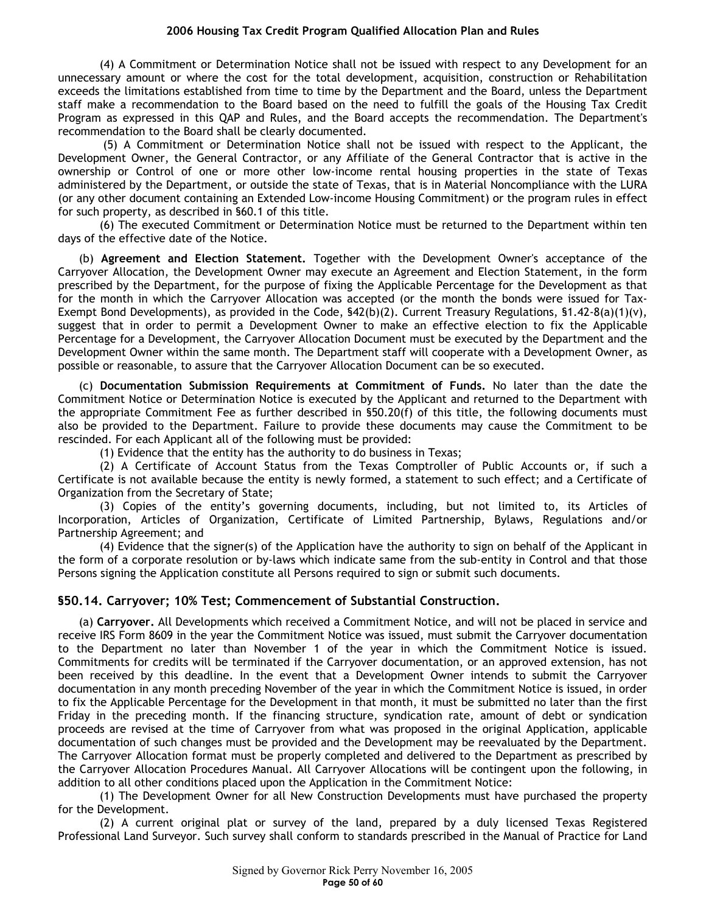(4) A Commitment or Determination Notice shall not be issued with respect to any Development for an unnecessary amount or where the cost for the total development, acquisition, construction or Rehabilitation exceeds the limitations established from time to time by the Department and the Board, unless the Department staff make a recommendation to the Board based on the need to fulfill the goals of the Housing Tax Credit Program as expressed in this QAP and Rules, and the Board accepts the recommendation. The Department's recommendation to the Board shall be clearly documented.

(5) A Commitment or Determination Notice shall not be issued with respect to the Applicant, the Development Owner, the General Contractor, or any Affiliate of the General Contractor that is active in the ownership or Control of one or more other low-income rental housing properties in the state of Texas administered by the Department, or outside the state of Texas, that is in Material Noncompliance with the LURA (or any other document containing an Extended Low-income Housing Commitment) or the program rules in effect for such property, as described in §60.1 of this title.

(6) The executed Commitment or Determination Notice must be returned to the Department within ten days of the effective date of the Notice.

(b) **Agreement and Election Statement.** Together with the Development Owner's acceptance of the Carryover Allocation, the Development Owner may execute an Agreement and Election Statement, in the form prescribed by the Department, for the purpose of fixing the Applicable Percentage for the Development as that for the month in which the Carryover Allocation was accepted (or the month the bonds were issued for Tax-Exempt Bond Developments), as provided in the Code, §42(b)(2). Current Treasury Regulations, §1.42-8(a)(1)(v), suggest that in order to permit a Development Owner to make an effective election to fix the Applicable Percentage for a Development, the Carryover Allocation Document must be executed by the Department and the Development Owner within the same month. The Department staff will cooperate with a Development Owner, as possible or reasonable, to assure that the Carryover Allocation Document can be so executed.

(c) **Documentation Submission Requirements at Commitment of Funds.** No later than the date the Commitment Notice or Determination Notice is executed by the Applicant and returned to the Department with the appropriate Commitment Fee as further described in §50.20(f) of this title, the following documents must also be provided to the Department. Failure to provide these documents may cause the Commitment to be rescinded. For each Applicant all of the following must be provided:

(1) Evidence that the entity has the authority to do business in Texas;

(2) A Certificate of Account Status from the Texas Comptroller of Public Accounts or, if such a Certificate is not available because the entity is newly formed, a statement to such effect; and a Certificate of Organization from the Secretary of State;

(3) Copies of the entity's governing documents, including, but not limited to, its Articles of Incorporation, Articles of Organization, Certificate of Limited Partnership, Bylaws, Regulations and/or Partnership Agreement; and

(4) Evidence that the signer(s) of the Application have the authority to sign on behalf of the Applicant in the form of a corporate resolution or by-laws which indicate same from the sub-entity in Control and that those Persons signing the Application constitute all Persons required to sign or submit such documents.

### §50.14. Carryover; 10% Test; Commencement of Substantial Construction.

(a) **Carryover.** All Developments which received a Commitment Notice, and will not be placed in service and receive IRS Form 8609 in the year the Commitment Notice was issued, must submit the Carryover documentation to the Department no later than November 1 of the year in which the Commitment Notice is issued. Commitments for credits will be terminated if the Carryover documentation, or an approved extension, has not been received by this deadline. In the event that a Development Owner intends to submit the Carryover documentation in any month preceding November of the year in which the Commitment Notice is issued, in order to fix the Applicable Percentage for the Development in that month, it must be submitted no later than the first Friday in the preceding month. If the financing structure, syndication rate, amount of debt or syndication proceeds are revised at the time of Carryover from what was proposed in the original Application, applicable documentation of such changes must be provided and the Development may be reevaluated by the Department. The Carryover Allocation format must be properly completed and delivered to the Department as prescribed by the Carryover Allocation Procedures Manual. All Carryover Allocations will be contingent upon the following, in addition to all other conditions placed upon the Application in the Commitment Notice:

(1) The Development Owner for all New Construction Developments must have purchased the property for the Development.

(2) A current original plat or survey of the land, prepared by a duly licensed Texas Registered Professional Land Surveyor. Such survey shall conform to standards prescribed in the Manual of Practice for Land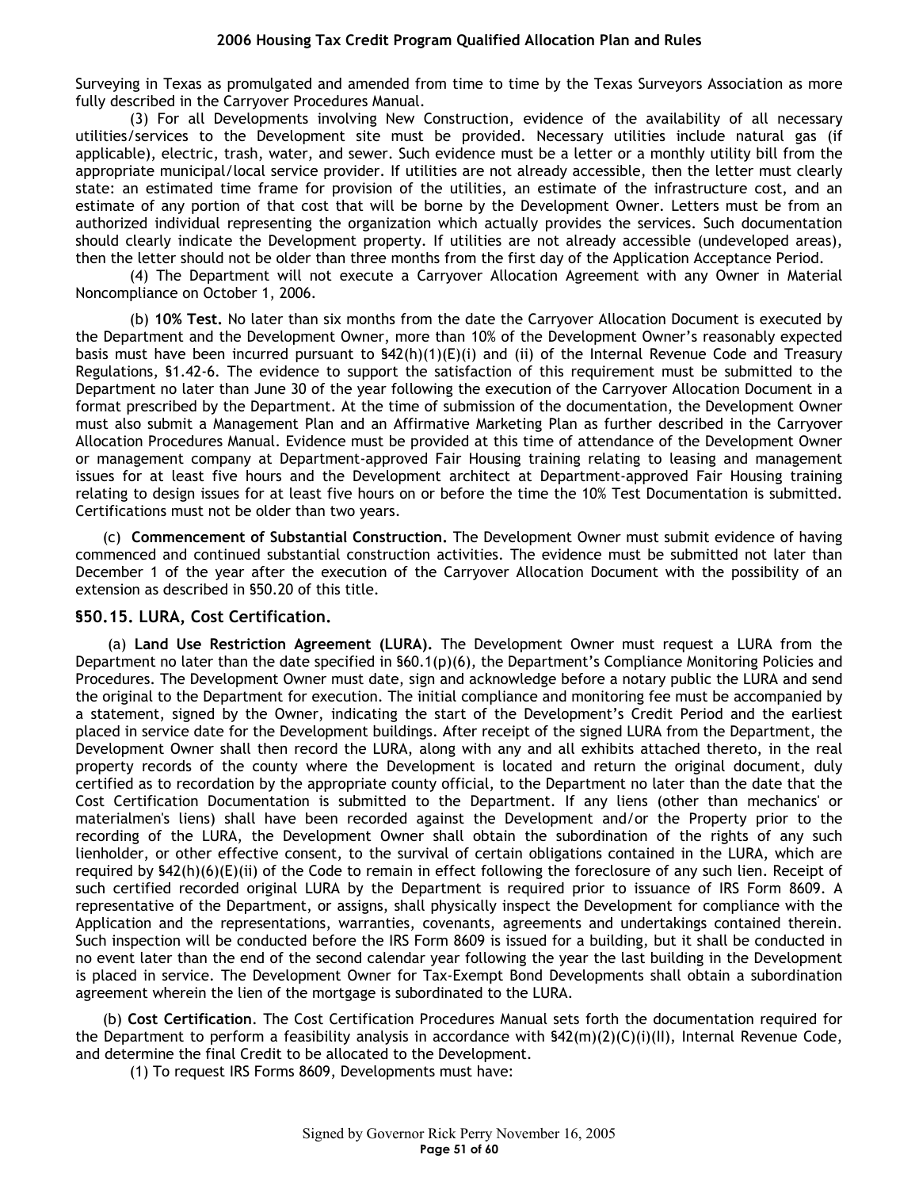Surveying in Texas as promulgated and amended from time to time by the Texas Surveyors Association as more fully described in the Carryover Procedures Manual.

(3) For all Developments involving New Construction, evidence of the availability of all necessary utilities/services to the Development site must be provided. Necessary utilities include natural gas (if applicable), electric, trash, water, and sewer. Such evidence must be a letter or a monthly utility bill from the appropriate municipal/local service provider. If utilities are not already accessible, then the letter must clearly state: an estimated time frame for provision of the utilities, an estimate of the infrastructure cost, and an estimate of any portion of that cost that will be borne by the Development Owner. Letters must be from an authorized individual representing the organization which actually provides the services. Such documentation should clearly indicate the Development property. If utilities are not already accessible (undeveloped areas), then the letter should not be older than three months from the first day of the Application Acceptance Period.

(4) The Department will not execute a Carryover Allocation Agreement with any Owner in Material Noncompliance on October 1, 2006.

(b) **10% Test.** No later than six months from the date the Carryover Allocation Document is executed by the Department and the Development Owner, more than 10% of the Development Owner's reasonably expected basis must have been incurred pursuant to §42(h)(1)(E)(i) and (ii) of the Internal Revenue Code and Treasury Regulations, §1.42-6. The evidence to support the satisfaction of this requirement must be submitted to the Department no later than June 30 of the year following the execution of the Carryover Allocation Document in a format prescribed by the Department. At the time of submission of the documentation, the Development Owner must also submit a Management Plan and an Affirmative Marketing Plan as further described in the Carryover Allocation Procedures Manual. Evidence must be provided at this time of attendance of the Development Owner or management company at Department-approved Fair Housing training relating to leasing and management issues for at least five hours and the Development architect at Department-approved Fair Housing training relating to design issues for at least five hours on or before the time the 10% Test Documentation is submitted. Certifications must not be older than two years.

(c) **Commencement of Substantial Construction.** The Development Owner must submit evidence of having commenced and continued substantial construction activities. The evidence must be submitted not later than December 1 of the year after the execution of the Carryover Allocation Document with the possibility of an extension as described in §50.20 of this title.

## §50.15. LURA, Cost Certification.

(a) **Land Use Restriction Agreement (LURA).** The Development Owner must request a LURA from the Department no later than the date specified in §60.1(p)(6), the Department's Compliance Monitoring Policies and Procedures. The Development Owner must date, sign and acknowledge before a notary public the LURA and send the original to the Department for execution. The initial compliance and monitoring fee must be accompanied by a statement, signed by the Owner, indicating the start of the Development's Credit Period and the earliest placed in service date for the Development buildings. After receipt of the signed LURA from the Department, the Development Owner shall then record the LURA, along with any and all exhibits attached thereto, in the real property records of the county where the Development is located and return the original document, duly certified as to recordation by the appropriate county official, to the Department no later than the date that the Cost Certification Documentation is submitted to the Department. If any liens (other than mechanics' or materialmen's liens) shall have been recorded against the Development and/or the Property prior to the recording of the LURA, the Development Owner shall obtain the subordination of the rights of any such lienholder, or other effective consent, to the survival of certain obligations contained in the LURA, which are required by §42(h)(6)(E)(ii) of the Code to remain in effect following the foreclosure of any such lien. Receipt of such certified recorded original LURA by the Department is required prior to issuance of IRS Form 8609. A representative of the Department, or assigns, shall physically inspect the Development for compliance with the Application and the representations, warranties, covenants, agreements and undertakings contained therein. Such inspection will be conducted before the IRS Form 8609 is issued for a building, but it shall be conducted in no event later than the end of the second calendar year following the year the last building in the Development is placed in service. The Development Owner for Tax-Exempt Bond Developments shall obtain a subordination agreement wherein the lien of the mortgage is subordinated to the LURA.

(b) **Cost Certification**. The Cost Certification Procedures Manual sets forth the documentation required for the Department to perform a feasibility analysis in accordance with §42(m)(2)(C)(i)(II), Internal Revenue Code, and determine the final Credit to be allocated to the Development.

(1) To request IRS Forms 8609, Developments must have: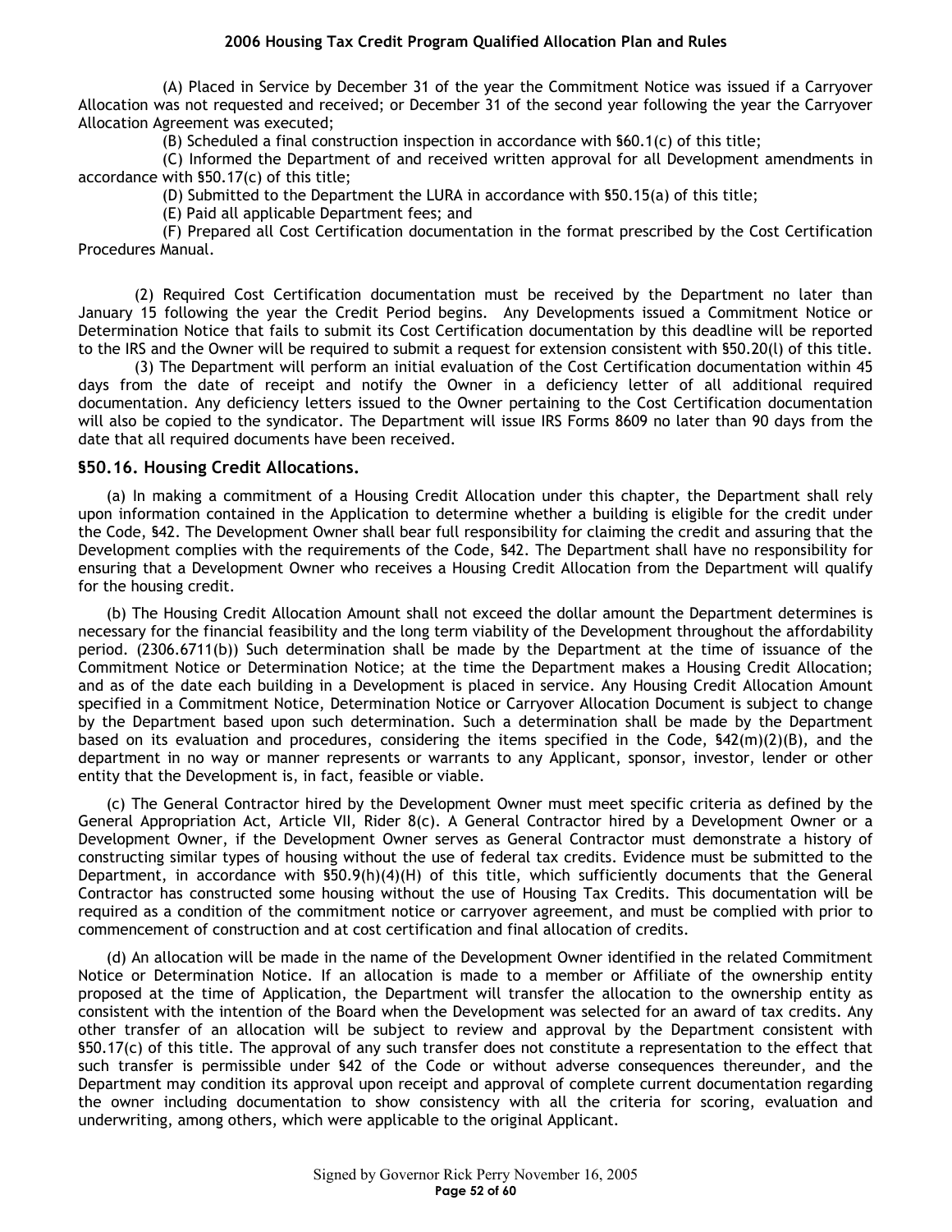(A) Placed in Service by December 31 of the year the Commitment Notice was issued if a Carryover Allocation was not requested and received; or December 31 of the second year following the year the Carryover Allocation Agreement was executed;

(B) Scheduled a final construction inspection in accordance with §60.1(c) of this title;

(C) Informed the Department of and received written approval for all Development amendments in accordance with §50.17(c) of this title;

(D) Submitted to the Department the LURA in accordance with §50.15(a) of this title;

(E) Paid all applicable Department fees; and

(F) Prepared all Cost Certification documentation in the format prescribed by the Cost Certification Procedures Manual.

(2) Required Cost Certification documentation must be received by the Department no later than January 15 following the year the Credit Period begins. Any Developments issued a Commitment Notice or Determination Notice that fails to submit its Cost Certification documentation by this deadline will be reported to the IRS and the Owner will be required to submit a request for extension consistent with §50.20(l) of this title.

(3) The Department will perform an initial evaluation of the Cost Certification documentation within 45 days from the date of receipt and notify the Owner in a deficiency letter of all additional required documentation. Any deficiency letters issued to the Owner pertaining to the Cost Certification documentation will also be copied to the syndicator. The Department will issue IRS Forms 8609 no later than 90 days from the date that all required documents have been received.

### §50.16. Housing Credit Allocations.

(a) In making a commitment of a Housing Credit Allocation under this chapter, the Department shall rely upon information contained in the Application to determine whether a building is eligible for the credit under the Code, §42. The Development Owner shall bear full responsibility for claiming the credit and assuring that the Development complies with the requirements of the Code, §42. The Department shall have no responsibility for ensuring that a Development Owner who receives a Housing Credit Allocation from the Department will qualify for the housing credit.

(b) The Housing Credit Allocation Amount shall not exceed the dollar amount the Department determines is necessary for the financial feasibility and the long term viability of the Development throughout the affordability period. (2306.6711(b)) Such determination shall be made by the Department at the time of issuance of the Commitment Notice or Determination Notice; at the time the Department makes a Housing Credit Allocation; and as of the date each building in a Development is placed in service. Any Housing Credit Allocation Amount specified in a Commitment Notice, Determination Notice or Carryover Allocation Document is subject to change by the Department based upon such determination. Such a determination shall be made by the Department based on its evaluation and procedures, considering the items specified in the Code, §42(m)(2)(B), and the department in no way or manner represents or warrants to any Applicant, sponsor, investor, lender or other entity that the Development is, in fact, feasible or viable.

(c) The General Contractor hired by the Development Owner must meet specific criteria as defined by the General Appropriation Act, Article VII, Rider 8(c). A General Contractor hired by a Development Owner or a Development Owner, if the Development Owner serves as General Contractor must demonstrate a history of constructing similar types of housing without the use of federal tax credits. Evidence must be submitted to the Department, in accordance with §50.9(h)(4)(H) of this title, which sufficiently documents that the General Contractor has constructed some housing without the use of Housing Tax Credits. This documentation will be required as a condition of the commitment notice or carryover agreement, and must be complied with prior to commencement of construction and at cost certification and final allocation of credits.

(d) An allocation will be made in the name of the Development Owner identified in the related Commitment Notice or Determination Notice. If an allocation is made to a member or Affiliate of the ownership entity proposed at the time of Application, the Department will transfer the allocation to the ownership entity as consistent with the intention of the Board when the Development was selected for an award of tax credits. Any other transfer of an allocation will be subject to review and approval by the Department consistent with §50.17(c) of this title. The approval of any such transfer does not constitute a representation to the effect that such transfer is permissible under §42 of the Code or without adverse consequences thereunder, and the Department may condition its approval upon receipt and approval of complete current documentation regarding the owner including documentation to show consistency with all the criteria for scoring, evaluation and underwriting, among others, which were applicable to the original Applicant.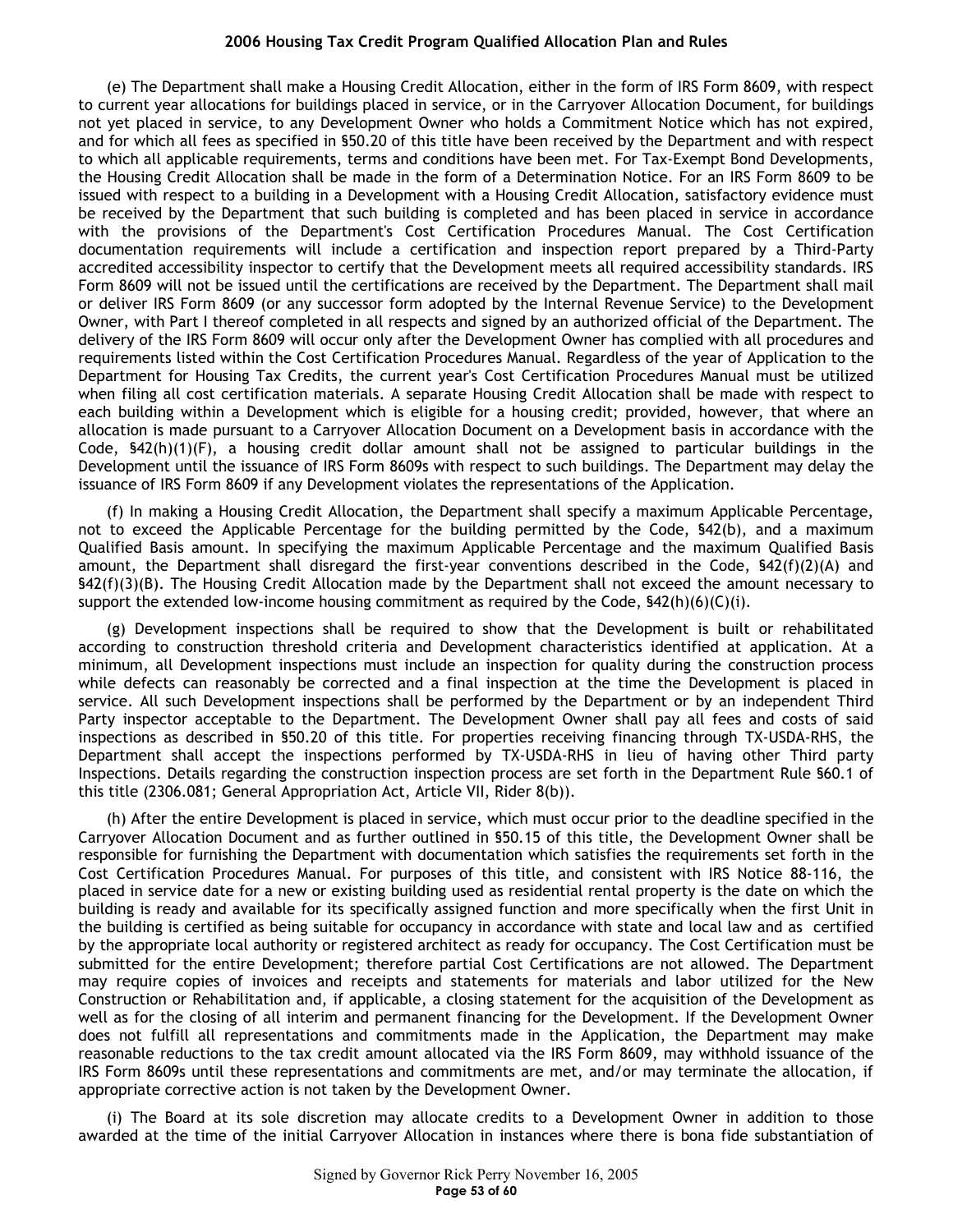(e) The Department shall make a Housing Credit Allocation, either in the form of IRS Form 8609, with respect to current year allocations for buildings placed in service, or in the Carryover Allocation Document, for buildings not yet placed in service, to any Development Owner who holds a Commitment Notice which has not expired, and for which all fees as specified in §50.20 of this title have been received by the Department and with respect to which all applicable requirements, terms and conditions have been met. For Tax-Exempt Bond Developments, the Housing Credit Allocation shall be made in the form of a Determination Notice. For an IRS Form 8609 to be issued with respect to a building in a Development with a Housing Credit Allocation, satisfactory evidence must be received by the Department that such building is completed and has been placed in service in accordance with the provisions of the Department's Cost Certification Procedures Manual. The Cost Certification documentation requirements will include a certification and inspection report prepared by a Third-Party accredited accessibility inspector to certify that the Development meets all required accessibility standards. IRS Form 8609 will not be issued until the certifications are received by the Department. The Department shall mail or deliver IRS Form 8609 (or any successor form adopted by the Internal Revenue Service) to the Development Owner, with Part I thereof completed in all respects and signed by an authorized official of the Department. The delivery of the IRS Form 8609 will occur only after the Development Owner has complied with all procedures and requirements listed within the Cost Certification Procedures Manual. Regardless of the year of Application to the Department for Housing Tax Credits, the current year's Cost Certification Procedures Manual must be utilized when filing all cost certification materials. A separate Housing Credit Allocation shall be made with respect to each building within a Development which is eligible for a housing credit; provided, however, that where an allocation is made pursuant to a Carryover Allocation Document on a Development basis in accordance with the Code, §42(h)(1)(F), a housing credit dollar amount shall not be assigned to particular buildings in the Development until the issuance of IRS Form 8609s with respect to such buildings. The Department may delay the issuance of IRS Form 8609 if any Development violates the representations of the Application.

(f) In making a Housing Credit Allocation, the Department shall specify a maximum Applicable Percentage, not to exceed the Applicable Percentage for the building permitted by the Code, §42(b), and a maximum Qualified Basis amount. In specifying the maximum Applicable Percentage and the maximum Qualified Basis amount, the Department shall disregard the first-year conventions described in the Code, §42(f)(2)(A) and §42(f)(3)(B). The Housing Credit Allocation made by the Department shall not exceed the amount necessary to support the extended low-income housing commitment as required by the Code, §42(h)(6)(C)(i).

(g) Development inspections shall be required to show that the Development is built or rehabilitated according to construction threshold criteria and Development characteristics identified at application. At a minimum, all Development inspections must include an inspection for quality during the construction process while defects can reasonably be corrected and a final inspection at the time the Development is placed in service. All such Development inspections shall be performed by the Department or by an independent Third Party inspector acceptable to the Department. The Development Owner shall pay all fees and costs of said inspections as described in §50.20 of this title. For properties receiving financing through TX-USDA-RHS, the Department shall accept the inspections performed by TX-USDA-RHS in lieu of having other Third party Inspections. Details regarding the construction inspection process are set forth in the Department Rule §60.1 of this title (2306.081; General Appropriation Act, Article VII, Rider 8(b)).

(h) After the entire Development is placed in service, which must occur prior to the deadline specified in the Carryover Allocation Document and as further outlined in §50.15 of this title, the Development Owner shall be responsible for furnishing the Department with documentation which satisfies the requirements set forth in the Cost Certification Procedures Manual. For purposes of this title, and consistent with IRS Notice 88-116, the placed in service date for a new or existing building used as residential rental property is the date on which the building is ready and available for its specifically assigned function and more specifically when the first Unit in the building is certified as being suitable for occupancy in accordance with state and local law and as certified by the appropriate local authority or registered architect as ready for occupancy. The Cost Certification must be submitted for the entire Development; therefore partial Cost Certifications are not allowed. The Department may require copies of invoices and receipts and statements for materials and labor utilized for the New Construction or Rehabilitation and, if applicable, a closing statement for the acquisition of the Development as well as for the closing of all interim and permanent financing for the Development. If the Development Owner does not fulfill all representations and commitments made in the Application, the Department may make reasonable reductions to the tax credit amount allocated via the IRS Form 8609, may withhold issuance of the IRS Form 8609s until these representations and commitments are met, and/or may terminate the allocation, if appropriate corrective action is not taken by the Development Owner.

(i) The Board at its sole discretion may allocate credits to a Development Owner in addition to those awarded at the time of the initial Carryover Allocation in instances where there is bona fide substantiation of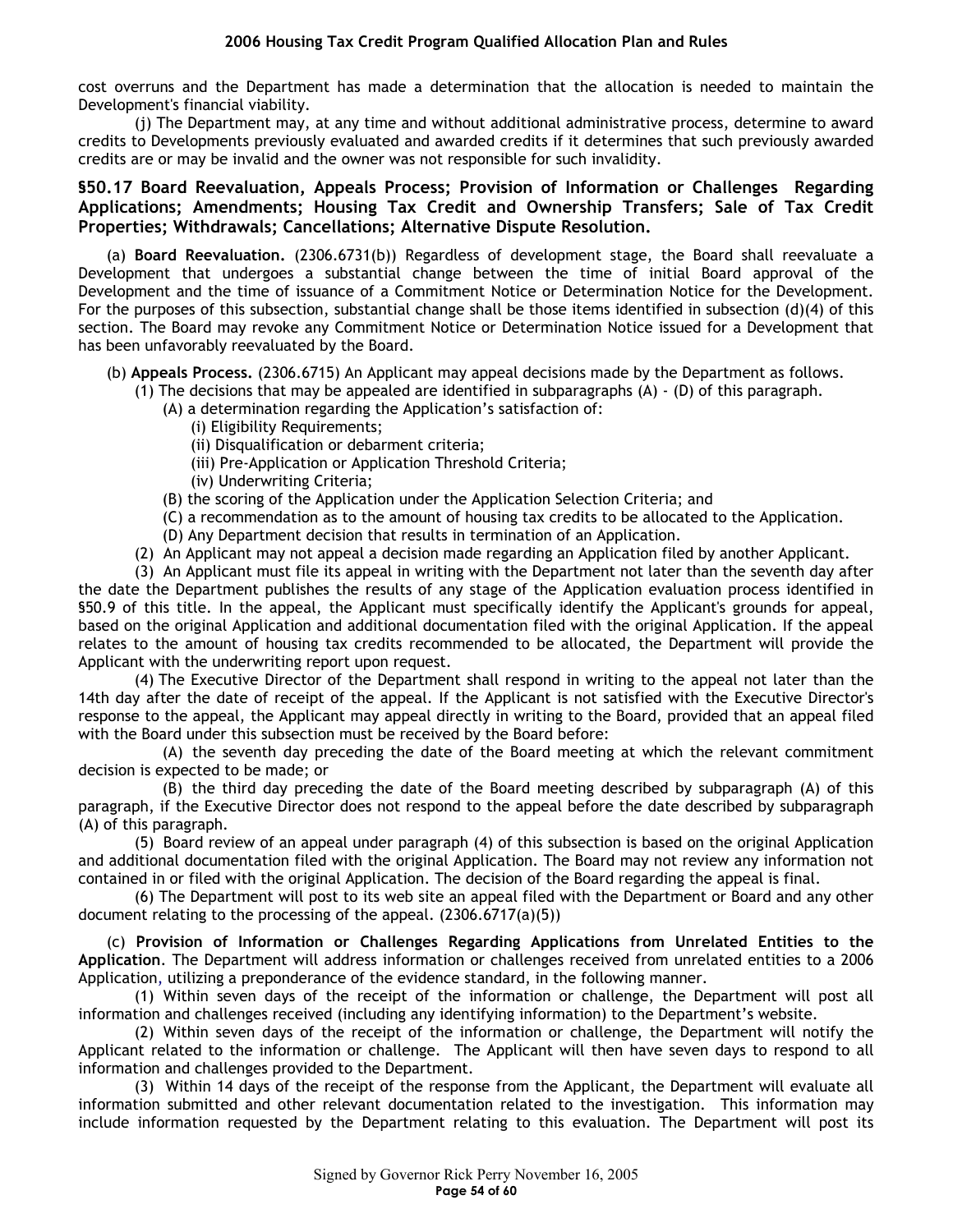cost overruns and the Department has made a determination that the allocation is needed to maintain the Development's financial viability.

(j) The Department may, at any time and without additional administrative process, determine to award credits to Developments previously evaluated and awarded credits if it determines that such previously awarded credits are or may be invalid and the owner was not responsible for such invalidity.

### §50.17 Board Reevaluation, Appeals Process; Provision of Information or Challenges Regarding Applications; Amendments; Housing Tax Credit and Ownership Transfers; Sale of Tax Credit Properties; Withdrawals; Cancellations; Alternative Dispute Resolution.

(a) **Board Reevaluation.** (2306.6731(b)) Regardless of development stage, the Board shall reevaluate a Development that undergoes a substantial change between the time of initial Board approval of the Development and the time of issuance of a Commitment Notice or Determination Notice for the Development. For the purposes of this subsection, substantial change shall be those items identified in subsection (d)(4) of this section. The Board may revoke any Commitment Notice or Determination Notice issued for a Development that has been unfavorably reevaluated by the Board.

(b) **Appeals Process.** (2306.6715) An Applicant may appeal decisions made by the Department as follows.

(1) The decisions that may be appealed are identified in subparagraphs (A) - (D) of this paragraph.

(A) a determination regarding the Application's satisfaction of:

(i) Eligibility Requirements;

(ii) Disqualification or debarment criteria;

(iii) Pre-Application or Application Threshold Criteria;

(iv) Underwriting Criteria;

(B) the scoring of the Application under the Application Selection Criteria; and

(C) a recommendation as to the amount of housing tax credits to be allocated to the Application.

(D) Any Department decision that results in termination of an Application.

(2) An Applicant may not appeal a decision made regarding an Application filed by another Applicant.

(3) An Applicant must file its appeal in writing with the Department not later than the seventh day after the date the Department publishes the results of any stage of the Application evaluation process identified in §50.9 of this title. In the appeal, the Applicant must specifically identify the Applicant's grounds for appeal, based on the original Application and additional documentation filed with the original Application. If the appeal relates to the amount of housing tax credits recommended to be allocated, the Department will provide the Applicant with the underwriting report upon request.

(4) The Executive Director of the Department shall respond in writing to the appeal not later than the 14th day after the date of receipt of the appeal. If the Applicant is not satisfied with the Executive Director's response to the appeal, the Applicant may appeal directly in writing to the Board, provided that an appeal filed with the Board under this subsection must be received by the Board before:

(A) the seventh day preceding the date of the Board meeting at which the relevant commitment decision is expected to be made; or

(B) the third day preceding the date of the Board meeting described by subparagraph (A) of this paragraph, if the Executive Director does not respond to the appeal before the date described by subparagraph (A) of this paragraph.

(5) Board review of an appeal under paragraph (4) of this subsection is based on the original Application and additional documentation filed with the original Application. The Board may not review any information not contained in or filed with the original Application. The decision of the Board regarding the appeal is final.

(6) The Department will post to its web site an appeal filed with the Department or Board and any other document relating to the processing of the appeal. (2306.6717(a)(5))

(c) **Provision of Information or Challenges Regarding Applications from Unrelated Entities to the Application**. The Department will address information or challenges received from unrelated entities to a 2006 Application, utilizing a preponderance of the evidence standard, in the following manner.

(1) Within seven days of the receipt of the information or challenge, the Department will post all information and challenges received (including any identifying information) to the Department's website.

(2) Within seven days of the receipt of the information or challenge, the Department will notify the Applicant related to the information or challenge. The Applicant will then have seven days to respond to all information and challenges provided to the Department.

(3) Within 14 days of the receipt of the response from the Applicant, the Department will evaluate all information submitted and other relevant documentation related to the investigation. This information may include information requested by the Department relating to this evaluation. The Department will post its

Signed by Governor Rick Perry November 16, 2005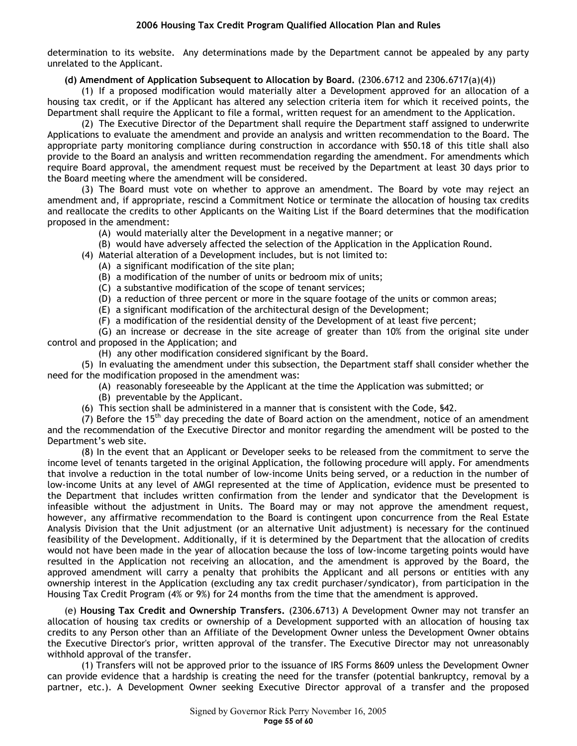determination to its website. Any determinations made by the Department cannot be appealed by any party unrelated to the Applicant.

**(d) Amendment of Application Subsequent to Allocation by Board.** (2306.6712 and 2306.6717(a)(4))

(1) If a proposed modification would materially alter a Development approved for an allocation of a housing tax credit, or if the Applicant has altered any selection criteria item for which it received points, the Department shall require the Applicant to file a formal, written request for an amendment to the Application.

(2) The Executive Director of the Department shall require the Department staff assigned to underwrite Applications to evaluate the amendment and provide an analysis and written recommendation to the Board. The appropriate party monitoring compliance during construction in accordance with §50.18 of this title shall also provide to the Board an analysis and written recommendation regarding the amendment. For amendments which require Board approval, the amendment request must be received by the Department at least 30 days prior to the Board meeting where the amendment will be considered.

(3) The Board must vote on whether to approve an amendment. The Board by vote may reject an amendment and, if appropriate, rescind a Commitment Notice or terminate the allocation of housing tax credits and reallocate the credits to other Applicants on the Waiting List if the Board determines that the modification proposed in the amendment:

(A) would materially alter the Development in a negative manner; or

(B) would have adversely affected the selection of the Application in the Application Round.

(4) Material alteration of a Development includes, but is not limited to:

(A) a significant modification of the site plan;

(B) a modification of the number of units or bedroom mix of units;

(C) a substantive modification of the scope of tenant services;

(D) a reduction of three percent or more in the square footage of the units or common areas;

(E) a significant modification of the architectural design of the Development;

(F) a modification of the residential density of the Development of at least five percent;

(G) an increase or decrease in the site acreage of greater than 10% from the original site under control and proposed in the Application; and

(H) any other modification considered significant by the Board.

(5) In evaluating the amendment under this subsection, the Department staff shall consider whether the need for the modification proposed in the amendment was:

(A) reasonably foreseeable by the Applicant at the time the Application was submitted; or

(B) preventable by the Applicant.

(6) This section shall be administered in a manner that is consistent with the Code, §42.

(7) Before the 15th day preceding the date of Board action on the amendment, notice of an amendment and the recommendation of the Executive Director and monitor regarding the amendment will be posted to the Department's web site.

(8) In the event that an Applicant or Developer seeks to be released from the commitment to serve the income level of tenants targeted in the original Application, the following procedure will apply. For amendments that involve a reduction in the total number of low-income Units being served, or a reduction in the number of low-income Units at any level of AMGI represented at the time of Application, evidence must be presented to the Department that includes written confirmation from the lender and syndicator that the Development is infeasible without the adjustment in Units. The Board may or may not approve the amendment request, however, any affirmative recommendation to the Board is contingent upon concurrence from the Real Estate Analysis Division that the Unit adjustment (or an alternative Unit adjustment) is necessary for the continued feasibility of the Development. Additionally, if it is determined by the Department that the allocation of credits would not have been made in the year of allocation because the loss of low-income targeting points would have resulted in the Application not receiving an allocation, and the amendment is approved by the Board, the approved amendment will carry a penalty that prohibits the Applicant and all persons or entities with any ownership interest in the Application (excluding any tax credit purchaser/syndicator), from participation in the Housing Tax Credit Program (4% or 9%) for 24 months from the time that the amendment is approved.

(e) **Housing Tax Credit and Ownership Transfers.** (2306.6713) A Development Owner may not transfer an allocation of housing tax credits or ownership of a Development supported with an allocation of housing tax credits to any Person other than an Affiliate of the Development Owner unless the Development Owner obtains the Executive Director's prior, written approval of the transfer. The Executive Director may not unreasonably withhold approval of the transfer.

(1) Transfers will not be approved prior to the issuance of IRS Forms 8609 unless the Development Owner can provide evidence that a hardship is creating the need for the transfer (potential bankruptcy, removal by a partner, etc.). A Development Owner seeking Executive Director approval of a transfer and the proposed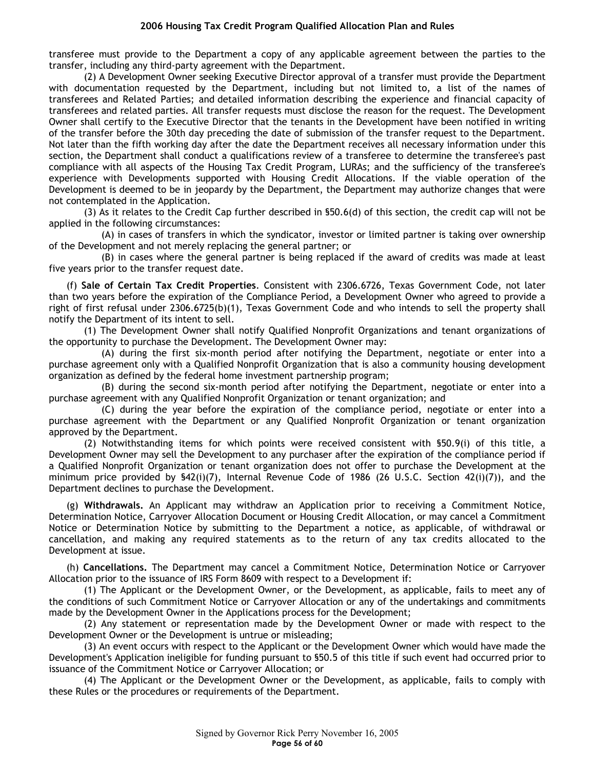transferee must provide to the Department a copy of any applicable agreement between the parties to the transfer, including any third-party agreement with the Department.

(2) A Development Owner seeking Executive Director approval of a transfer must provide the Department with documentation requested by the Department, including but not limited to, a list of the names of transferees and Related Parties; and detailed information describing the experience and financial capacity of transferees and related parties. All transfer requests must disclose the reason for the request. The Development Owner shall certify to the Executive Director that the tenants in the Development have been notified in writing of the transfer before the 30th day preceding the date of submission of the transfer request to the Department. Not later than the fifth working day after the date the Department receives all necessary information under this section, the Department shall conduct a qualifications review of a transferee to determine the transferee's past compliance with all aspects of the Housing Tax Credit Program, LURAs; and the sufficiency of the transferee's experience with Developments supported with Housing Credit Allocations. If the viable operation of the Development is deemed to be in jeopardy by the Department, the Department may authorize changes that were not contemplated in the Application.

(3) As it relates to the Credit Cap further described in §50.6(d) of this section, the credit cap will not be applied in the following circumstances:

(A) in cases of transfers in which the syndicator, investor or limited partner is taking over ownership of the Development and not merely replacing the general partner; or

(B) in cases where the general partner is being replaced if the award of credits was made at least five years prior to the transfer request date.

(f) **Sale of Certain Tax Credit Properties**. Consistent with 2306.6726, Texas Government Code, not later than two years before the expiration of the Compliance Period, a Development Owner who agreed to provide a right of first refusal under 2306.6725(b)(1), Texas Government Code and who intends to sell the property shall notify the Department of its intent to sell.

(1) The Development Owner shall notify Qualified Nonprofit Organizations and tenant organizations of the opportunity to purchase the Development. The Development Owner may:

(A) during the first six-month period after notifying the Department, negotiate or enter into a purchase agreement only with a Qualified Nonprofit Organization that is also a community housing development organization as defined by the federal home investment partnership program;

(B) during the second six-month period after notifying the Department, negotiate or enter into a purchase agreement with any Qualified Nonprofit Organization or tenant organization; and

(C) during the year before the expiration of the compliance period, negotiate or enter into a purchase agreement with the Department or any Qualified Nonprofit Organization or tenant organization approved by the Department.

(2) Notwithstanding items for which points were received consistent with §50.9(i) of this title, a Development Owner may sell the Development to any purchaser after the expiration of the compliance period if a Qualified Nonprofit Organization or tenant organization does not offer to purchase the Development at the minimum price provided by §42(i)(7), Internal Revenue Code of 1986 (26 U.S.C. Section 42(i)(7)), and the Department declines to purchase the Development.

(g) **Withdrawals.** An Applicant may withdraw an Application prior to receiving a Commitment Notice, Determination Notice, Carryover Allocation Document or Housing Credit Allocation, or may cancel a Commitment Notice or Determination Notice by submitting to the Department a notice, as applicable, of withdrawal or cancellation, and making any required statements as to the return of any tax credits allocated to the Development at issue.

(h) **Cancellations.** The Department may cancel a Commitment Notice, Determination Notice or Carryover Allocation prior to the issuance of IRS Form 8609 with respect to a Development if:

(1) The Applicant or the Development Owner, or the Development, as applicable, fails to meet any of the conditions of such Commitment Notice or Carryover Allocation or any of the undertakings and commitments made by the Development Owner in the Applications process for the Development;

(2) Any statement or representation made by the Development Owner or made with respect to the Development Owner or the Development is untrue or misleading;

(3) An event occurs with respect to the Applicant or the Development Owner which would have made the Development's Application ineligible for funding pursuant to §50.5 of this title if such event had occurred prior to issuance of the Commitment Notice or Carryover Allocation; or

(4) The Applicant or the Development Owner or the Development, as applicable, fails to comply with these Rules or the procedures or requirements of the Department.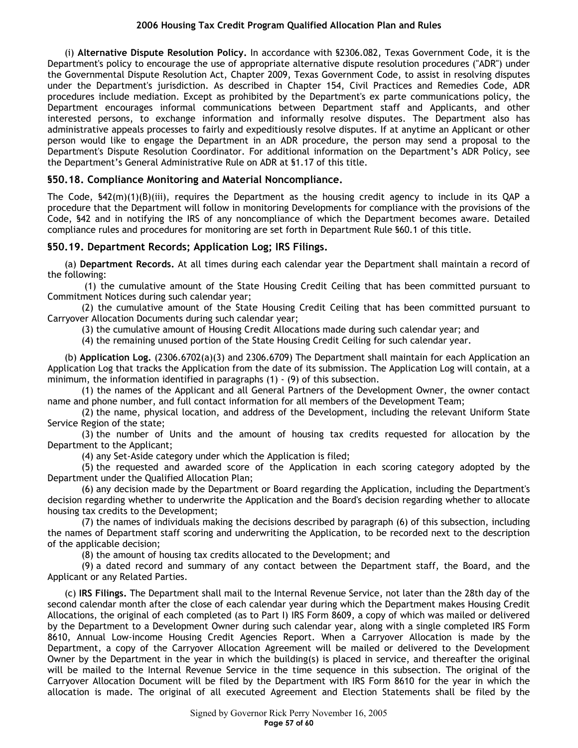(i) **Alternative Dispute Resolution Policy.** In accordance with §2306.082, Texas Government Code, it is the Department's policy to encourage the use of appropriate alternative dispute resolution procedures ("ADR") under the Governmental Dispute Resolution Act, Chapter 2009, Texas Government Code, to assist in resolving disputes under the Department's jurisdiction. As described in Chapter 154, Civil Practices and Remedies Code, ADR procedures include mediation. Except as prohibited by the Department's ex parte communications policy, the Department encourages informal communications between Department staff and Applicants, and other interested persons, to exchange information and informally resolve disputes. The Department also has administrative appeals processes to fairly and expeditiously resolve disputes. If at anytime an Applicant or other person would like to engage the Department in an ADR procedure, the person may send a proposal to the Department's Dispute Resolution Coordinator. For additional information on the Department's ADR Policy, see the Department's General Administrative Rule on ADR at §1.17 of this title.

## §50.18. Compliance Monitoring and Material Noncompliance.

The Code, §42(m)(1)(B)(iii), requires the Department as the housing credit agency to include in its QAP a procedure that the Department will follow in monitoring Developments for compliance with the provisions of the Code, §42 and in notifying the IRS of any noncompliance of which the Department becomes aware. Detailed compliance rules and procedures for monitoring are set forth in Department Rule §60.1 of this title.

## §50.19. Department Records; Application Log; IRS Filings.

(a) **Department Records.** At all times during each calendar year the Department shall maintain a record of the following:

(1) the cumulative amount of the State Housing Credit Ceiling that has been committed pursuant to Commitment Notices during such calendar year;

(2) the cumulative amount of the State Housing Credit Ceiling that has been committed pursuant to Carryover Allocation Documents during such calendar year;

(3) the cumulative amount of Housing Credit Allocations made during such calendar year; and

(4) the remaining unused portion of the State Housing Credit Ceiling for such calendar year.

(b) **Application Log.** (2306.6702(a)(3) and 2306.6709) The Department shall maintain for each Application an Application Log that tracks the Application from the date of its submission. The Application Log will contain, at a minimum, the information identified in paragraphs (1) - (9) of this subsection.

(1) the names of the Applicant and all General Partners of the Development Owner, the owner contact name and phone number, and full contact information for all members of the Development Team;

(2) the name, physical location, and address of the Development, including the relevant Uniform State Service Region of the state;

(3) the number of Units and the amount of housing tax credits requested for allocation by the Department to the Applicant;

(4) any Set-Aside category under which the Application is filed;

(5) the requested and awarded score of the Application in each scoring category adopted by the Department under the Qualified Allocation Plan;

(6) any decision made by the Department or Board regarding the Application, including the Department's decision regarding whether to underwrite the Application and the Board's decision regarding whether to allocate housing tax credits to the Development;

(7) the names of individuals making the decisions described by paragraph (6) of this subsection, including the names of Department staff scoring and underwriting the Application, to be recorded next to the description of the applicable decision;

(8) the amount of housing tax credits allocated to the Development; and

(9) a dated record and summary of any contact between the Department staff, the Board, and the Applicant or any Related Parties.

(c) **IRS Filings.** The Department shall mail to the Internal Revenue Service, not later than the 28th day of the second calendar month after the close of each calendar year during which the Department makes Housing Credit Allocations, the original of each completed (as to Part I) IRS Form 8609, a copy of which was mailed or delivered by the Department to a Development Owner during such calendar year, along with a single completed IRS Form 8610, Annual Low-income Housing Credit Agencies Report. When a Carryover Allocation is made by the Department, a copy of the Carryover Allocation Agreement will be mailed or delivered to the Development Owner by the Department in the year in which the building(s) is placed in service, and thereafter the original will be mailed to the Internal Revenue Service in the time sequence in this subsection. The original of the Carryover Allocation Document will be filed by the Department with IRS Form 8610 for the year in which the allocation is made. The original of all executed Agreement and Election Statements shall be filed by the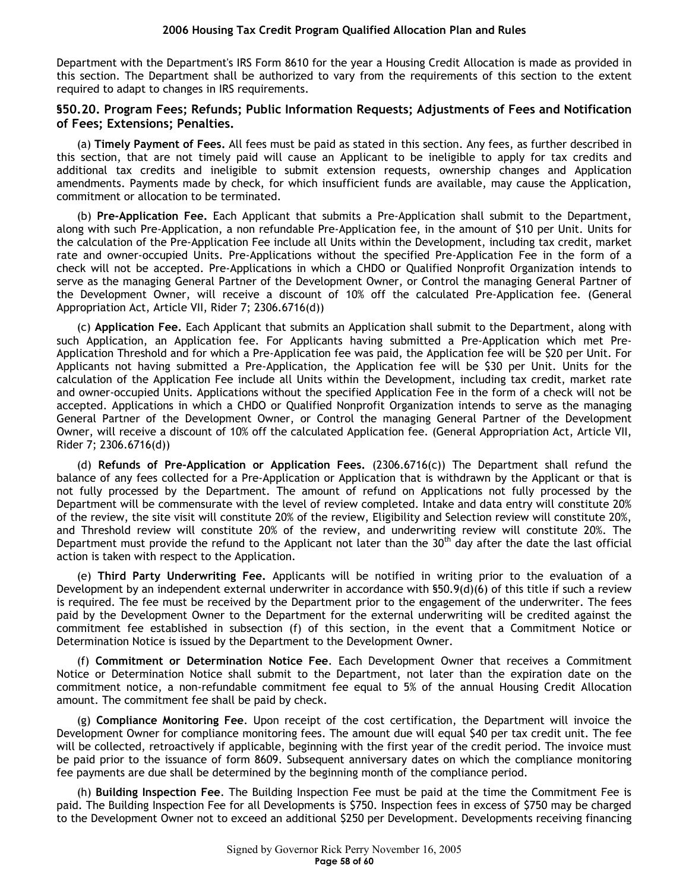Department with the Department's IRS Form 8610 for the year a Housing Credit Allocation is made as provided in this section. The Department shall be authorized to vary from the requirements of this section to the extent required to adapt to changes in IRS requirements.

### §50.20. Program Fees; Refunds; Public Information Requests; Adjustments of Fees and Notification of Fees; Extensions; Penalties.

(a) **Timely Payment of Fees.** All fees must be paid as stated in this section. Any fees, as further described in this section, that are not timely paid will cause an Applicant to be ineligible to apply for tax credits and additional tax credits and ineligible to submit extension requests, ownership changes and Application amendments. Payments made by check, for which insufficient funds are available, may cause the Application, commitment or allocation to be terminated.

(b) **Pre-Application Fee.** Each Applicant that submits a Pre-Application shall submit to the Department, along with such Pre-Application, a non refundable Pre-Application fee, in the amount of $10 per Unit. Units for the calculation of the Pre-Application Fee include all Units within the Development, including tax credit, market rate and owner-occupied Units. Pre-Applications without the specified Pre-Application Fee in the form of a check will not be accepted. Pre-Applications in which a CHDO or Qualified Nonprofit Organization intends to serve as the managing General Partner of the Development Owner, or Control the managing General Partner of the Development Owner, will receive a discount of 10% off the calculated Pre-Application fee. (General Appropriation Act, Article VII, Rider 7; 2306.6716(d))

(c) **Application Fee.** Each Applicant that submits an Application shall submit to the Department, along with such Application, an Application fee. For Applicants having submitted a Pre-Application which met Pre-Application Threshold and for which a Pre-Application fee was paid, the Application fee will be $20 per Unit. For Applicants not having submitted a Pre-Application, the Application fee will be $30 per Unit. Units for the calculation of the Application Fee include all Units within the Development, including tax credit, market rate and owner-occupied Units. Applications without the specified Application Fee in the form of a check will not be accepted. Applications in which a CHDO or Qualified Nonprofit Organization intends to serve as the managing General Partner of the Development Owner, or Control the managing General Partner of the Development Owner, will receive a discount of 10% off the calculated Application fee. (General Appropriation Act, Article VII, Rider 7; 2306.6716(d))

(d) **Refunds of Pre-Application or Application Fees.** (2306.6716(c)) The Department shall refund the balance of any fees collected for a Pre-Application or Application that is withdrawn by the Applicant or that is not fully processed by the Department. The amount of refund on Applications not fully processed by the Department will be commensurate with the level of review completed. Intake and data entry will constitute 20% of the review, the site visit will constitute 20% of the review, Eligibility and Selection review will constitute 20%, and Threshold review will constitute 20% of the review, and underwriting review will constitute 20%. The Department must provide the refund to the Applicant not later than the 30th day after the date the last official action is taken with respect to the Application.

(e) **Third Party Underwriting Fee.** Applicants will be notified in writing prior to the evaluation of a Development by an independent external underwriter in accordance with §50.9(d)(6) of this title if such a review is required. The fee must be received by the Department prior to the engagement of the underwriter. The fees paid by the Development Owner to the Department for the external underwriting will be credited against the commitment fee established in subsection (f) of this section, in the event that a Commitment Notice or Determination Notice is issued by the Department to the Development Owner.

(f) **Commitment or Determination Notice Fee**. Each Development Owner that receives a Commitment Notice or Determination Notice shall submit to the Department, not later than the expiration date on the commitment notice, a non-refundable commitment fee equal to 5% of the annual Housing Credit Allocation amount. The commitment fee shall be paid by check.

(g) **Compliance Monitoring Fee**. Upon receipt of the cost certification, the Department will invoice the Development Owner for compliance monitoring fees. The amount due will equal $40 per tax credit unit. The fee will be collected, retroactively if applicable, beginning with the first year of the credit period. The invoice must be paid prior to the issuance of form 8609. Subsequent anniversary dates on which the compliance monitoring fee payments are due shall be determined by the beginning month of the compliance period.

(h) **Building Inspection Fee**. The Building Inspection Fee must be paid at the time the Commitment Fee is paid. The Building Inspection Fee for all Developments is $750. Inspection fees in excess of $750 may be charged to the Development Owner not to exceed an additional $250 per Development. Developments receiving financing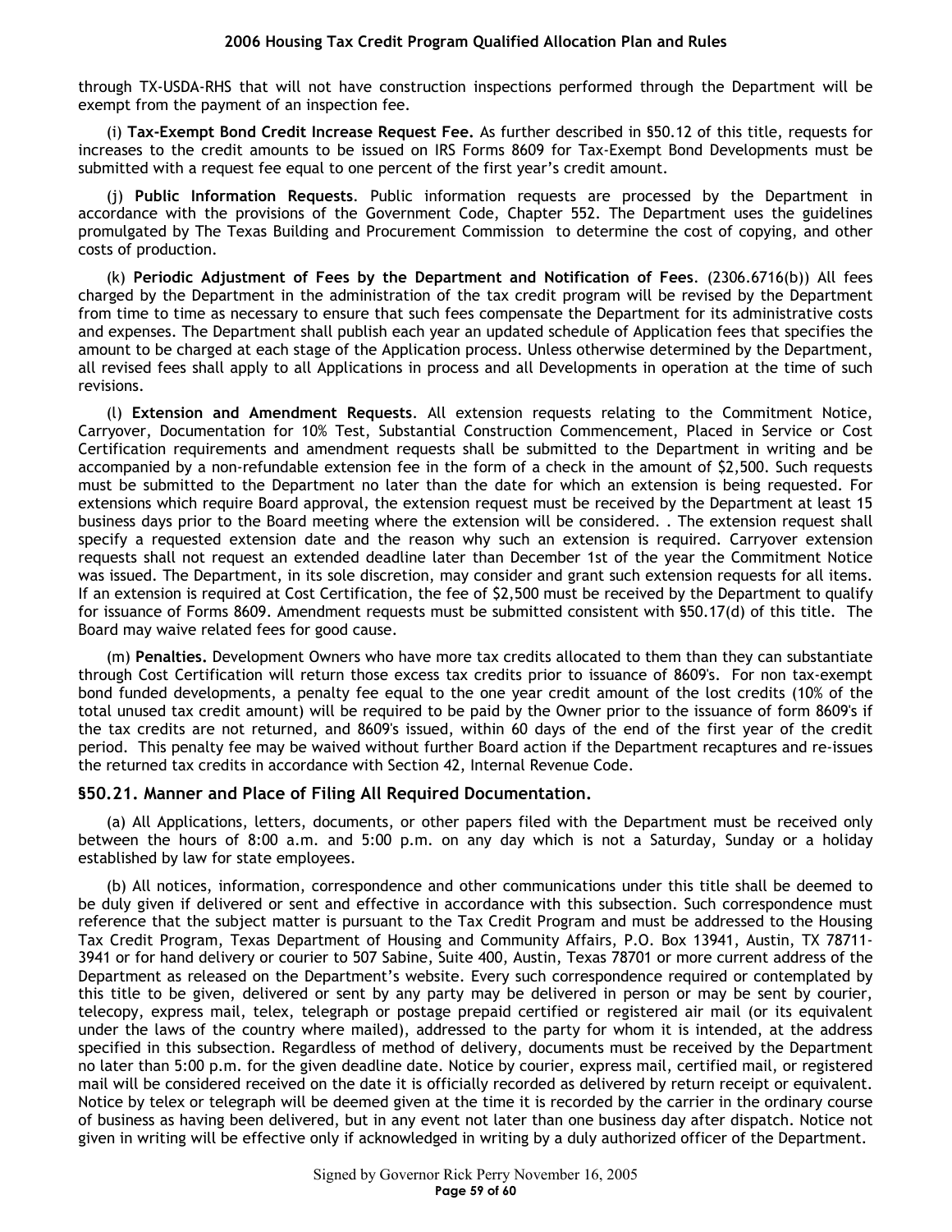through TX-USDA-RHS that will not have construction inspections performed through the Department will be exempt from the payment of an inspection fee.

(i) **Tax-Exempt Bond Credit Increase Request Fee.** As further described in §50.12 of this title, requests for increases to the credit amounts to be issued on IRS Forms 8609 for Tax-Exempt Bond Developments must be submitted with a request fee equal to one percent of the first year's credit amount.

(j) **Public Information Requests**. Public information requests are processed by the Department in accordance with the provisions of the Government Code, Chapter 552. The Department uses the guidelines promulgated by The Texas Building and Procurement Commission to determine the cost of copying, and other costs of production.

(k) **Periodic Adjustment of Fees by the Department and Notification of Fees**. (2306.6716(b)) All fees charged by the Department in the administration of the tax credit program will be revised by the Department from time to time as necessary to ensure that such fees compensate the Department for its administrative costs and expenses. The Department shall publish each year an updated schedule of Application fees that specifies the amount to be charged at each stage of the Application process. Unless otherwise determined by the Department, all revised fees shall apply to all Applications in process and all Developments in operation at the time of such revisions.

(l) **Extension and Amendment Requests**. All extension requests relating to the Commitment Notice, Carryover, Documentation for 10% Test, Substantial Construction Commencement, Placed in Service or Cost Certification requirements and amendment requests shall be submitted to the Department in writing and be accompanied by a non-refundable extension fee in the form of a check in the amount of $2,500. Such requests must be submitted to the Department no later than the date for which an extension is being requested. For extensions which require Board approval, the extension request must be received by the Department at least 15 business days prior to the Board meeting where the extension will be considered. . The extension request shall specify a requested extension date and the reason why such an extension is required. Carryover extension requests shall not request an extended deadline later than December 1st of the year the Commitment Notice was issued. The Department, in its sole discretion, may consider and grant such extension requests for all items. If an extension is required at Cost Certification, the fee of $2,500 must be received by the Department to qualify for issuance of Forms 8609. Amendment requests must be submitted consistent with §50.17(d) of this title. The Board may waive related fees for good cause.

(m) **Penalties.** Development Owners who have more tax credits allocated to them than they can substantiate through Cost Certification will return those excess tax credits prior to issuance of 8609's. For non tax-exempt bond funded developments, a penalty fee equal to the one year credit amount of the lost credits (10% of the total unused tax credit amount) will be required to be paid by the Owner prior to the issuance of form 8609's if the tax credits are not returned, and 8609's issued, within 60 days of the end of the first year of the credit period. This penalty fee may be waived without further Board action if the Department recaptures and re-issues the returned tax credits in accordance with Section 42, Internal Revenue Code.

### §50.21. Manner and Place of Filing All Required Documentation.

(a) All Applications, letters, documents, or other papers filed with the Department must be received only between the hours of 8:00 a.m. and 5:00 p.m. on any day which is not a Saturday, Sunday or a holiday established by law for state employees.

(b) All notices, information, correspondence and other communications under this title shall be deemed to be duly given if delivered or sent and effective in accordance with this subsection. Such correspondence must reference that the subject matter is pursuant to the Tax Credit Program and must be addressed to the Housing Tax Credit Program, Texas Department of Housing and Community Affairs, P.O. Box 13941, Austin, TX 78711-3941 or for hand delivery or courier to 507 Sabine, Suite 400, Austin, Texas 78701 or more current address of the Department as released on the Department's website. Every such correspondence required or contemplated by this title to be given, delivered or sent by any party may be delivered in person or may be sent by courier, telecopy, express mail, telex, telegraph or postage prepaid certified or registered air mail (or its equivalent under the laws of the country where mailed), addressed to the party for whom it is intended, at the address specified in this subsection. Regardless of method of delivery, documents must be received by the Department no later than 5:00 p.m. for the given deadline date. Notice by courier, express mail, certified mail, or registered mail will be considered received on the date it is officially recorded as delivered by return receipt or equivalent. Notice by telex or telegraph will be deemed given at the time it is recorded by the carrier in the ordinary course of business as having been delivered, but in any event not later than one business day after dispatch. Notice not given in writing will be effective only if acknowledged in writing by a duly authorized officer of the Department.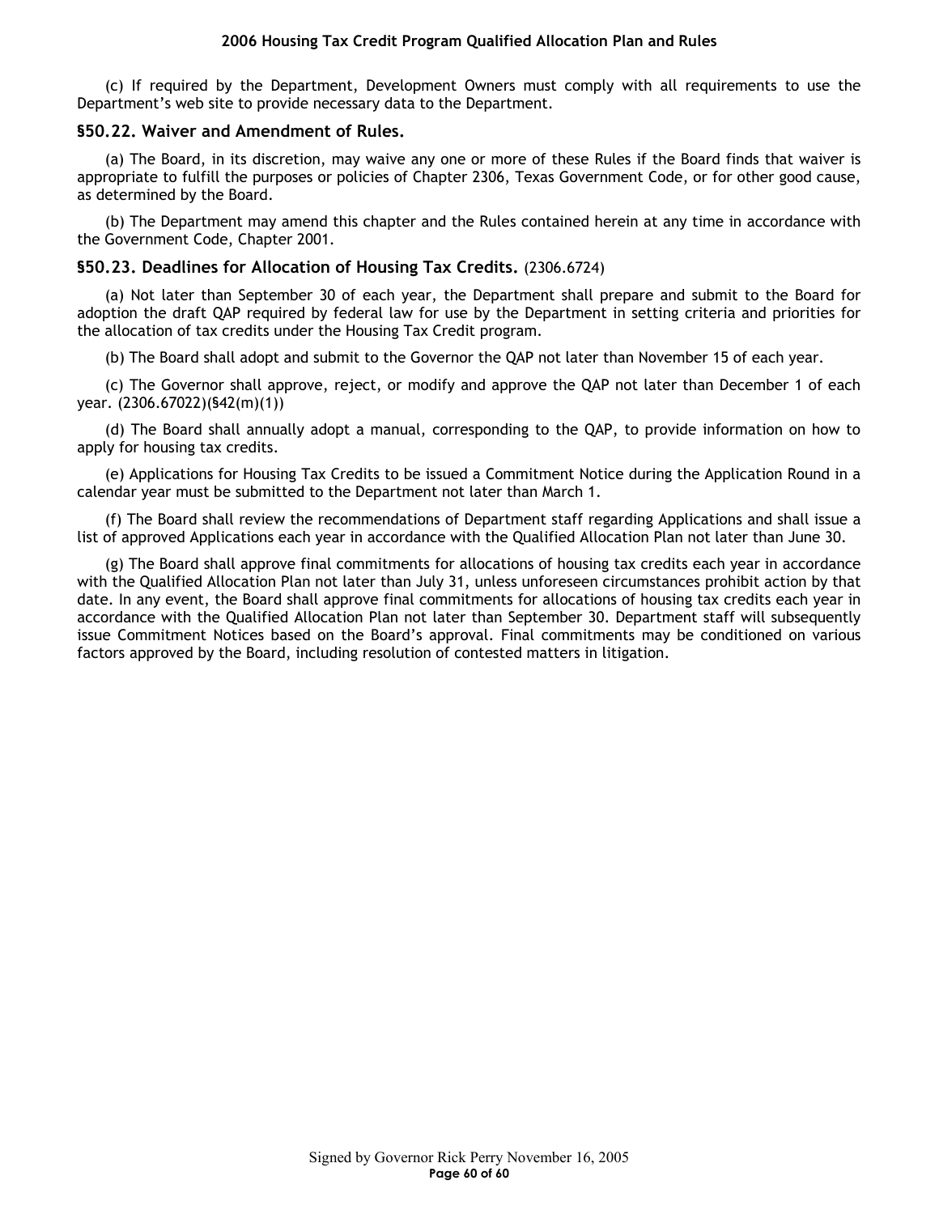(c) If required by the Department, Development Owners must comply with all requirements to use the Department's web site to provide necessary data to the Department.

### §50.22. Waiver and Amendment of Rules.

(a) The Board, in its discretion, may waive any one or more of these Rules if the Board finds that waiver is appropriate to fulfill the purposes or policies of Chapter 2306, Texas Government Code, or for other good cause, as determined by the Board.

(b) The Department may amend this chapter and the Rules contained herein at any time in accordance with the Government Code, Chapter 2001.

### §50.23. Deadlines for Allocation of Housing Tax Credits. (2306.6724)

(a) Not later than September 30 of each year, the Department shall prepare and submit to the Board for adoption the draft QAP required by federal law for use by the Department in setting criteria and priorities for the allocation of tax credits under the Housing Tax Credit program.

(b) The Board shall adopt and submit to the Governor the QAP not later than November 15 of each year.

(c) The Governor shall approve, reject, or modify and approve the QAP not later than December 1 of each year. (2306.67022)(§42(m)(1))

(d) The Board shall annually adopt a manual, corresponding to the QAP, to provide information on how to apply for housing tax credits.

(e) Applications for Housing Tax Credits to be issued a Commitment Notice during the Application Round in a calendar year must be submitted to the Department not later than March 1.

(f) The Board shall review the recommendations of Department staff regarding Applications and shall issue a list of approved Applications each year in accordance with the Qualified Allocation Plan not later than June 30.

(g) The Board shall approve final commitments for allocations of housing tax credits each year in accordance with the Qualified Allocation Plan not later than July 31, unless unforeseen circumstances prohibit action by that date. In any event, the Board shall approve final commitments for allocations of housing tax credits each year in accordance with the Qualified Allocation Plan not later than September 30. Department staff will subsequently issue Commitment Notices based on the Board's approval. Final commitments may be conditioned on various factors approved by the Board, including resolution of contested matters in litigation.

Signed by Governor Rick Perry November 16, 2005